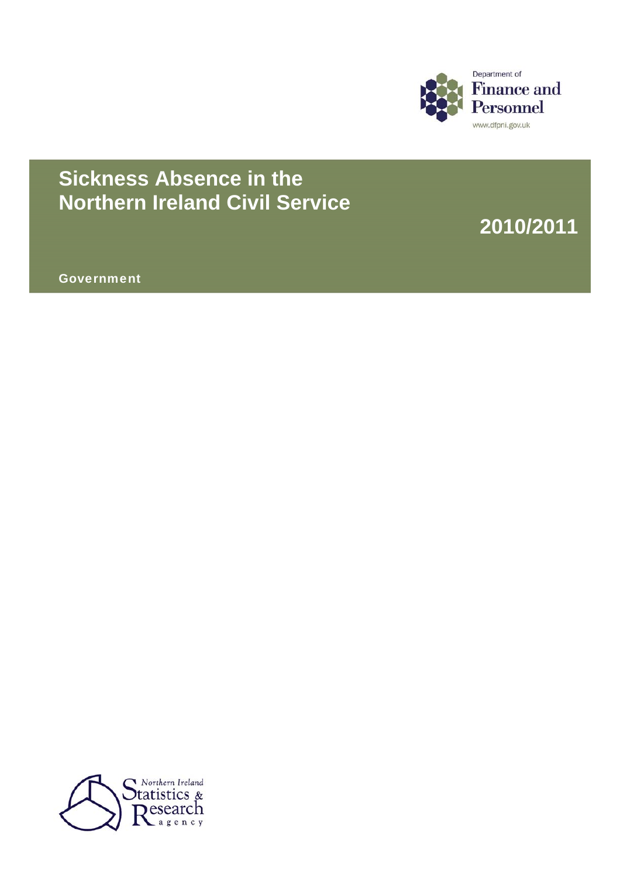Department of
Finance and
Personnel
www.dfpni.gov.uk

# Sickness Absence in the Northern Ireland Civil Service

## 2010/2011

**Government**

Northern Ireland
Statistics &
Research
agency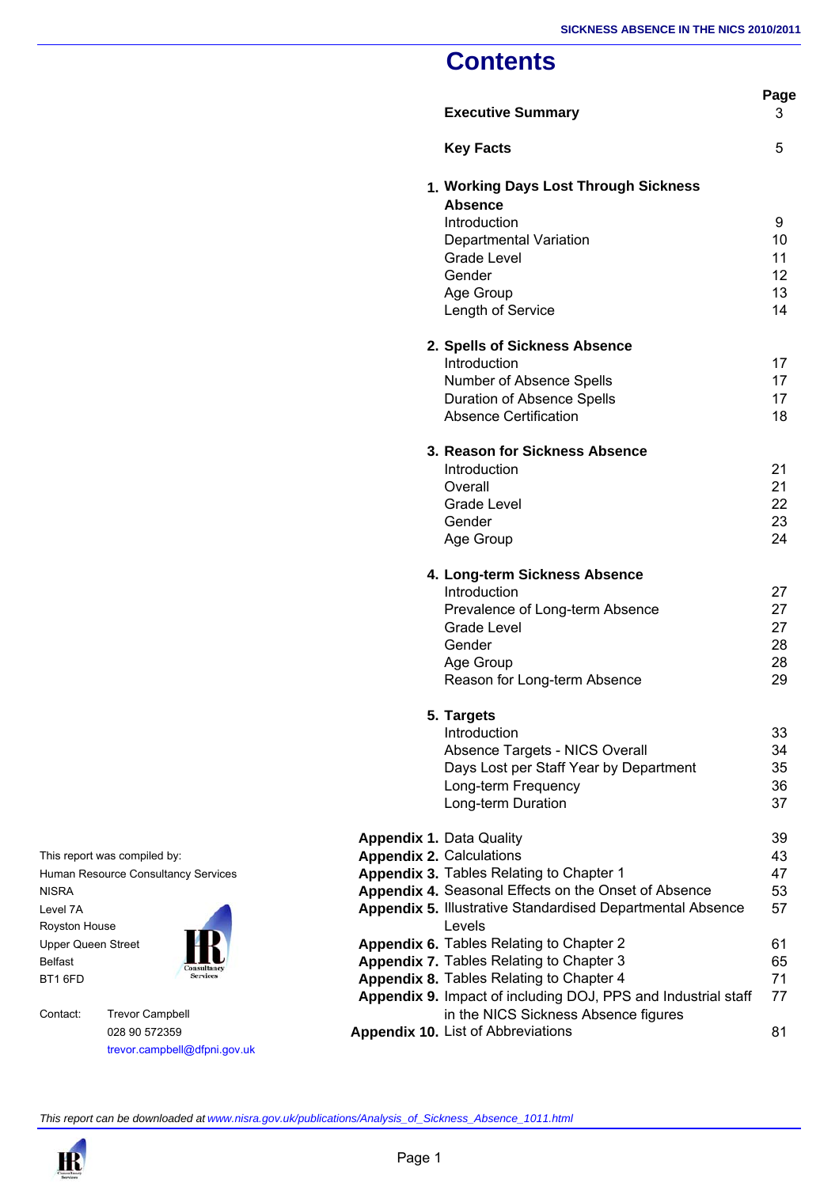# Contents

| | | Page |
|---|---|---|
| | **Executive Summary** | 3 |
| | **Key Facts** | 5 |
| **1.** | **Working Days Lost Through Sickness Absence** | |
| | Introduction | 9 |
| | Departmental Variation | 10 |
| | Grade Level | 11 |
| | Gender | 12 |
| | Age Group | 13 |
| | Length of Service | 14 |
| **2.** | **Spells of Sickness Absence** | |
| | Introduction | 17 |
| | Number of Absence Spells | 17 |
| | Duration of Absence Spells | 17 |
| | Absence Certification | 18 |
| **3.** | **Reason for Sickness Absence** | |
| | Introduction | 21 |
| | Overall | 21 |
| | Grade Level | 22 |
| | Gender | 23 |
| | Age Group | 24 |
| **4.** | **Long-term Sickness Absence** | |
| | Introduction | 27 |
| | Prevalence of Long-term Absence | 27 |
| | Grade Level | 27 |
| | Gender | 28 |
| | Age Group | 28 |
| | Reason for Long-term Absence | 29 |
| **5.** | **Targets** | |
| | Introduction | 33 |
| | Absence Targets - NICS Overall | 34 |
| | Days Lost per Staff Year by Department | 35 |
| | Long-term Frequency | 36 |
| | Long-term Duration | 37 |
| **Appendix 1.** | Data Quality | 39 |
| **Appendix 2.** | Calculations | 43 |
| **Appendix 3.** | Tables Relating to Chapter 1 | 47 |
| **Appendix 4.** | Seasonal Effects on the Onset of Absence | 53 |
| **Appendix 5.** | Illustrative Standardised Departmental Absence Levels | 57 |
| **Appendix 6.** | Tables Relating to Chapter 2 | 61 |
| **Appendix 7.** | Tables Relating to Chapter 3 | 65 |
| **Appendix 8.** | Tables Relating to Chapter 4 | 71 |
| **Appendix 9.** | Impact of including DOJ, PPS and Industrial staff in the NICS Sickness Absence figures | 77 |
| **Appendix 10.** | List of Abbreviations | 81 |

This report was compiled by:
Human Resource Consultancy Services
NISRA
Level 7A
Royston House
Upper Queen Street
Belfast
BT1 6FD

Contact: Trevor Campbell
028 90 572359
trevor.campbell@dfpni.gov.uk

*This report can be downloaded at www.nisra.gov.uk/publications/Analysis_of_Sickness_Absence_1011.html*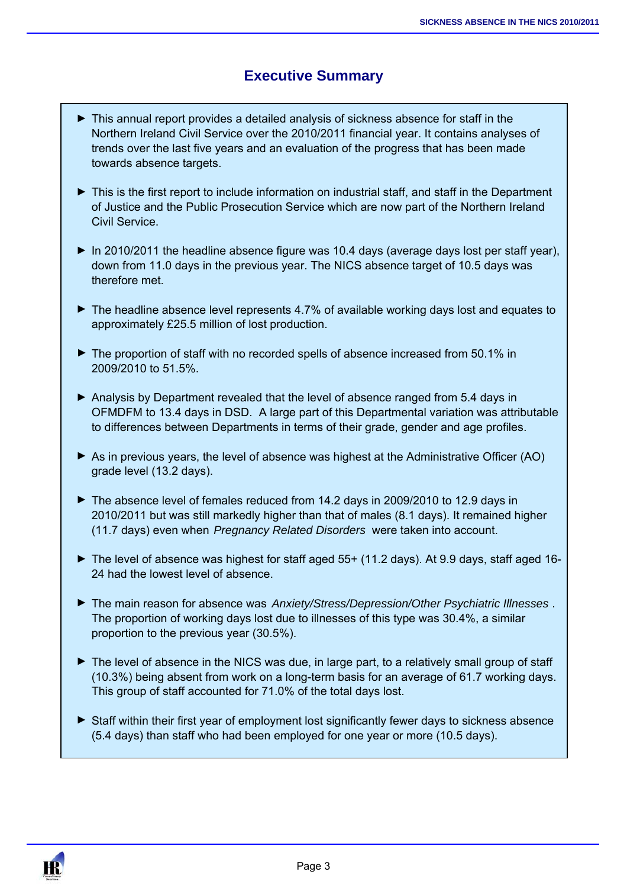# Executive Summary

- This annual report provides a detailed analysis of sickness absence for staff in the Northern Ireland Civil Service over the 2010/2011 financial year. It contains analyses of trends over the last five years and an evaluation of the progress that has been made towards absence targets.

- This is the first report to include information on industrial staff, and staff in the Department of Justice and the Public Prosecution Service which are now part of the Northern Ireland Civil Service.

- In 2010/2011 the headline absence figure was 10.4 days (average days lost per staff year), down from 11.0 days in the previous year. The NICS absence target of 10.5 days was therefore met.

- The headline absence level represents 4.7% of available working days lost and equates to approximately £25.5 million of lost production.

- The proportion of staff with no recorded spells of absence increased from 50.1% in 2009/2010 to 51.5%.

- Analysis by Department revealed that the level of absence ranged from 5.4 days in OFMDFM to 13.4 days in DSD. A large part of this Departmental variation was attributable to differences between Departments in terms of their grade, gender and age profiles.

- As in previous years, the level of absence was highest at the Administrative Officer (AO) grade level (13.2 days).

- The absence level of females reduced from 14.2 days in 2009/2010 to 12.9 days in 2010/2011 but was still markedly higher than that of males (8.1 days). It remained higher (11.7 days) even when *Pregnancy Related Disorders* were taken into account.

- The level of absence was highest for staff aged 55+ (11.2 days). At 9.9 days, staff aged 16-24 had the lowest level of absence.

- The main reason for absence was *Anxiety/Stress/Depression/Other Psychiatric Illnesses*. The proportion of working days lost due to illnesses of this type was 30.4%, a similar proportion to the previous year (30.5%).

- The level of absence in the NICS was due, in large part, to a relatively small group of staff (10.3%) being absent from work on a long-term basis for an average of 61.7 working days. This group of staff accounted for 71.0% of the total days lost.

- Staff within their first year of employment lost significantly fewer days to sickness absence (5.4 days) than staff who had been employed for one year or more (10.5 days).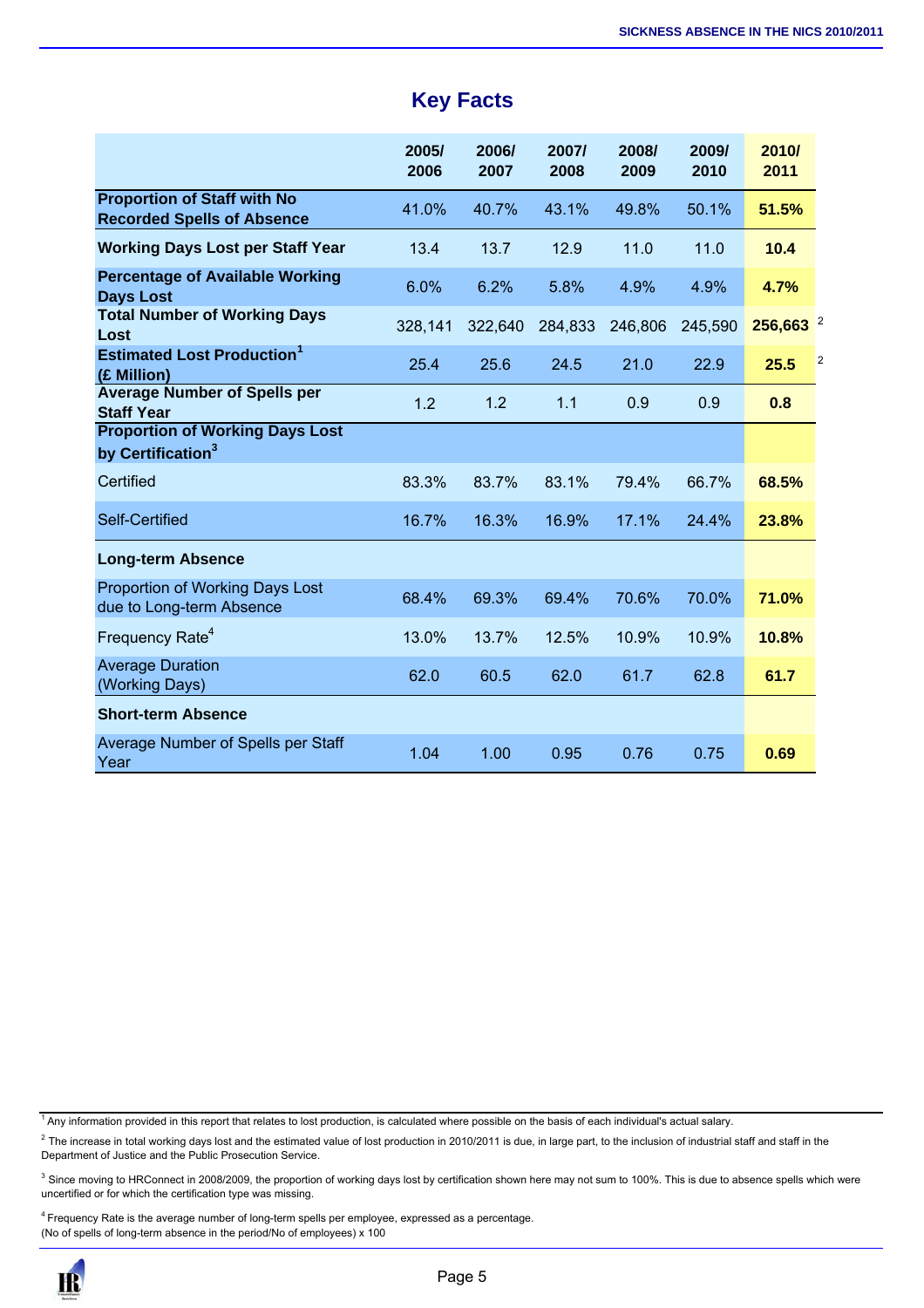# Key Facts

| | 2005/ 2006 | 2006/ 2007 | 2007/ 2008 | 2008/ 2009 | 2009/ 2010 | 2010/ 2011 |
|---|---|---|---|---|---|---|
| **Proportion of Staff with No Recorded Spells of Absence** | 41.0% | 40.7% | 43.1% | 49.8% | 50.1% | **51.5%** |
| **Working Days Lost per Staff Year** | 13.4 | 13.7 | 12.9 | 11.0 | 11.0 | **10.4** |
| **Percentage of Available Working Days Lost** | 6.0% | 6.2% | 5.8% | 4.9% | 4.9% | **4.7%** |
| **Total Number of Working Days Lost** | 328,141 | 322,640 | 284,833 | 246,806 | 245,590 | **256,663** [2] |
| **Estimated Lost Production[1] (£ Million)** | 25.4 | 25.6 | 24.5 | 21.0 | 22.9 | **25.5** [2] |
| **Average Number of Spells per Staff Year** | 1.2 | 1.2 | 1.1 | 0.9 | 0.9 | **0.8** |
| **Proportion of Working Days Lost by Certification[3]** | | | | | | |
| Certified | 83.3% | 83.7% | 83.1% | 79.4% | 66.7% | **68.5%** |
| Self-Certified | 16.7% | 16.3% | 16.9% | 17.1% | 24.4% | **23.8%** |
| **Long-term Absence** | | | | | | |
| Proportion of Working Days Lost due to Long-term Absence | 68.4% | 69.3% | 69.4% | 70.6% | 70.0% | **71.0%** |
| Frequency Rate[4] | 13.0% | 13.7% | 12.5% | 10.9% | 10.9% | **10.8%** |
| Average Duration (Working Days) | 62.0 | 60.5 | 62.0 | 61.7 | 62.8 | **61.7** |
| **Short-term Absence** | | | | | | |
| Average Number of Spells per Staff Year | 1.04 | 1.00 | 0.95 | 0.76 | 0.75 | **0.69** |

[1] Any information provided in this report that relates to lost production, is calculated where possible on the basis of each individual's actual salary.

[2] The increase in total working days lost and the estimated value of lost production in 2010/2011 is due, in large part, to the inclusion of industrial staff and staff in the Department of Justice and the Public Prosecution Service.

[3] Since moving to HRConnect in 2008/2009, the proportion of working days lost by certification shown here may not sum to 100%. This is due to absence spells which were uncertified or for which the certification type was missing.

[4] Frequency Rate is the average number of long-term spells per employee, expressed as a percentage.
(No of spells of long-term absence in the period/No of employees) x 100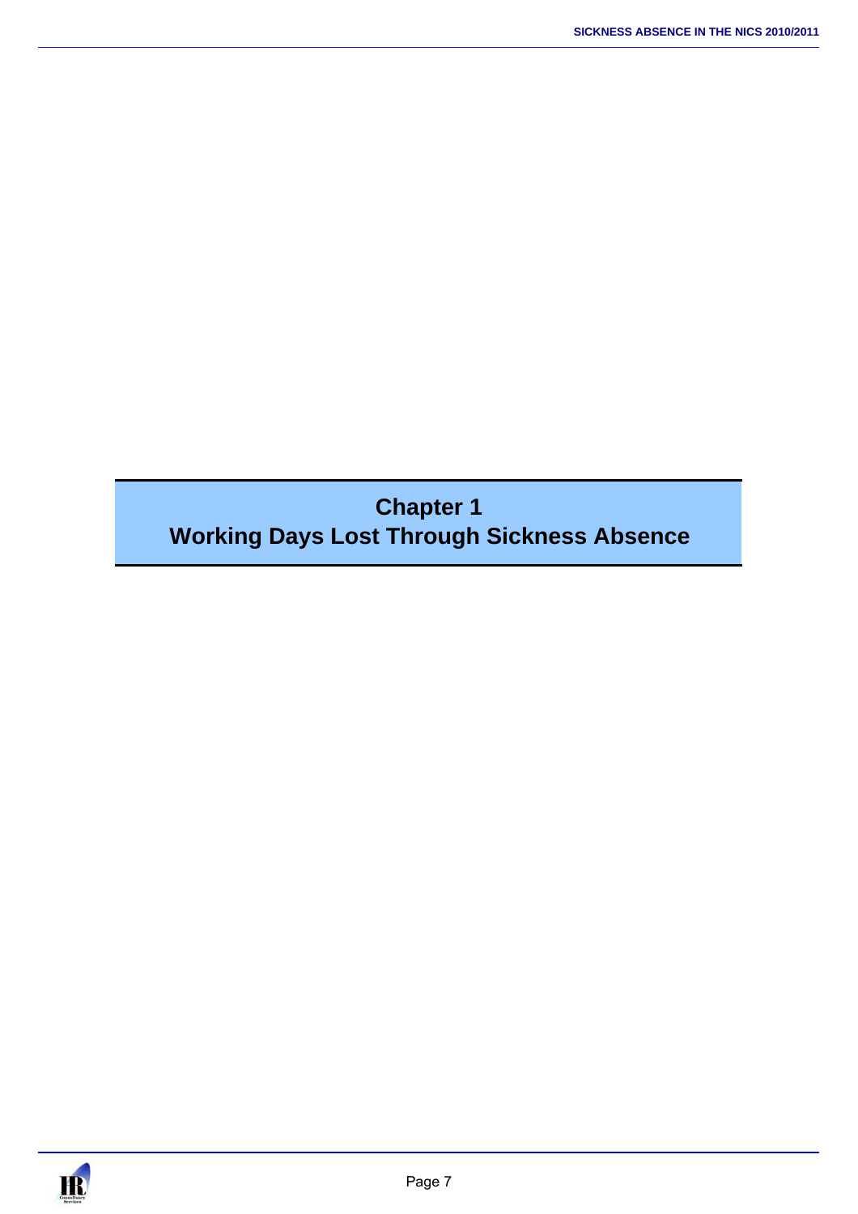# Chapter 1
# Working Days Lost Through Sickness Absence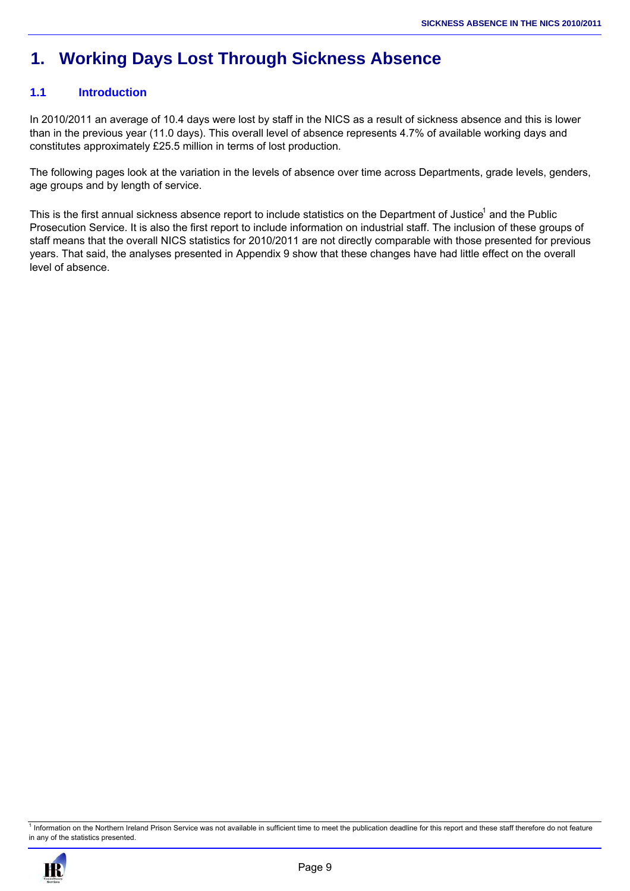# 1. Working Days Lost Through Sickness Absence

## 1.1 Introduction

In 2010/2011 an average of 10.4 days were lost by staff in the NICS as a result of sickness absence and this is lower than in the previous year (11.0 days). This overall level of absence represents 4.7% of available working days and constitutes approximately £25.5 million in terms of lost production.

The following pages look at the variation in the levels of absence over time across Departments, grade levels, genders, age groups and by length of service.

This is the first annual sickness absence report to include statistics on the Department of Justice[1] and the Public Prosecution Service. It is also the first report to include information on industrial staff. The inclusion of these groups of staff means that the overall NICS statistics for 2010/2011 are not directly comparable with those presented for previous years. That said, the analyses presented in Appendix 9 show that these changes have had little effect on the overall level of absence.

[1] Information on the Northern Ireland Prison Service was not available in sufficient time to meet the publication deadline for this report and these staff therefore do not feature in any of the statistics presented.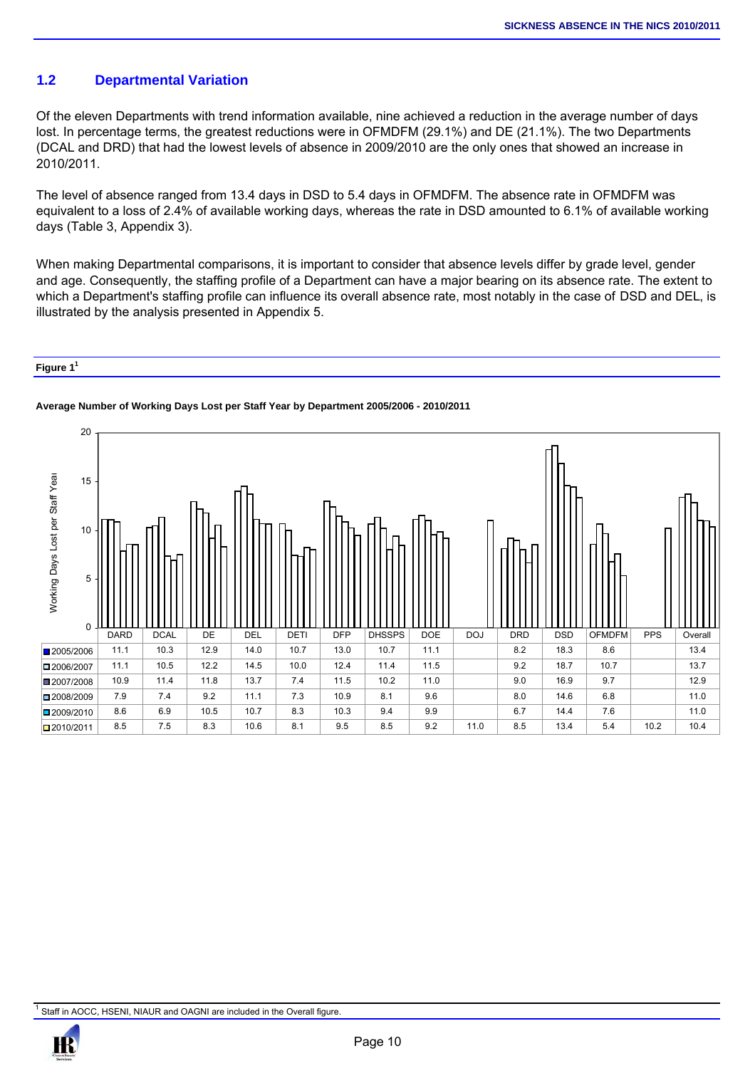## 1.2 Departmental Variation

Of the eleven Departments with trend information available, nine achieved a reduction in the average number of days lost. In percentage terms, the greatest reductions were in OFMDFM (29.1%) and DE (21.1%). The two Departments (DCAL and DRD) that had the lowest levels of absence in 2009/2010 are the only ones that showed an increase in 2010/2011.

The level of absence ranged from 13.4 days in DSD to 5.4 days in OFMDFM. The absence rate in OFMDFM was equivalent to a loss of 2.4% of available working days, whereas the rate in DSD amounted to 6.1% of available working days (Table 3, Appendix 3).

When making Departmental comparisons, it is important to consider that absence levels differ by grade level, gender and age. Consequently, the staffing profile of a Department can have a major bearing on its absence rate. The extent to which a Department's staffing profile can influence its overall absence rate, most notably in the case of DSD and DEL, is illustrated by the analysis presented in Appendix 5.

**Figure 1**[1]

**Average Number of Working Days Lost per Staff Year by Department 2005/2006 - 2010/2011**

| | DARD | DCAL | DE | DEL | DETI | DFP | DHSSPS | DOE | DOJ | DRD | DSD | OFMDFM | PPS | Overall |
|---|---|---|---|---|---|---|---|---|---|---|---|---|---|---|
| 2005/2006 | 11.1 | 10.3 | 12.9 | 14.0 | 10.7 | 13.0 | 10.7 | 11.1 | | 8.2 | 18.3 | 8.6 | | 13.4 |
| 2006/2007 | 11.1 | 10.5 | 12.2 | 14.5 | 10.0 | 12.4 | 11.4 | 11.5 | | 9.2 | 18.7 | 10.7 | | 13.7 |
| 2007/2008 | 10.9 | 11.4 | 11.8 | 13.7 | 7.4 | 11.5 | 10.2 | 11.0 | | 9.0 | 16.9 | 9.7 | | 12.9 |
| 2008/2009 | 7.9 | 7.4 | 9.2 | 11.1 | 7.3 | 10.9 | 8.1 | 9.6 | | 8.0 | 14.6 | 6.8 | | 11.0 |
| 2009/2010 | 8.6 | 6.9 | 10.5 | 10.7 | 8.3 | 10.3 | 9.4 | 9.9 | | 6.7 | 14.4 | 7.6 | | 11.0 |
| 2010/2011 | 8.5 | 7.5 | 8.3 | 10.6 | 8.1 | 9.5 | 8.5 | 9.2 | 11.0 | 8.5 | 13.4 | 5.4 | 10.2 | 10.4 |

[1] Staff in AOCC, HSENI, NIAUR and OAGNI are included in the Overall figure.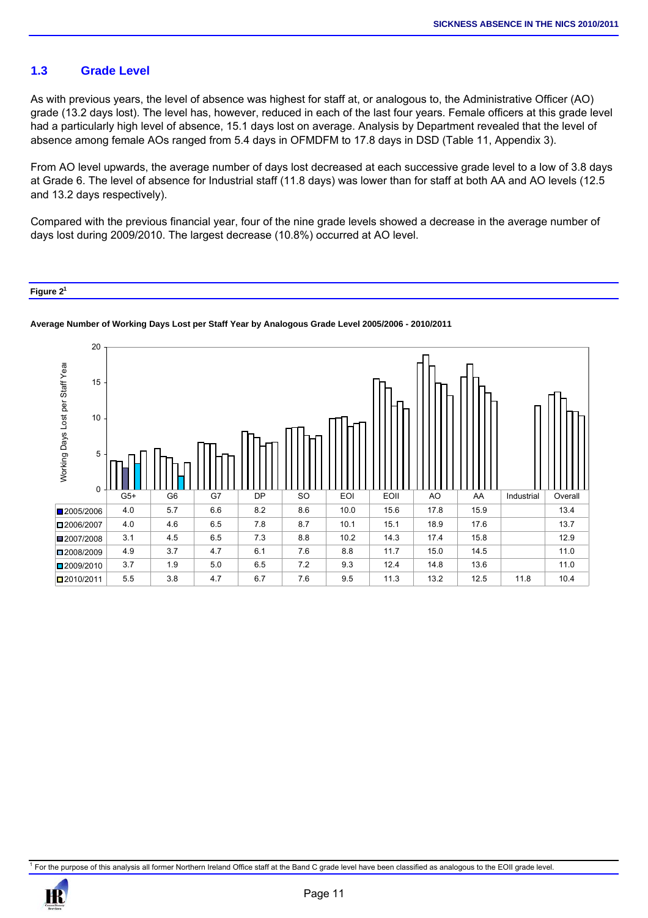## 1.3 Grade Level

As with previous years, the level of absence was highest for staff at, or analogous to, the Administrative Officer (AO) grade (13.2 days lost). The level has, however, reduced in each of the last four years. Female officers at this grade level had a particularly high level of absence, 15.1 days lost on average. Analysis by Department revealed that the level of absence among female AOs ranged from 5.4 days in OFMDFM to 17.8 days in DSD (Table 11, Appendix 3).

From AO level upwards, the average number of days lost decreased at each successive grade level to a low of 3.8 days at Grade 6. The level of absence for Industrial staff (11.8 days) was lower than for staff at both AA and AO levels (12.5 and 13.2 days respectively).

Compared with the previous financial year, four of the nine grade levels showed a decrease in the average number of days lost during 2009/2010. The largest decrease (10.8%) occurred at AO level.

**Figure 2[1]**

**Average Number of Working Days Lost per Staff Year by Analogous Grade Level 2005/2006 - 2010/2011**

| | G5+ | G6 | G7 | DP | SO | EOI | EOII | AO | AA | Industrial | Overall |
|---|---|---|---|---|---|---|---|---|---|---|---|
| 2005/2006 | 4.0 | 5.7 | 6.6 | 8.2 | 8.6 | 10.0 | 15.6 | 17.8 | 15.9 | | 13.4 |
| 2006/2007 | 4.0 | 4.6 | 6.5 | 7.8 | 8.7 | 10.1 | 15.1 | 18.9 | 17.6 | | 13.7 |
| 2007/2008 | 3.1 | 4.5 | 6.5 | 7.3 | 8.8 | 10.2 | 14.3 | 17.4 | 15.8 | | 12.9 |
| 2008/2009 | 4.9 | 3.7 | 4.7 | 6.1 | 7.6 | 8.8 | 11.7 | 15.0 | 14.5 | | 11.0 |
| 2009/2010 | 3.7 | 1.9 | 5.0 | 6.5 | 7.2 | 9.3 | 12.4 | 14.8 | 13.6 | | 11.0 |
| 2010/2011 | 5.5 | 3.8 | 4.7 | 6.7 | 7.6 | 9.5 | 11.3 | 13.2 | 12.5 | 11.8 | 10.4 |

[1] For the purpose of this analysis all former Northern Ireland Office staff at the Band C grade level have been classified as analogous to the EOII grade level.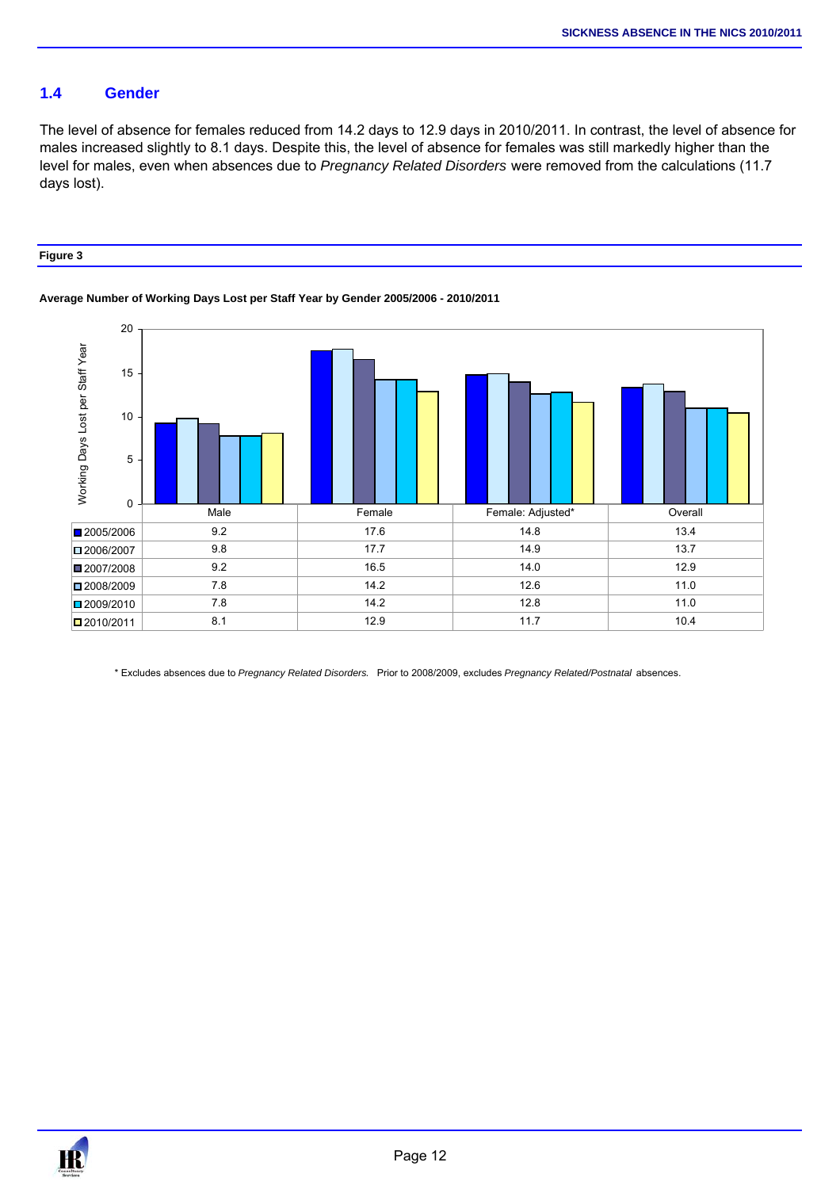## 1.4 Gender

The level of absence for females reduced from 14.2 days to 12.9 days in 2010/2011. In contrast, the level of absence for males increased slightly to 8.1 days. Despite this, the level of absence for females was still markedly higher than the level for males, even when absences due to *Pregnancy Related Disorders* were removed from the calculations (11.7 days lost).

**Figure 3**

**Average Number of Working Days Lost per Staff Year by Gender 2005/2006 - 2010/2011**

| | Male | Female | Female: Adjusted* | Overall |
|---|---|---|---|---|
| 2005/2006 | 9.2 | 17.6 | 14.8 | 13.4 |
| 2006/2007 | 9.8 | 17.7 | 14.9 | 13.7 |
| 2007/2008 | 9.2 | 16.5 | 14.0 | 12.9 |
| 2008/2009 | 7.8 | 14.2 | 12.6 | 11.0 |
| 2009/2010 | 7.8 | 14.2 | 12.8 | 11.0 |
| 2010/2011 | 8.1 | 12.9 | 11.7 | 10.4 |

\* Excludes absences due to *Pregnancy Related Disorders.* Prior to 2008/2009, excludes *Pregnancy Related/Postnatal* absences.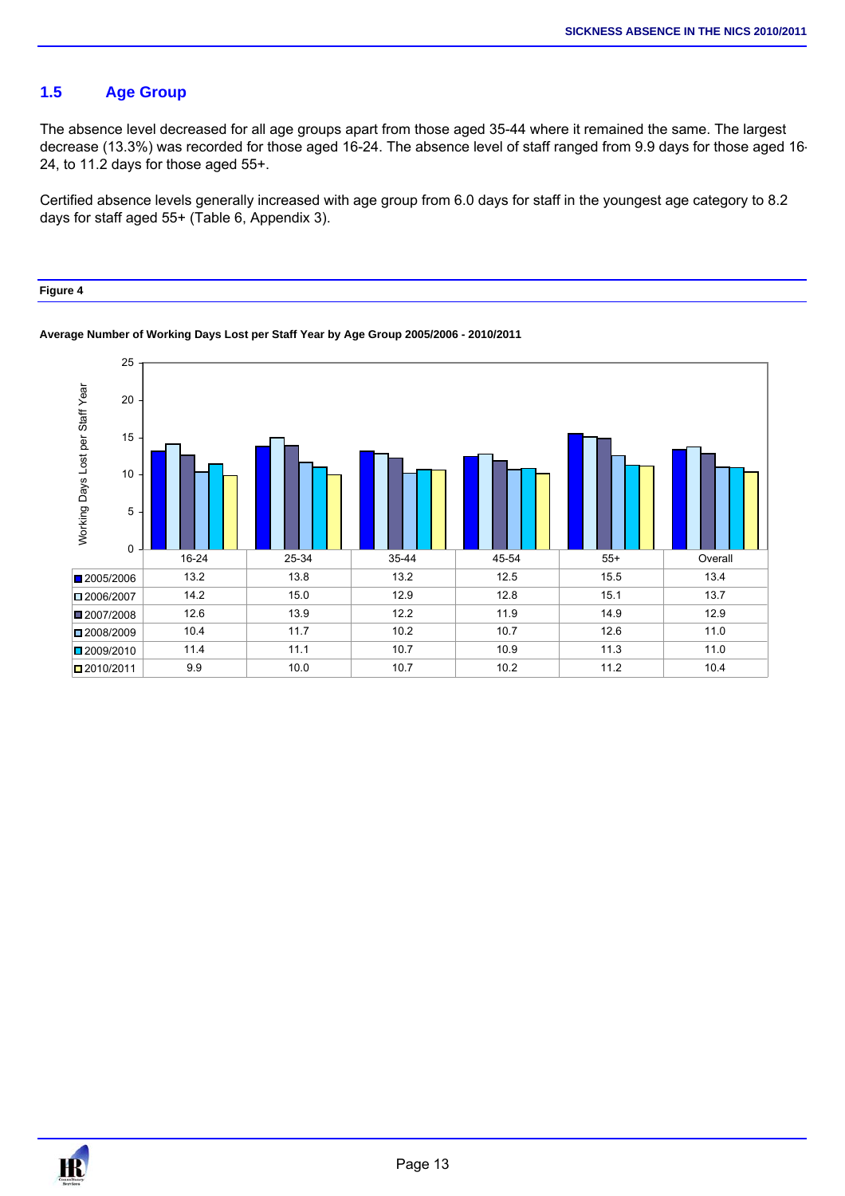## 1.5 Age Group

The absence level decreased for all age groups apart from those aged 35-44 where it remained the same. The largest decrease (13.3%) was recorded for those aged 16-24. The absence level of staff ranged from 9.9 days for those aged 16-24, to 11.2 days for those aged 55+.

Certified absence levels generally increased with age group from 6.0 days for staff in the youngest age category to 8.2 days for staff aged 55+ (Table 6, Appendix 3).

**Figure 4**

**Average Number of Working Days Lost per Staff Year by Age Group 2005/2006 - 2010/2011**

| | 16-24 | 25-34 | 35-44 | 45-54 | 55+ | Overall |
|---|---|---|---|---|---|---|
| 2005/2006 | 13.2 | 13.8 | 13.2 | 12.5 | 15.5 | 13.4 |
| 2006/2007 | 14.2 | 15.0 | 12.9 | 12.8 | 15.1 | 13.7 |
| 2007/2008 | 12.6 | 13.9 | 12.2 | 11.9 | 14.9 | 12.9 |
| 2008/2009 | 10.4 | 11.7 | 10.2 | 10.7 | 12.6 | 11.0 |
| 2009/2010 | 11.4 | 11.1 | 10.7 | 10.9 | 11.3 | 11.0 |
| 2010/2011 | 9.9 | 10.0 | 10.7 | 10.2 | 11.2 | 10.4 |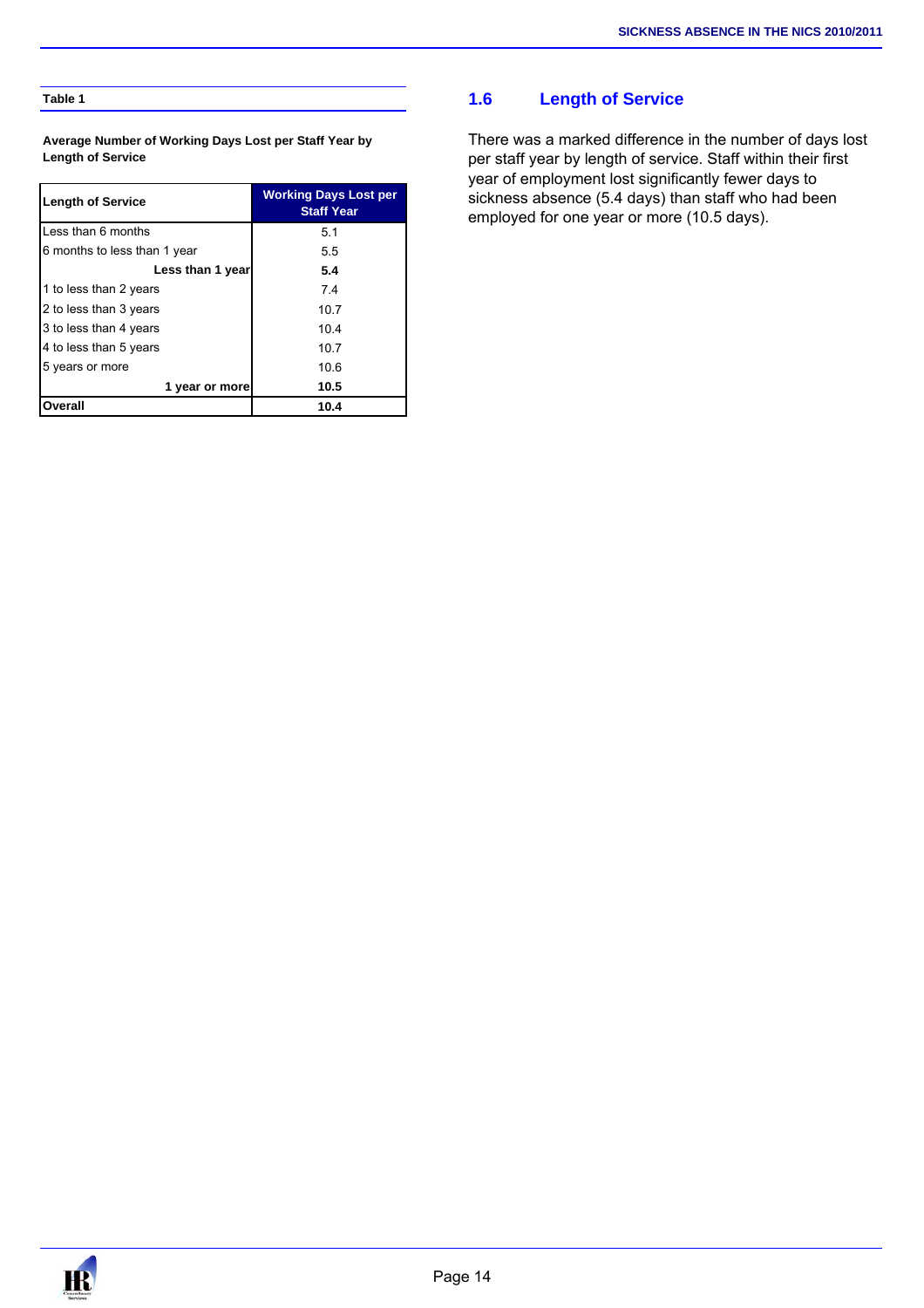**Table 1**

**Average Number of Working Days Lost per Staff Year by Length of Service**

| Length of Service | Working Days Lost per Staff Year |
|---|---|
| Less than 6 months | 5.1 |
| 6 months to less than 1 year | 5.5 |
| **Less than 1 year** | **5.4** |
| 1 to less than 2 years | 7.4 |
| 2 to less than 3 years | 10.7 |
| 3 to less than 4 years | 10.4 |
| 4 to less than 5 years | 10.7 |
| 5 years or more | 10.6 |
| **1 year or more** | **10.5** |
| **Overall** | **10.4** |

## 1.6 Length of Service

There was a marked difference in the number of days lost per staff year by length of service. Staff within their first year of employment lost significantly fewer days to sickness absence (5.4 days) than staff who had been employed for one year or more (10.5 days).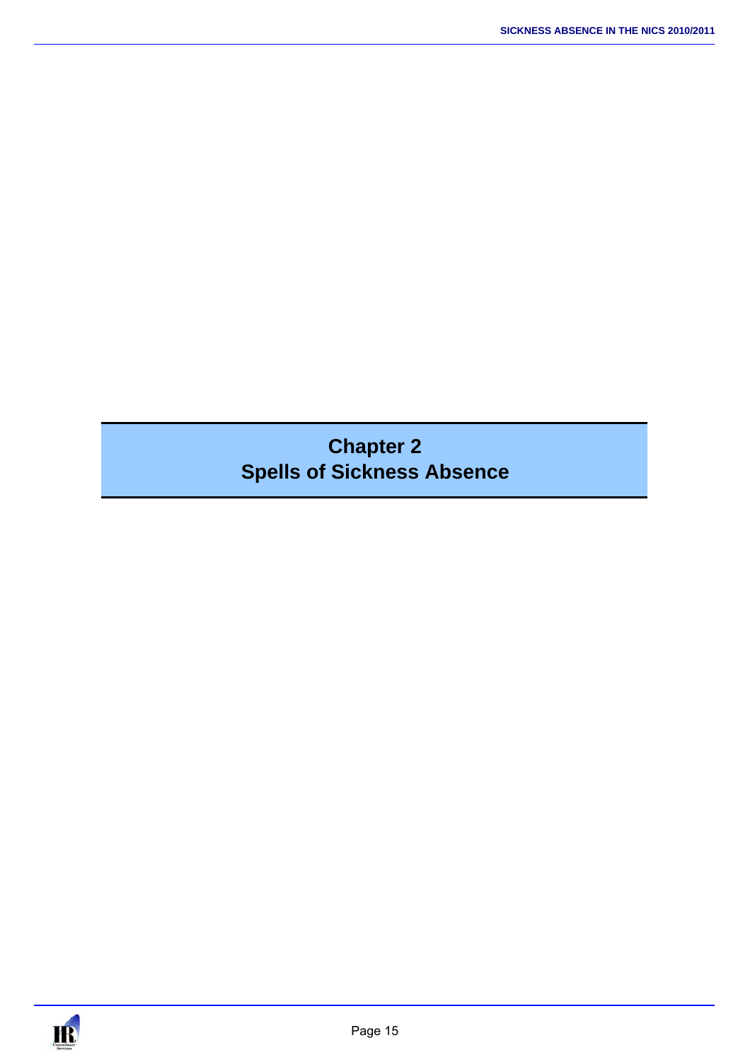# Chapter 2
# Spells of Sickness Absence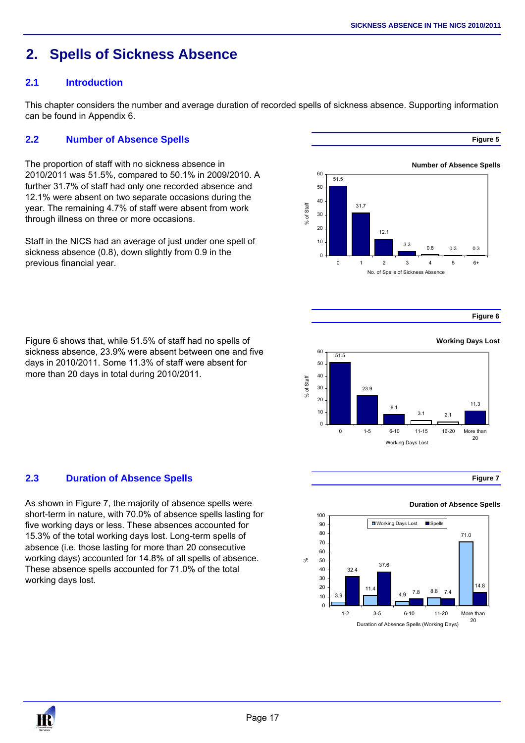# 2. Spells of Sickness Absence

## 2.1 Introduction

This chapter considers the number and average duration of recorded spells of sickness absence. Supporting information can be found in Appendix 6.

## 2.2 Number of Absence Spells

The proportion of staff with no sickness absence in 2010/2011 was 51.5%, compared to 50.1% in 2009/2010. A further 31.7% of staff had only one recorded absence and 12.1% were absent on two separate occasions during the year. The remaining 4.7% of staff were absent from work through illness on three or more occasions.

Staff in the NICS had an average of just under one spell of sickness absence (0.8), down slightly from 0.9 in the previous financial year.

**Figure 5**

**Number of Absence Spells**

| No. of Spells of Sickness Absence | 0 | 1 | 2 | 3 | 4 | 5 | 6+ |
|---|---|---|---|---|---|---|---|
| % of Staff | 51.5 | 31.7 | 12.1 | 3.3 | 0.8 | 0.3 | 0.3 |

Figure 6 shows that, while 51.5% of staff had no spells of sickness absence, 23.9% were absent between one and five days in 2010/2011. Some 11.3% of staff were absent for more than 20 days in total during 2010/2011.

**Figure 6**

**Working Days Lost**

| Working Days Lost | 0 | 1-5 | 6-10 | 11-15 | 16-20 | More than 20 |
|---|---|---|---|---|---|---|
| % of Staff | 51.5 | 23.9 | 8.1 | 3.1 | 2.1 | 11.3 |

## 2.3 Duration of Absence Spells

As shown in Figure 7, the majority of absence spells were short-term in nature, with 70.0% of absence spells lasting for five working days or less. These absences accounted for 15.3% of the total working days lost. Long-term spells of absence (i.e. those lasting for more than 20 consecutive working days) accounted for 14.8% of all spells of absence. These absence spells accounted for 71.0% of the total working days lost.

**Figure 7**

**Duration of Absence Spells**

| Duration of Absence Spells (Working Days) | 1-2 | 3-5 | 6-10 | 11-20 | More than 20 |
|---|---|---|---|---|---|
| Working Days Lost (%) | 3.9 | 11.4 | 4.9 | 8.8 | 71.0 |
| Spells (%) | 32.4 | 37.6 | 7.8 | 7.4 | 14.8 |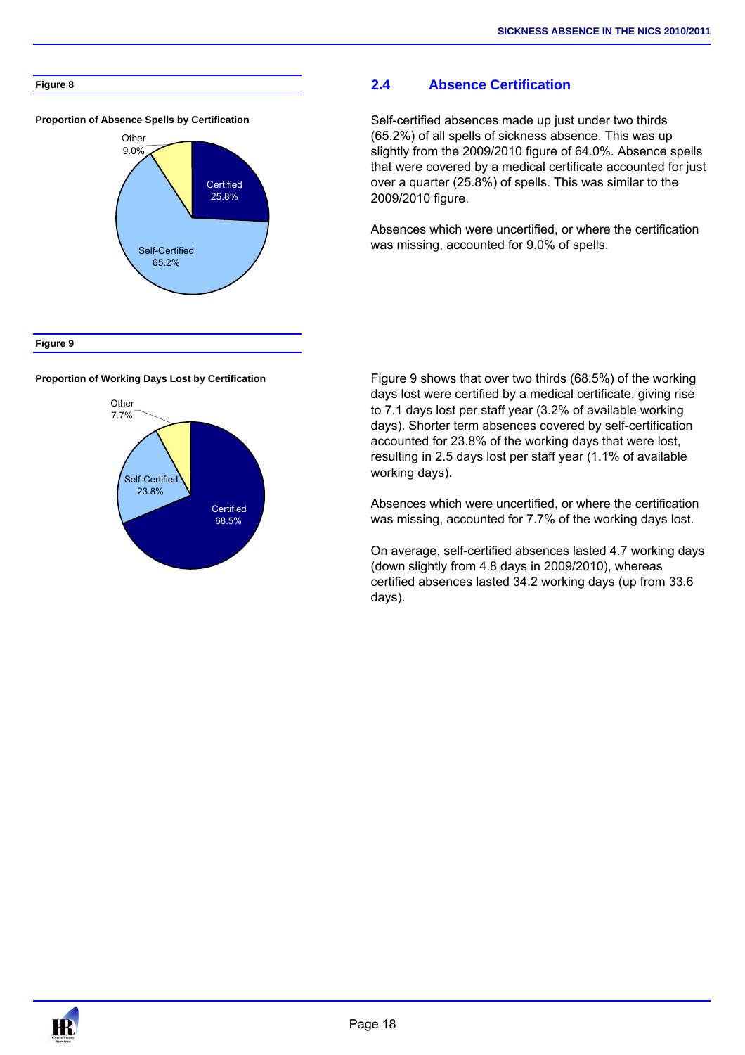**Figure 8**

**Proportion of Absence Spells by Certification**

Other 9.0%

Certified 25.8%

Self-Certified 65.2%

## 2.4 Absence Certification

Self-certified absences made up just under two thirds (65.2%) of all spells of sickness absence. This was up slightly from the 2009/2010 figure of 64.0%. Absence spells that were covered by a medical certificate accounted for just over a quarter (25.8%) of spells. This was similar to the 2009/2010 figure.

Absences which were uncertified, or where the certification was missing, accounted for 9.0% of spells.

**Figure 9**

**Proportion of Working Days Lost by Certification**

Other 7.7%

Self-Certified 23.8%

Certified 68.5%

Figure 9 shows that over two thirds (68.5%) of the working days lost were certified by a medical certificate, giving rise to 7.1 days lost per staff year (3.2% of available working days). Shorter term absences covered by self-certification accounted for 23.8% of the working days that were lost, resulting in 2.5 days lost per staff year (1.1% of available working days).

Absences which were uncertified, or where the certification was missing, accounted for 7.7% of the working days lost.

On average, self-certified absences lasted 4.7 working days (down slightly from 4.8 days in 2009/2010), whereas certified absences lasted 34.2 working days (up from 33.6 days).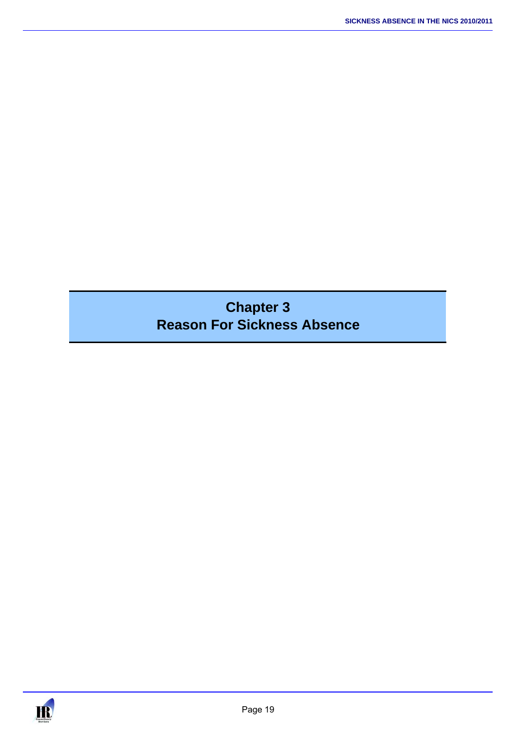# Chapter 3
# Reason For Sickness Absence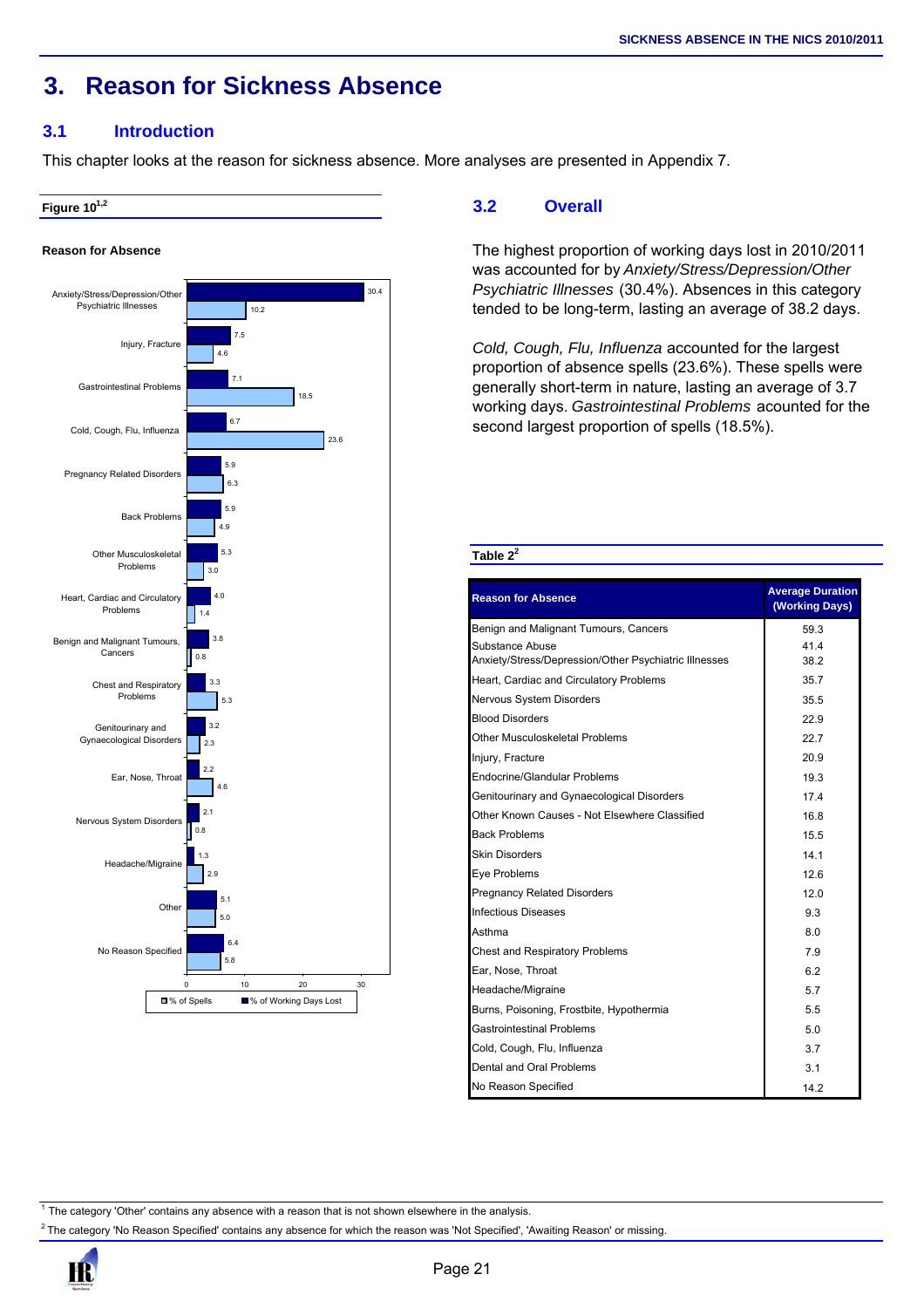# 3. Reason for Sickness Absence

## 3.1 Introduction

This chapter looks at the reason for sickness absence. More analyses are presented in Appendix 7.

**Figure 10**[1,2]

**Reason for Absence**

| Reason for Absence | % of Working Days Lost | % of Spells |
|---|---|---|
| Anxiety/Stress/Depression/Other Psychiatric Illnesses | 30.4 | 10.2 |
| Injury, Fracture | 7.5 | 4.6 |
| Gastrointestinal Problems | 7.1 | 18.5 |
| Cold, Cough, Flu, Influenza | 6.7 | 23.6 |
| Pregnancy Related Disorders | 5.9 | 6.3 |
| Back Problems | 5.9 | 4.9 |
| Other Musculoskeletal Problems | 5.3 | 3.0 |
| Heart, Cardiac and Circulatory Problems | 4.0 | 1.4 |
| Benign and Malignant Tumours, Cancers | 3.8 | 0.8 |
| Chest and Respiratory Problems | 3.3 | 5.3 |
| Genitourinary and Gynaecological Disorders | 3.2 | 2.3 |
| Ear, Nose, Throat | 2.2 | 4.6 |
| Nervous System Disorders | 2.1 | 0.8 |
| Headache/Migraine | 1.3 | 2.9 |
| Other | 5.1 | 5.0 |
| No Reason Specified | 6.4 | 5.8 |

## 3.2 Overall

The highest proportion of working days lost in 2010/2011 was accounted for by *Anxiety/Stress/Depression/Other Psychiatric Illnesses* (30.4%). Absences in this category tended to be long-term, lasting an average of 38.2 days.

*Cold, Cough, Flu, Influenza* accounted for the largest proportion of absence spells (23.6%). These spells were generally short-term in nature, lasting an average of 3.7 working days. *Gastrointestinal Problems* acounted for the second largest proportion of spells (18.5%).

**Table 2**[2]

| Reason for Absence | Average Duration (Working Days) |
|---|---|
| Benign and Malignant Tumours, Cancers | 59.3 |
| Substance Abuse | 41.4 |
| Anxiety/Stress/Depression/Other Psychiatric Illnesses | 38.2 |
| Heart, Cardiac and Circulatory Problems | 35.7 |
| Nervous System Disorders | 35.5 |
| Blood Disorders | 22.9 |
| Other Musculoskeletal Problems | 22.7 |
| Injury, Fracture | 20.9 |
| Endocrine/Glandular Problems | 19.3 |
| Genitourinary and Gynaecological Disorders | 17.4 |
| Other Known Causes - Not Elsewhere Classified | 16.8 |
| Back Problems | 15.5 |
| Skin Disorders | 14.1 |
| Eye Problems | 12.6 |
| Pregnancy Related Disorders | 12.0 |
| Infectious Diseases | 9.3 |
| Asthma | 8.0 |
| Chest and Respiratory Problems | 7.9 |
| Ear, Nose, Throat | 6.2 |
| Headache/Migraine | 5.7 |
| Burns, Poisoning, Frostbite, Hypothermia | 5.5 |
| Gastrointestinal Problems | 5.0 |
| Cold, Cough, Flu, Influenza | 3.7 |
| Dental and Oral Problems | 3.1 |
| No Reason Specified | 14.2 |

[1] The category 'Other' contains any absence with a reason that is not shown elsewhere in the analysis.

[2] The category 'No Reason Specified' contains any absence for which the reason was 'Not Specified', 'Awaiting Reason' or missing.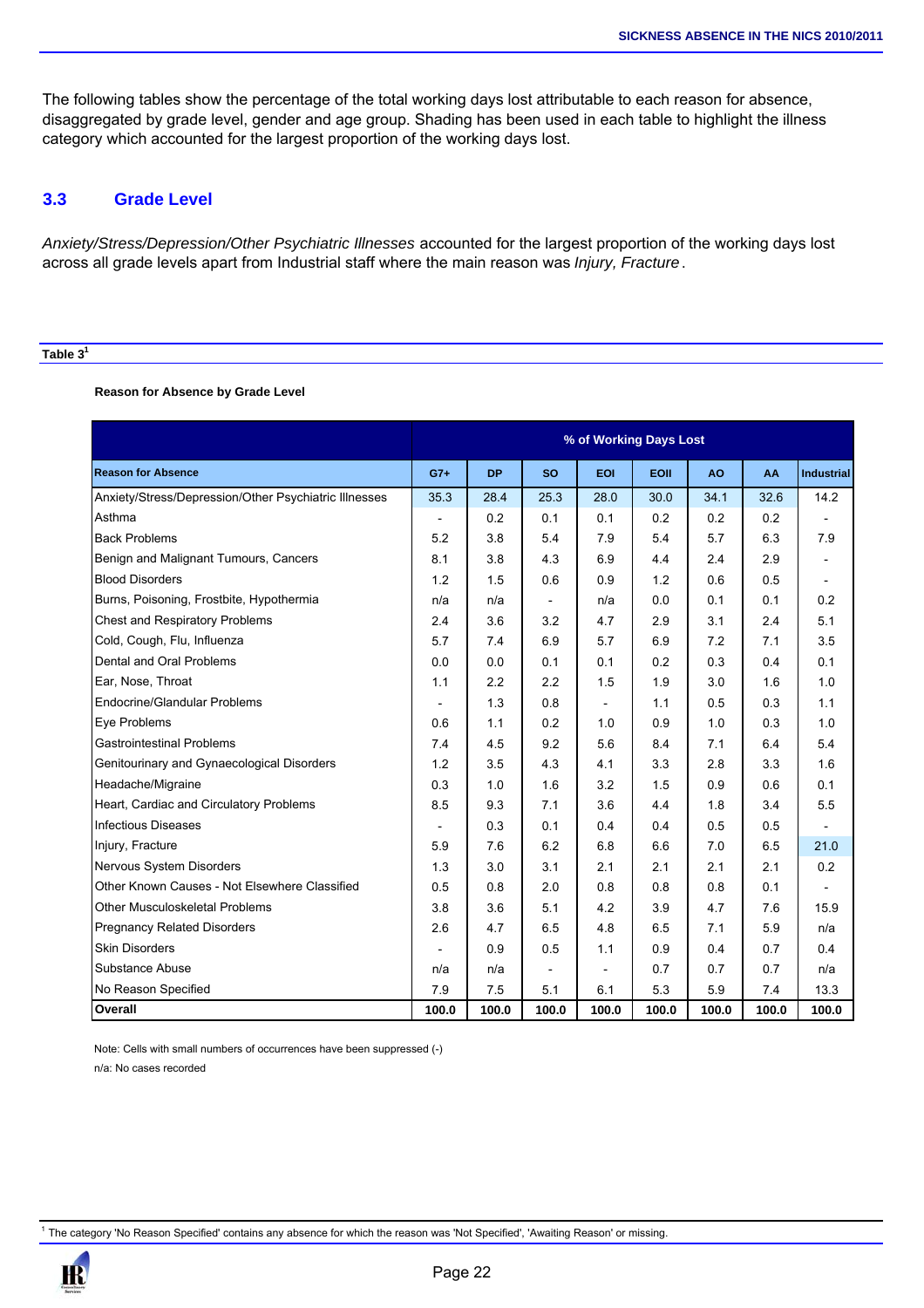The following tables show the percentage of the total working days lost attributable to each reason for absence, disaggregated by grade level, gender and age group. Shading has been used in each table to highlight the illness category which accounted for the largest proportion of the working days lost.

## 3.3 Grade Level

*Anxiety/Stress/Depression/Other Psychiatric Illnesses* accounted for the largest proportion of the working days lost across all grade levels apart from Industrial staff where the main reason was *Injury, Fracture*.

**Table 3**[1]

**Reason for Absence by Grade Level**

| | % of Working Days Lost | | | | | | | |
|---|---|---|---|---|---|---|---|---|
| **Reason for Absence** | **G7+** | **DP** | **SO** | **EOI** | **EOII** | **AO** | **AA** | **Industrial** |
| Anxiety/Stress/Depression/Other Psychiatric Illnesses | 35.3 | 28.4 | 25.3 | 28.0 | 30.0 | 34.1 | 32.6 | 14.2 |
| Asthma | - | 0.2 | 0.1 | 0.1 | 0.2 | 0.2 | 0.2 | - |
| Back Problems | 5.2 | 3.8 | 5.4 | 7.9 | 5.4 | 5.7 | 6.3 | 7.9 |
| Benign and Malignant Tumours, Cancers | 8.1 | 3.8 | 4.3 | 6.9 | 4.4 | 2.4 | 2.9 | - |
| Blood Disorders | 1.2 | 1.5 | 0.6 | 0.9 | 1.2 | 0.6 | 0.5 | - |
| Burns, Poisoning, Frostbite, Hypothermia | n/a | n/a | - | n/a | 0.0 | 0.1 | 0.1 | 0.2 |
| Chest and Respiratory Problems | 2.4 | 3.6 | 3.2 | 4.7 | 2.9 | 3.1 | 2.4 | 5.1 |
| Cold, Cough, Flu, Influenza | 5.7 | 7.4 | 6.9 | 5.7 | 6.9 | 7.2 | 7.1 | 3.5 |
| Dental and Oral Problems | 0.0 | 0.0 | 0.1 | 0.1 | 0.2 | 0.3 | 0.4 | 0.1 |
| Ear, Nose, Throat | 1.1 | 2.2 | 2.2 | 1.5 | 1.9 | 3.0 | 1.6 | 1.0 |
| Endocrine/Glandular Problems | - | 1.3 | 0.8 | - | 1.1 | 0.5 | 0.3 | 1.1 |
| Eye Problems | 0.6 | 1.1 | 0.2 | 1.0 | 0.9 | 1.0 | 0.3 | 1.0 |
| Gastrointestinal Problems | 7.4 | 4.5 | 9.2 | 5.6 | 8.4 | 7.1 | 6.4 | 5.4 |
| Genitourinary and Gynaecological Disorders | 1.2 | 3.5 | 4.3 | 4.1 | 3.3 | 2.8 | 3.3 | 1.6 |
| Headache/Migraine | 0.3 | 1.0 | 1.6 | 3.2 | 1.5 | 0.9 | 0.6 | 0.1 |
| Heart, Cardiac and Circulatory Problems | 8.5 | 9.3 | 7.1 | 3.6 | 4.4 | 1.8 | 3.4 | 5.5 |
| Infectious Diseases | - | 0.3 | 0.1 | 0.4 | 0.4 | 0.5 | 0.5 | - |
| Injury, Fracture | 5.9 | 7.6 | 6.2 | 6.8 | 6.6 | 7.0 | 6.5 | 21.0 |
| Nervous System Disorders | 1.3 | 3.0 | 3.1 | 2.1 | 2.1 | 2.1 | 2.1 | 0.2 |
| Other Known Causes - Not Elsewhere Classified | 0.5 | 0.8 | 2.0 | 0.8 | 0.8 | 0.8 | 0.1 | - |
| Other Musculoskeletal Problems | 3.8 | 3.6 | 5.1 | 4.2 | 3.9 | 4.7 | 7.6 | 15.9 |
| Pregnancy Related Disorders | 2.6 | 4.7 | 6.5 | 4.8 | 6.5 | 7.1 | 5.9 | n/a |
| Skin Disorders | - | 0.9 | 0.5 | 1.1 | 0.9 | 0.4 | 0.7 | 0.4 |
| Substance Abuse | n/a | n/a | - | - | 0.7 | 0.7 | 0.7 | n/a |
| No Reason Specified | 7.9 | 7.5 | 5.1 | 6.1 | 5.3 | 5.9 | 7.4 | 13.3 |
| **Overall** | **100.0** | **100.0** | **100.0** | **100.0** | **100.0** | **100.0** | **100.0** | **100.0** |

Note: Cells with small numbers of occurrences have been suppressed (-)

n/a: No cases recorded

[1] The category 'No Reason Specified' contains any absence for which the reason was 'Not Specified', 'Awaiting Reason' or missing.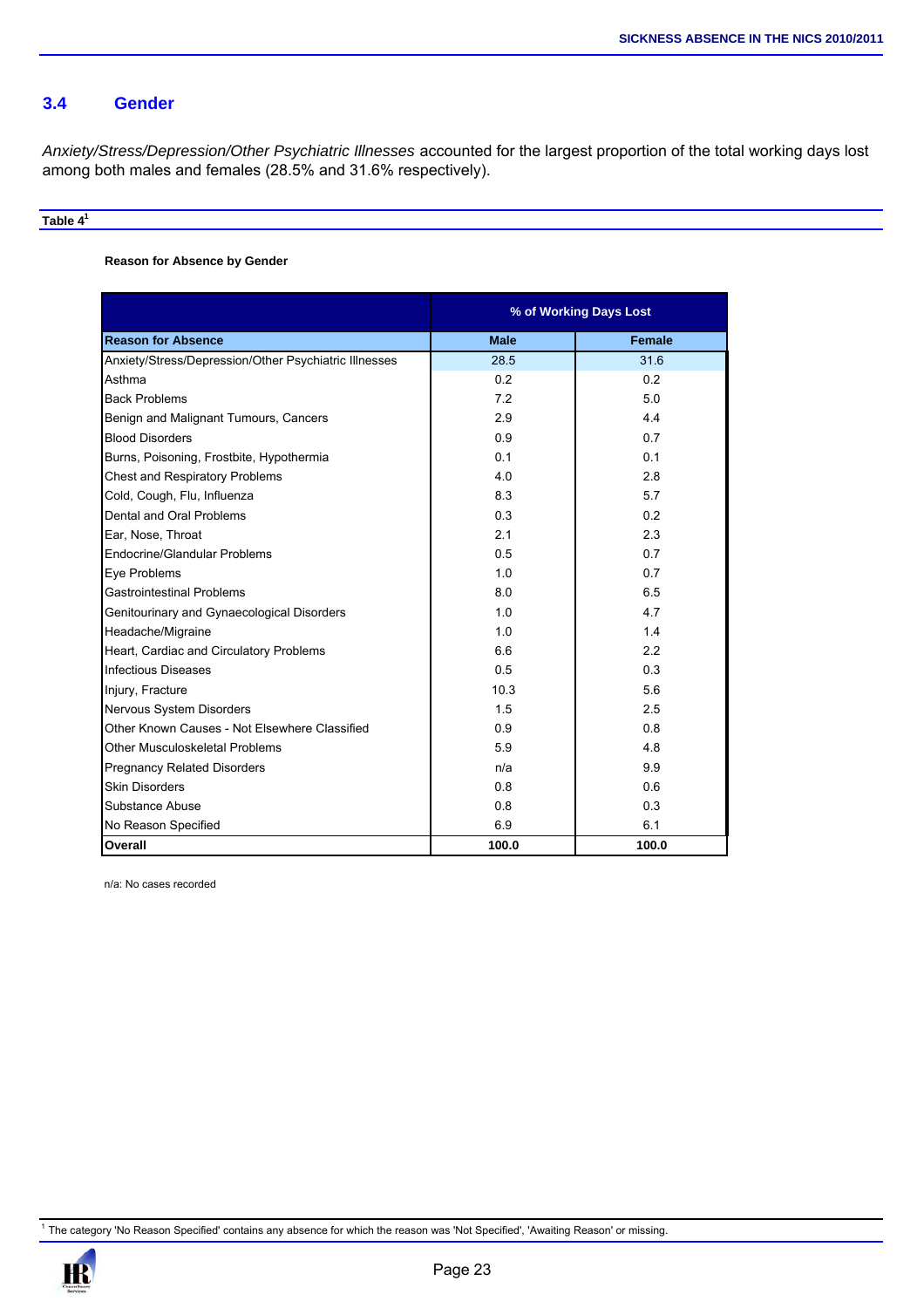## 3.4 Gender

*Anxiety/Stress/Depression/Other Psychiatric Illnesses* accounted for the largest proportion of the total working days lost among both males and females (28.5% and 31.6% respectively).

**Table 4**[1]

**Reason for Absence by Gender**

| | % of Working Days Lost | |
|---|---|---|
| **Reason for Absence** | **Male** | **Female** |
| Anxiety/Stress/Depression/Other Psychiatric Illnesses | 28.5 | 31.6 |
| Asthma | 0.2 | 0.2 |
| Back Problems | 7.2 | 5.0 |
| Benign and Malignant Tumours, Cancers | 2.9 | 4.4 |
| Blood Disorders | 0.9 | 0.7 |
| Burns, Poisoning, Frostbite, Hypothermia | 0.1 | 0.1 |
| Chest and Respiratory Problems | 4.0 | 2.8 |
| Cold, Cough, Flu, Influenza | 8.3 | 5.7 |
| Dental and Oral Problems | 0.3 | 0.2 |
| Ear, Nose, Throat | 2.1 | 2.3 |
| Endocrine/Glandular Problems | 0.5 | 0.7 |
| Eye Problems | 1.0 | 0.7 |
| Gastrointestinal Problems | 8.0 | 6.5 |
| Genitourinary and Gynaecological Disorders | 1.0 | 4.7 |
| Headache/Migraine | 1.0 | 1.4 |
| Heart, Cardiac and Circulatory Problems | 6.6 | 2.2 |
| Infectious Diseases | 0.5 | 0.3 |
| Injury, Fracture | 10.3 | 5.6 |
| Nervous System Disorders | 1.5 | 2.5 |
| Other Known Causes - Not Elsewhere Classified | 0.9 | 0.8 |
| Other Musculoskeletal Problems | 5.9 | 4.8 |
| Pregnancy Related Disorders | n/a | 9.9 |
| Skin Disorders | 0.8 | 0.6 |
| Substance Abuse | 0.8 | 0.3 |
| No Reason Specified | 6.9 | 6.1 |
| **Overall** | **100.0** | **100.0** |

n/a: No cases recorded

[1] The category 'No Reason Specified' contains any absence for which the reason was 'Not Specified', 'Awaiting Reason' or missing.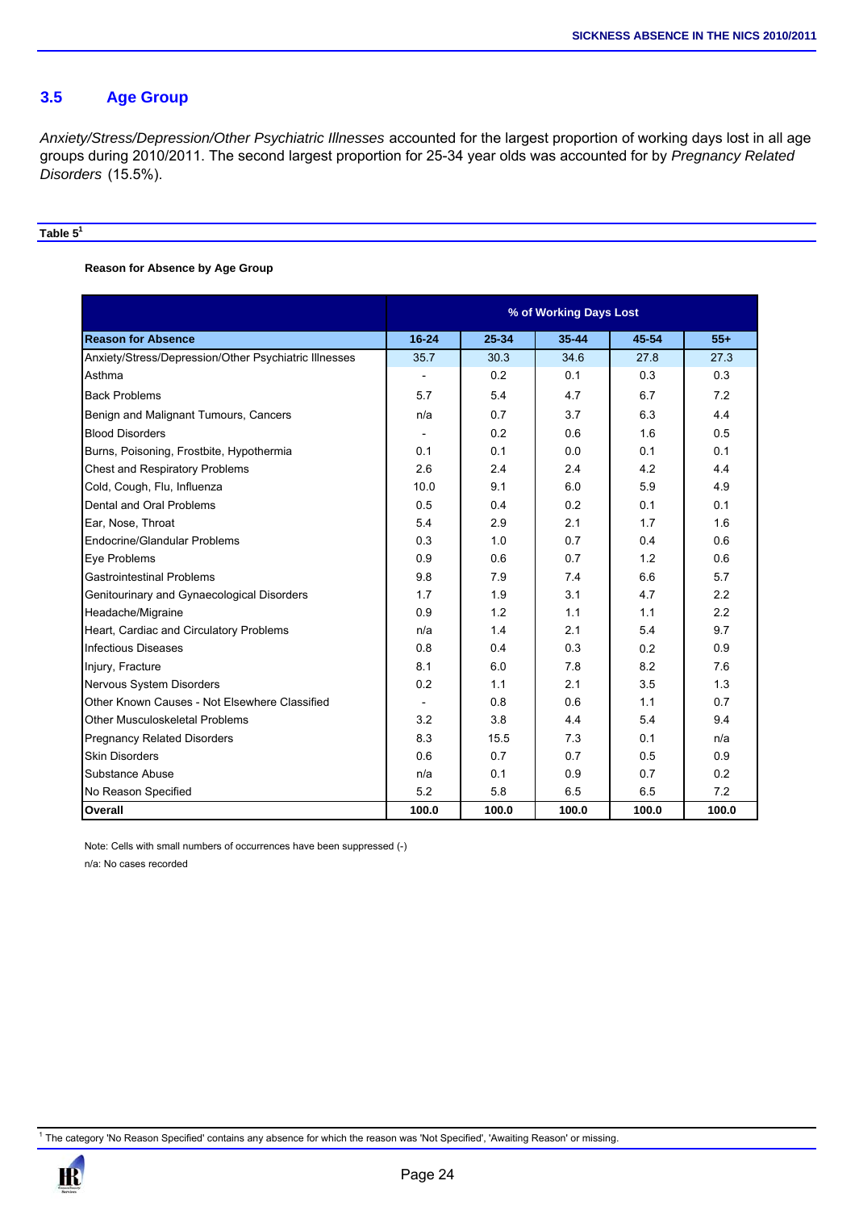## 3.5 Age Group

*Anxiety/Stress/Depression/Other Psychiatric Illnesses* accounted for the largest proportion of working days lost in all age groups during 2010/2011. The second largest proportion for 25-34 year olds was accounted for by *Pregnancy Related Disorders* (15.5%).

**Table 5**[1]

**Reason for Absence by Age Group**

| | % of Working Days Lost | | | | |
|---|---|---|---|---|---|
| **Reason for Absence** | **16-24** | **25-34** | **35-44** | **45-54** | **55+** |
| Anxiety/Stress/Depression/Other Psychiatric Illnesses | 35.7 | 30.3 | 34.6 | 27.8 | 27.3 |
| Asthma | - | 0.2 | 0.1 | 0.3 | 0.3 |
| Back Problems | 5.7 | 5.4 | 4.7 | 6.7 | 7.2 |
| Benign and Malignant Tumours, Cancers | n/a | 0.7 | 3.7 | 6.3 | 4.4 |
| Blood Disorders | - | 0.2 | 0.6 | 1.6 | 0.5 |
| Burns, Poisoning, Frostbite, Hypothermia | 0.1 | 0.1 | 0.0 | 0.1 | 0.1 |
| Chest and Respiratory Problems | 2.6 | 2.4 | 2.4 | 4.2 | 4.4 |
| Cold, Cough, Flu, Influenza | 10.0 | 9.1 | 6.0 | 5.9 | 4.9 |
| Dental and Oral Problems | 0.5 | 0.4 | 0.2 | 0.1 | 0.1 |
| Ear, Nose, Throat | 5.4 | 2.9 | 2.1 | 1.7 | 1.6 |
| Endocrine/Glandular Problems | 0.3 | 1.0 | 0.7 | 0.4 | 0.6 |
| Eye Problems | 0.9 | 0.6 | 0.7 | 1.2 | 0.6 |
| Gastrointestinal Problems | 9.8 | 7.9 | 7.4 | 6.6 | 5.7 |
| Genitourinary and Gynaecological Disorders | 1.7 | 1.9 | 3.1 | 4.7 | 2.2 |
| Headache/Migraine | 0.9 | 1.2 | 1.1 | 1.1 | 2.2 |
| Heart, Cardiac and Circulatory Problems | n/a | 1.4 | 2.1 | 5.4 | 9.7 |
| Infectious Diseases | 0.8 | 0.4 | 0.3 | 0.2 | 0.9 |
| Injury, Fracture | 8.1 | 6.0 | 7.8 | 8.2 | 7.6 |
| Nervous System Disorders | 0.2 | 1.1 | 2.1 | 3.5 | 1.3 |
| Other Known Causes - Not Elsewhere Classified | - | 0.8 | 0.6 | 1.1 | 0.7 |
| Other Musculoskeletal Problems | 3.2 | 3.8 | 4.4 | 5.4 | 9.4 |
| Pregnancy Related Disorders | 8.3 | 15.5 | 7.3 | 0.1 | n/a |
| Skin Disorders | 0.6 | 0.7 | 0.7 | 0.5 | 0.9 |
| Substance Abuse | n/a | 0.1 | 0.9 | 0.7 | 0.2 |
| No Reason Specified | 5.2 | 5.8 | 6.5 | 6.5 | 7.2 |
| **Overall** | **100.0** | **100.0** | **100.0** | **100.0** | **100.0** |

Note: Cells with small numbers of occurrences have been suppressed (-)

n/a: No cases recorded

[1] The category 'No Reason Specified' contains any absence for which the reason was 'Not Specified', 'Awaiting Reason' or missing.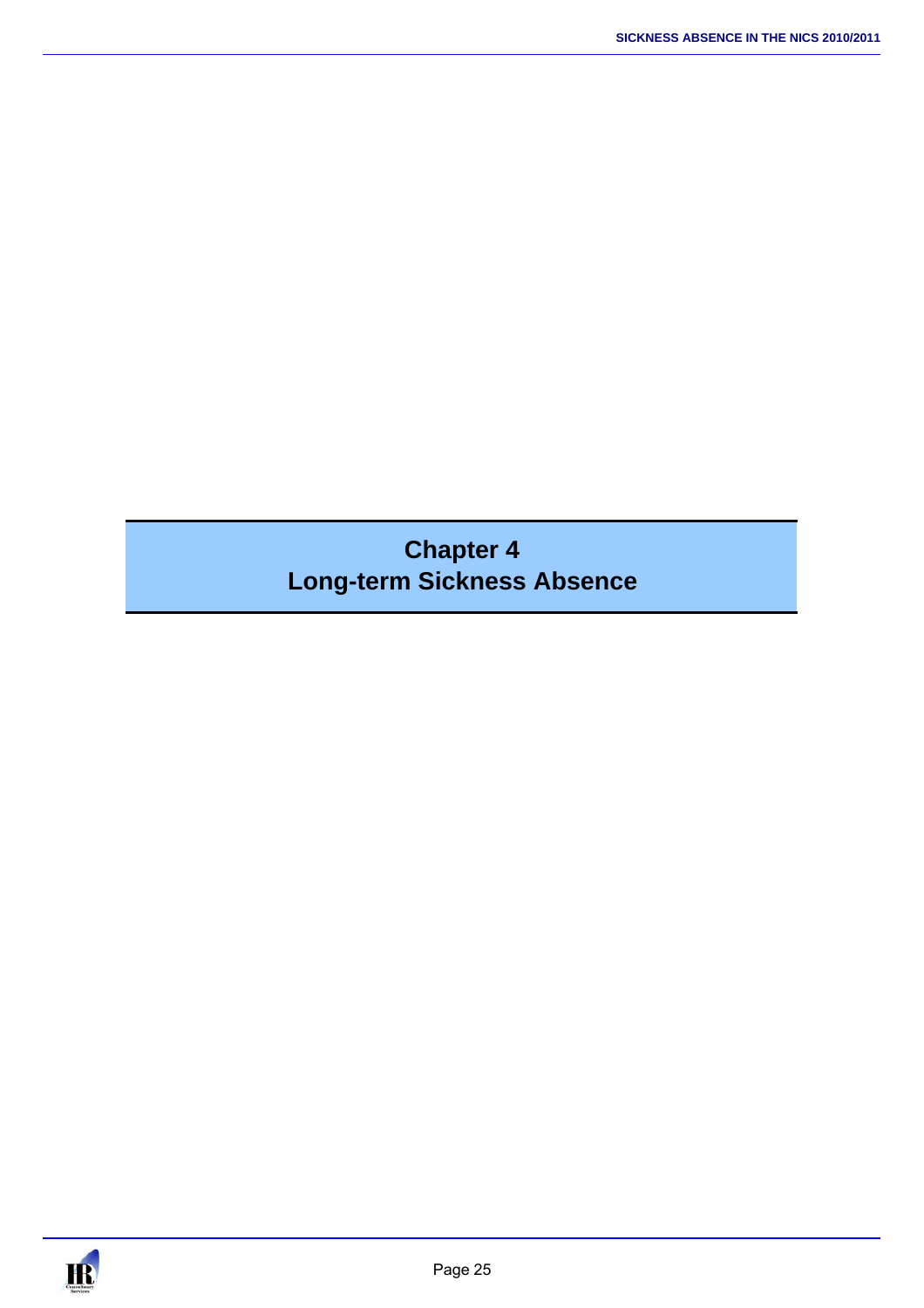# Chapter 4
# Long-term Sickness Absence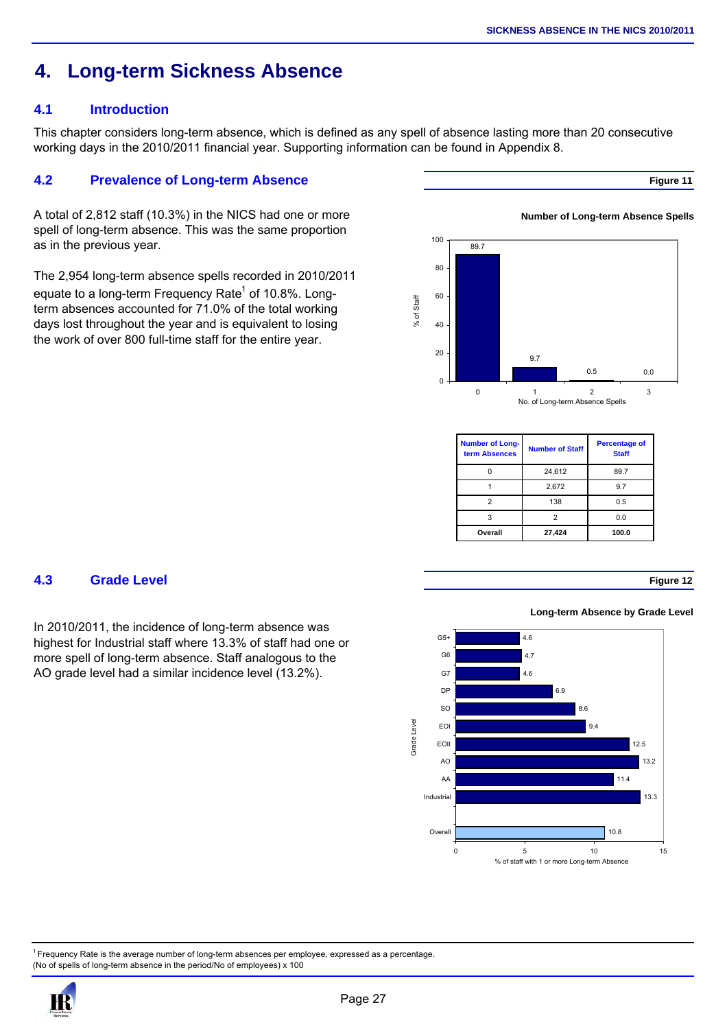# 4. Long-term Sickness Absence

## 4.1 Introduction

This chapter considers long-term absence, which is defined as any spell of absence lasting more than 20 consecutive working days in the 2010/2011 financial year. Supporting information can be found in Appendix 8.

## 4.2 Prevalence of Long-term Absence

A total of 2,812 staff (10.3%) in the NICS had one or more spell of long-term absence. This was the same proportion as in the previous year.

The 2,954 long-term absence spells recorded in 2010/2011 equate to a long-term Frequency Rate[1] of 10.8%. Long-term absences accounted for 71.0% of the total working days lost throughout the year and is equivalent to losing the work of over 800 full-time staff for the entire year.

**Figure 11**

**Number of Long-term Absence Spells**

| Number of Long-term Absences | Number of Staff | Percentage of Staff |
|---|---|---|
| 0 | 24,612 | 89.7 |
| 1 | 2,672 | 9.7 |
| 2 | 138 | 0.5 |
| 3 | 2 | 0.0 |
| **Overall** | **27,424** | **100.0** |

## 4.3 Grade Level

In 2010/2011, the incidence of long-term absence was highest for Industrial staff where 13.3% of staff had one or more spell of long-term absence. Staff analogous to the AO grade level had a similar incidence level (13.2%).

**Figure 12**

**Long-term Absence by Grade Level**

| Grade Level | % of staff with 1 or more Long-term Absence |
|---|---|
| G5+ | 4.6 |
| G6 | 4.7 |
| G7 | 4.6 |
| DP | 6.9 |
| SO | 8.6 |
| EOI | 9.4 |
| EOII | 12.5 |
| AO | 13.2 |
| AA | 11.4 |
| Industrial | 13.3 |
| Overall | 10.8 |

[1] Frequency Rate is the average number of long-term absences per employee, expressed as a percentage. (No of spells of long-term absence in the period/No of employees) x 100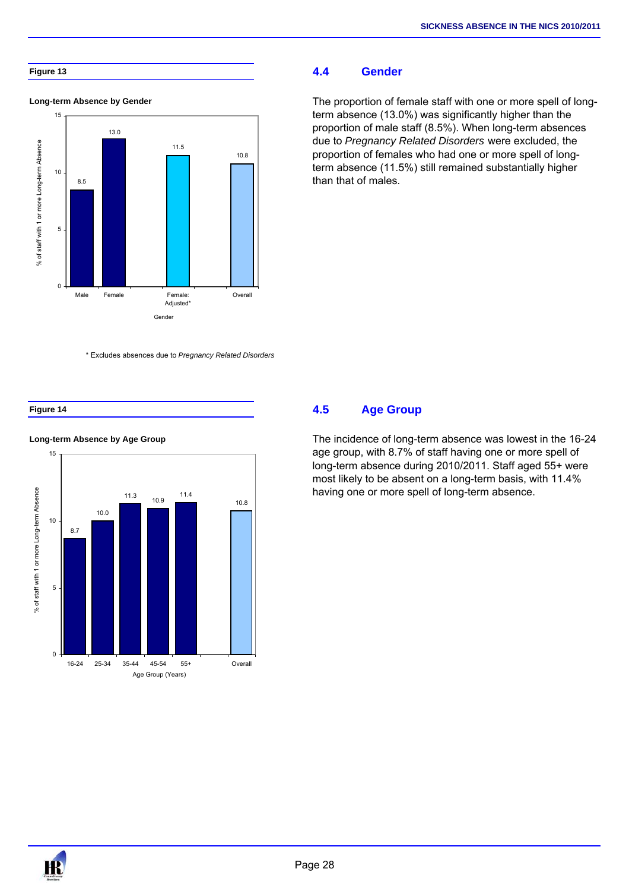**Figure 13**

**Long-term Absence by Gender**

| Gender | % of staff with 1 or more Long-term Absence |
|---|---|
| Male | 8.5 |
| Female | 13.0 |
| Female: Adjusted* | 11.5 |
| Overall | 10.8 |

\* Excludes absences due to *Pregnancy Related Disorders*

## 4.4 Gender

The proportion of female staff with one or more spell of long-term absence (13.0%) was significantly higher than the proportion of male staff (8.5%). When long-term absences due to *Pregnancy Related Disorders* were excluded, the proportion of females who had one or more spell of long-term absence (11.5%) still remained substantially higher than that of males.

**Figure 14**

**Long-term Absence by Age Group**

| Age Group (Years) | % of staff with 1 or more Long-term Absence |
|---|---|
| 16-24 | 8.7 |
| 25-34 | 10.0 |
| 35-44 | 11.3 |
| 45-54 | 10.9 |
| 55+ | 11.4 |
| Overall | 10.8 |

## 4.5 Age Group

The incidence of long-term absence was lowest in the 16-24 age group, with 8.7% of staff having one or more spell of long-term absence during 2010/2011. Staff aged 55+ were most likely to be absent on a long-term basis, with 11.4% having one or more spell of long-term absence.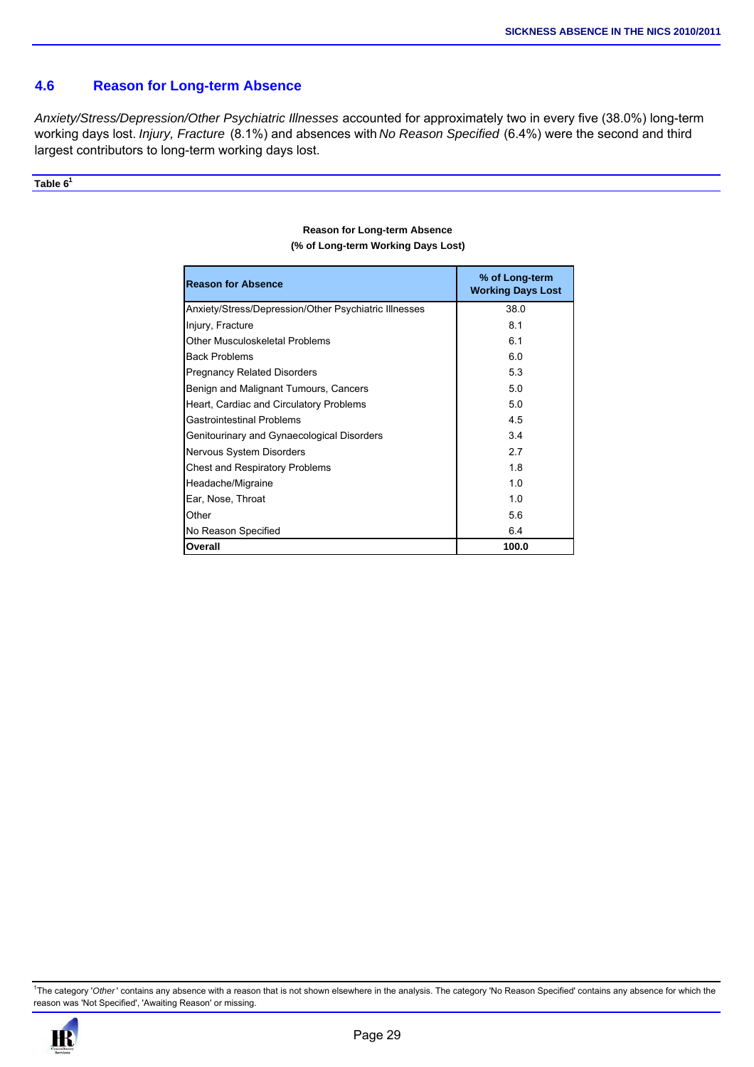## 4.6 Reason for Long-term Absence

*Anxiety/Stress/Depression/Other Psychiatric Illnesses* accounted for approximately two in every five (38.0%) long-term working days lost. *Injury, Fracture* (8.1%) and absences with *No Reason Specified* (6.4%) were the second and third largest contributors to long-term working days lost.

**Table 6[1]**

**Reason for Long-term Absence**
**(% of Long-term Working Days Lost)**

| Reason for Absence | % of Long-term Working Days Lost |
|---|---|
| Anxiety/Stress/Depression/Other Psychiatric Illnesses | 38.0 |
| Injury, Fracture | 8.1 |
| Other Musculoskeletal Problems | 6.1 |
| Back Problems | 6.0 |
| Pregnancy Related Disorders | 5.3 |
| Benign and Malignant Tumours, Cancers | 5.0 |
| Heart, Cardiac and Circulatory Problems | 5.0 |
| Gastrointestinal Problems | 4.5 |
| Genitourinary and Gynaecological Disorders | 3.4 |
| Nervous System Disorders | 2.7 |
| Chest and Respiratory Problems | 1.8 |
| Headache/Migraine | 1.0 |
| Ear, Nose, Throat | 1.0 |
| Other | 5.6 |
| No Reason Specified | 6.4 |
| **Overall** | **100.0** |

[1]The category '*Other*' contains any absence with a reason that is not shown elsewhere in the analysis. The category 'No Reason Specified' contains any absence for which the reason was 'Not Specified', 'Awaiting Reason' or missing.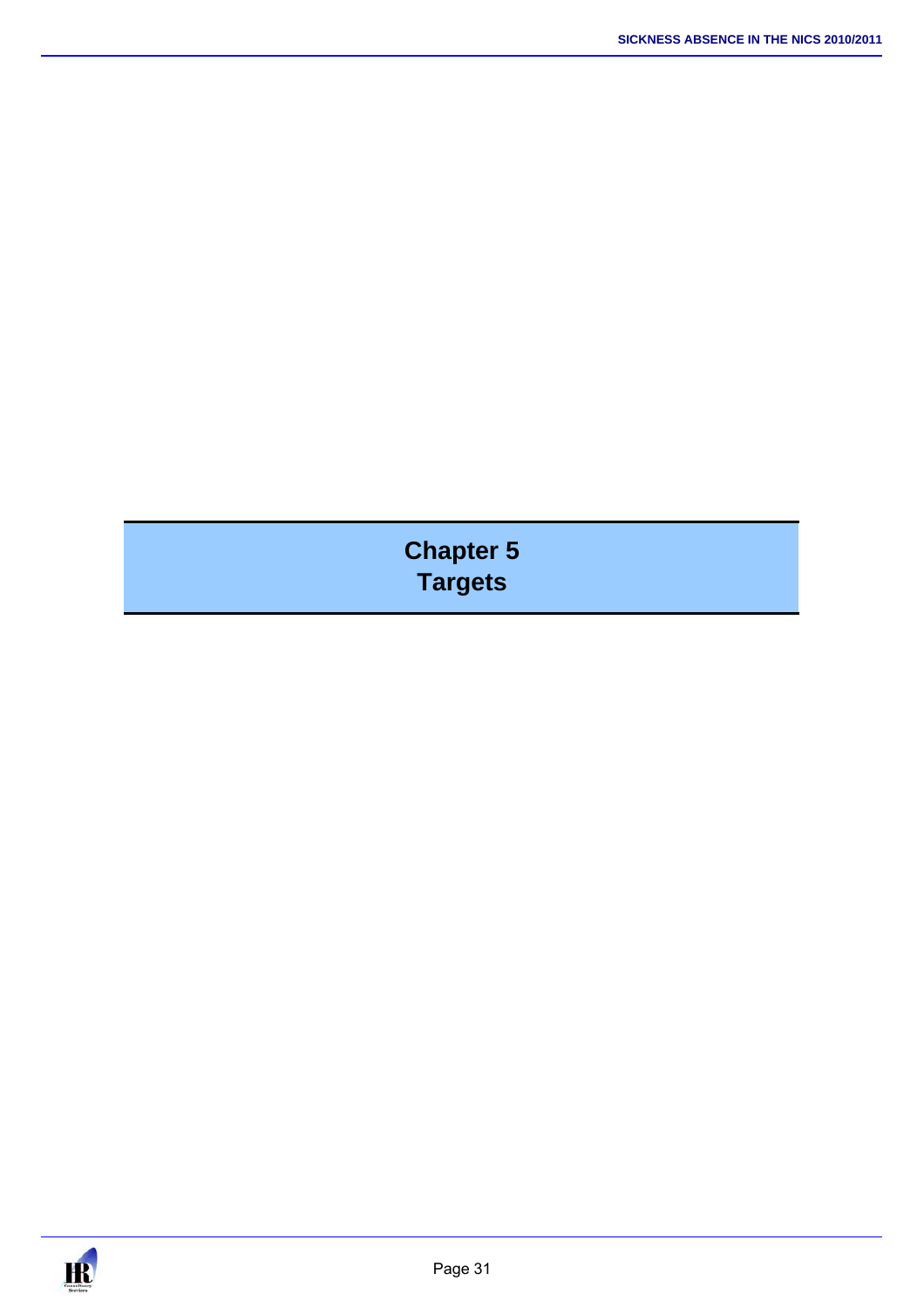# Chapter 5
# Targets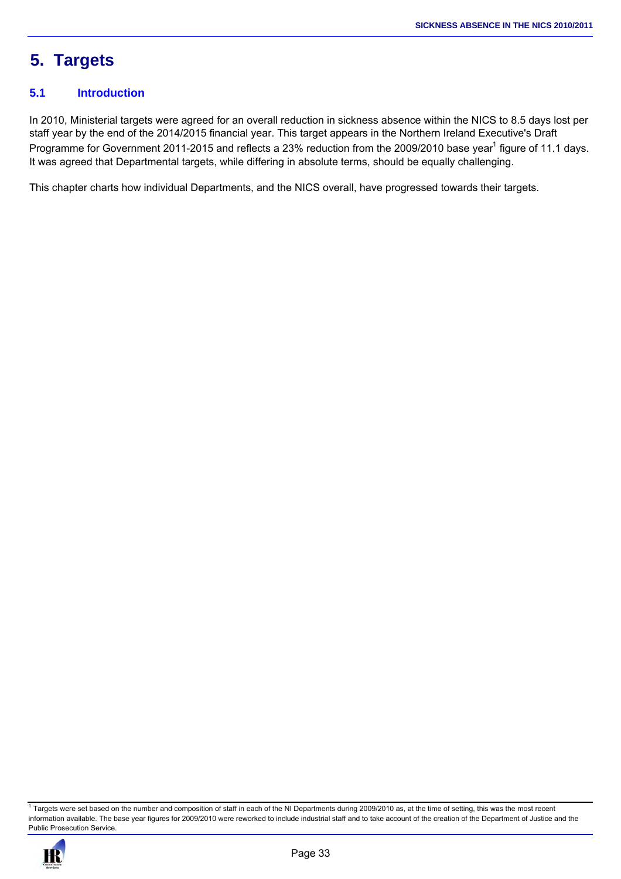# 5. Targets

## 5.1 Introduction

In 2010, Ministerial targets were agreed for an overall reduction in sickness absence within the NICS to 8.5 days lost per staff year by the end of the 2014/2015 financial year. This target appears in the Northern Ireland Executive's Draft Programme for Government 2011-2015 and reflects a 23% reduction from the 2009/2010 base year[1] figure of 11.1 days. It was agreed that Departmental targets, while differing in absolute terms, should be equally challenging.

This chapter charts how individual Departments, and the NICS overall, have progressed towards their targets.

[1] Targets were set based on the number and composition of staff in each of the NI Departments during 2009/2010 as, at the time of setting, this was the most recent information available. The base year figures for 2009/2010 were reworked to include industrial staff and to take account of the creation of the Department of Justice and the Public Prosecution Service.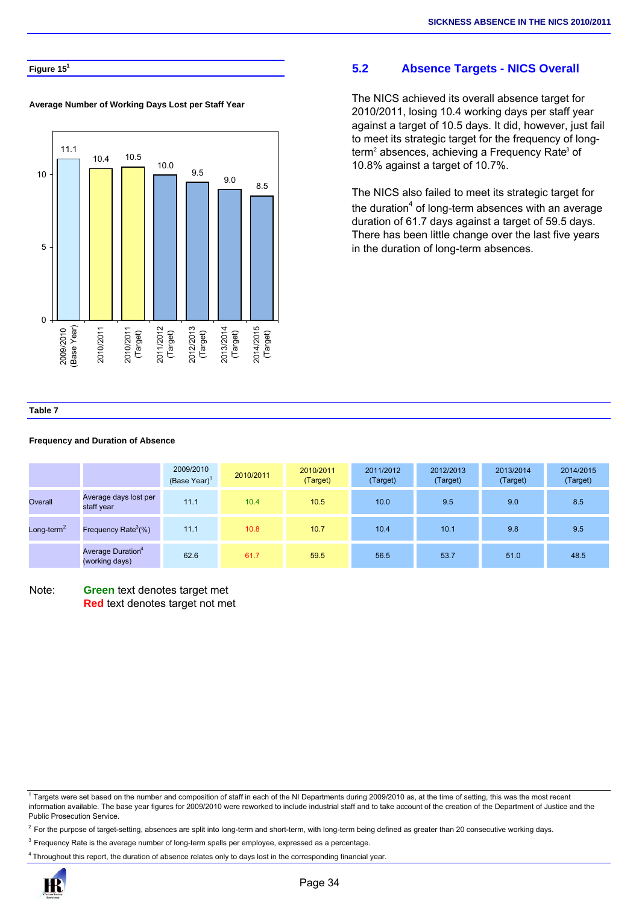**Figure 15[1]**

**Average Number of Working Days Lost per Staff Year**

| Year | Days |
|---|---|
| 2009/2010 (Base Year) | 11.1 |
| 2010/2011 | 10.4 |
| 2010/2011 (Target) | 10.5 |
| 2011/2012 (Target) | 10.0 |
| 2012/2013 (Target) | 9.5 |
| 2013/2014 (Target) | 9.0 |
| 2014/2015 (Target) | 8.5 |

## 5.2 Absence Targets - NICS Overall

The NICS achieved its overall absence target for 2010/2011, losing 10.4 working days per staff year against a target of 10.5 days. It did, however, just fail to meet its strategic target for the frequency of long-term[2] absences, achieving a Frequency Rate[3] of 10.8% against a target of 10.7%.

The NICS also failed to meet its strategic target for the duration[4] of long-term absences with an average duration of 61.7 days against a target of 59.5 days. There has been little change over the last five years in the duration of long-term absences.

**Table 7**

**Frequency and Duration of Absence**

| | | 2009/2010 (Base Year)[1] | 2010/2011 | 2010/2011 (Target) | 2011/2012 (Target) | 2012/2013 (Target) | 2013/2014 (Target) | 2014/2015 (Target) |
|---|---|---|---|---|---|---|---|---|
| Overall | Average days lost per staff year | 11.1 | 10.4 | 10.5 | 10.0 | 9.5 | 9.0 | 8.5 |
| Long-term[2] | Frequency Rate[3](%) | 11.1 | 10.8 | 10.7 | 10.4 | 10.1 | 9.8 | 9.5 |
| | Average Duration[4] (working days) | 62.6 | 61.7 | 59.5 | 56.5 | 53.7 | 51.0 | 48.5 |

Note: **Green** text denotes target met
**Red** text denotes target not met

[1] Targets were set based on the number and composition of staff in each of the NI Departments during 2009/2010 as, at the time of setting, this was the most recent information available. The base year figures for 2009/2010 were reworked to include industrial staff and to take account of the creation of the Department of Justice and the Public Prosecution Service.

[2] For the purpose of target-setting, absences are split into long-term and short-term, with long-term being defined as greater than 20 consecutive working days.

[3] Frequency Rate is the average number of long-term spells per employee, expressed as a percentage.

[4] Throughout this report, the duration of absence relates only to days lost in the corresponding financial year.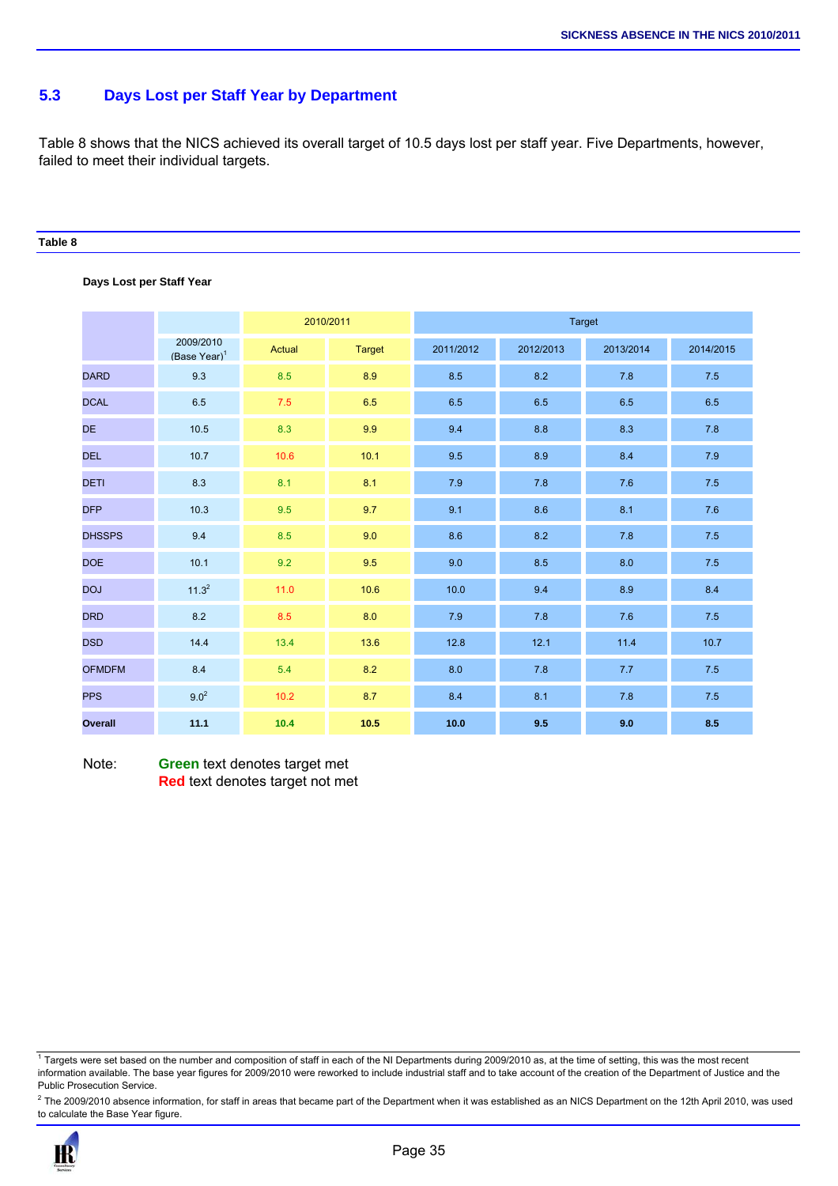## 5.3 Days Lost per Staff Year by Department

Table 8 shows that the NICS achieved its overall target of 10.5 days lost per staff year. Five Departments, however, failed to meet their individual targets.

**Table 8**

**Days Lost per Staff Year**

| | | 2010/2011 | | Target | | | |
|---|---|---|---|---|---|---|---|
| | 2009/2010 (Base Year)[1] | Actual | Target | 2011/2012 | 2012/2013 | 2013/2014 | 2014/2015 |
| DARD | 9.3 | 8.5 | 8.9 | 8.5 | 8.2 | 7.8 | 7.5 |
| DCAL | 6.5 | 7.5 | 6.5 | 6.5 | 6.5 | 6.5 | 6.5 |
| DE | 10.5 | 8.3 | 9.9 | 9.4 | 8.8 | 8.3 | 7.8 |
| DEL | 10.7 | 10.6 | 10.1 | 9.5 | 8.9 | 8.4 | 7.9 |
| DETI | 8.3 | 8.1 | 8.1 | 7.9 | 7.8 | 7.6 | 7.5 |
| DFP | 10.3 | 9.5 | 9.7 | 9.1 | 8.6 | 8.1 | 7.6 |
| DHSSPS | 9.4 | 8.5 | 9.0 | 8.6 | 8.2 | 7.8 | 7.5 |
| DOE | 10.1 | 9.2 | 9.5 | 9.0 | 8.5 | 8.0 | 7.5 |
| DOJ | 11.3[2] | 11.0 | 10.6 | 10.0 | 9.4 | 8.9 | 8.4 |
| DRD | 8.2 | 8.5 | 8.0 | 7.9 | 7.8 | 7.6 | 7.5 |
| DSD | 14.4 | 13.4 | 13.6 | 12.8 | 12.1 | 11.4 | 10.7 |
| OFMDFM | 8.4 | 5.4 | 8.2 | 8.0 | 7.8 | 7.7 | 7.5 |
| PPS | 9.0[2] | 10.2 | 8.7 | 8.4 | 8.1 | 7.8 | 7.5 |
| **Overall** | **11.1** | **10.4** | **10.5** | **10.0** | **9.5** | **9.0** | **8.5** |

Note: **Green** text denotes target met
**Red** text denotes target not met

[1] Targets were set based on the number and composition of staff in each of the NI Departments during 2009/2010 as, at the time of setting, this was the most recent information available. The base year figures for 2009/2010 were reworked to include industrial staff and to take account of the creation of the Department of Justice and the Public Prosecution Service.

[2] The 2009/2010 absence information, for staff in areas that became part of the Department when it was established as an NICS Department on the 12th April 2010, was used to calculate the Base Year figure.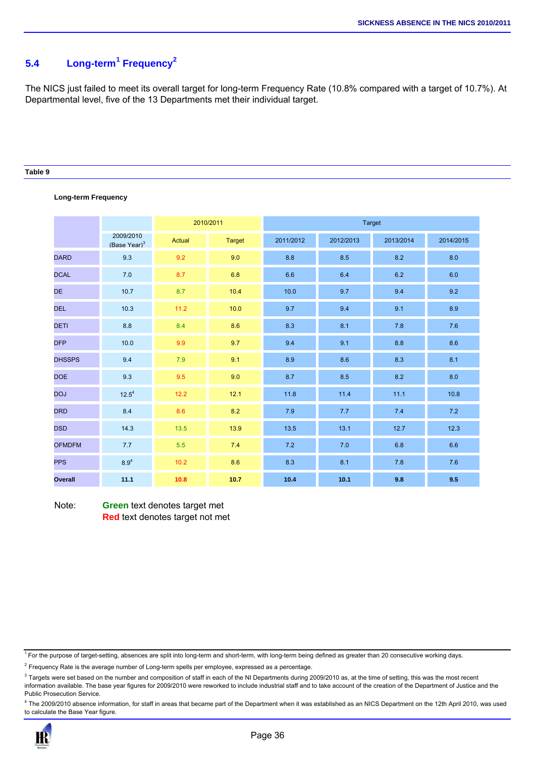## 5.4 Long-term[1] Frequency[2]

The NICS just failed to meet its overall target for long-term Frequency Rate (10.8% compared with a target of 10.7%). At Departmental level, five of the 13 Departments met their individual target.

**Table 9**

**Long-term Frequency**

| | | 2010/2011 | | Target | | | |
|---|---|---|---|---|---|---|---|
| | 2009/2010 (Base Year)[3] | Actual | Target | 2011/2012 | 2012/2013 | 2013/2014 | 2014/2015 |
| DARD | 9.3 | 9.2 | 9.0 | 8.8 | 8.5 | 8.2 | 8.0 |
| DCAL | 7.0 | 8.7 | 6.8 | 6.6 | 6.4 | 6.2 | 6.0 |
| DE | 10.7 | 8.7 | 10.4 | 10.0 | 9.7 | 9.4 | 9.2 |
| DEL | 10.3 | 11.2 | 10.0 | 9.7 | 9.4 | 9.1 | 8.9 |
| DETI | 8.8 | 8.4 | 8.6 | 8.3 | 8.1 | 7.8 | 7.6 |
| DFP | 10.0 | 9.9 | 9.7 | 9.4 | 9.1 | 8.8 | 8.6 |
| DHSSPS | 9.4 | 7.9 | 9.1 | 8.9 | 8.6 | 8.3 | 8.1 |
| DOE | 9.3 | 9.5 | 9.0 | 8.7 | 8.5 | 8.2 | 8.0 |
| DOJ | 12.5[4] | 12.2 | 12.1 | 11.8 | 11.4 | 11.1 | 10.8 |
| DRD | 8.4 | 8.6 | 8.2 | 7.9 | 7.7 | 7.4 | 7.2 |
| DSD | 14.3 | 13.5 | 13.9 | 13.5 | 13.1 | 12.7 | 12.3 |
| OFMDFM | 7.7 | 5.5 | 7.4 | 7.2 | 7.0 | 6.8 | 6.6 |
| PPS | 8.9[4] | 10.2 | 8.6 | 8.3 | 8.1 | 7.8 | 7.6 |
| **Overall** | **11.1** | **10.8** | **10.7** | **10.4** | **10.1** | **9.8** | **9.5** |

Note: **Green** text denotes target met
**Red** text denotes target not met

[1] For the purpose of target-setting, absences are split into long-term and short-term, with long-term being defined as greater than 20 consecutive working days.

[2] Frequency Rate is the average number of Long-term spells per employee, expressed as a percentage.

[3] Targets were set based on the number and composition of staff in each of the NI Departments during 2009/2010 as, at the time of setting, this was the most recent information available. The base year figures for 2009/2010 were reworked to include industrial staff and to take account of the creation of the Department of Justice and the Public Prosecution Service.

[4] The 2009/2010 absence information, for staff in areas that became part of the Department when it was established as an NICS Department on the 12th April 2010, was used to calculate the Base Year figure.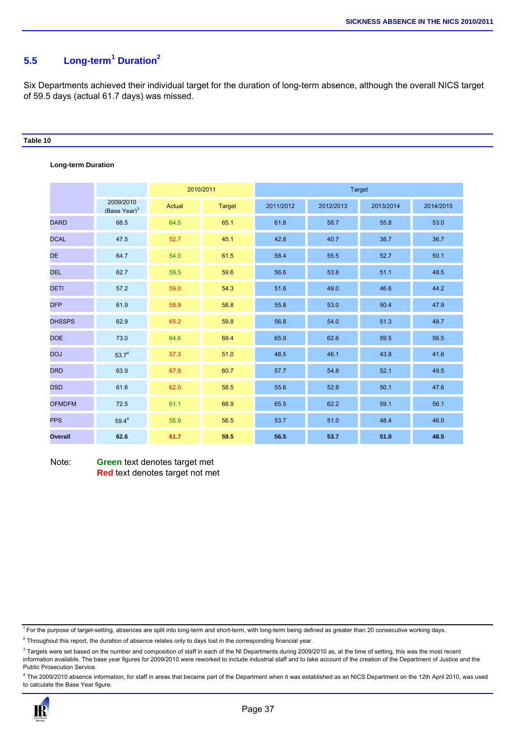## 5.5 Long-term[1] Duration[2]

Six Departments achieved their individual target for the duration of long-term absence, although the overall NICS target of 59.5 days (actual 61.7 days) was missed.

**Table 10**

**Long-term Duration**

| | | 2010/2011 | | Target | | | |
|---|---|---|---|---|---|---|---|
| | 2009/2010 (Base Year)[3] | Actual | Target | 2011/2012 | 2012/2013 | 2013/2014 | 2014/2015 |
| DARD | 68.5 | 64.5 | 65.1 | 61.8 | 58.7 | 55.8 | 53.0 |
| DCAL | 47.5 | 52.7 | 45.1 | 42.8 | 40.7 | 38.7 | 36.7 |
| DE | 64.7 | 54.0 | 61.5 | 58.4 | 55.5 | 52.7 | 50.1 |
| DEL | 62.7 | 59.5 | 59.6 | 56.6 | 53.8 | 51.1 | 48.5 |
| DETI | 57.2 | 59.0 | 54.3 | 51.6 | 49.0 | 46.6 | 44.2 |
| DFP | 61.9 | 58.9 | 58.8 | 55.8 | 53.0 | 50.4 | 47.9 |
| DHSSPS | 62.9 | 65.2 | 59.8 | 56.8 | 54.0 | 51.3 | 48.7 |
| DOE | 73.0 | 64.6 | 69.4 | 65.9 | 62.6 | 59.5 | 56.5 |
| DOJ | 53.7[4] | 57.3 | 51.0 | 48.5 | 46.1 | 43.8 | 41.6 |
| DRD | 63.9 | 67.8 | 60.7 | 57.7 | 54.8 | 52.1 | 49.5 |
| DSD | 61.6 | 62.0 | 58.5 | 55.6 | 52.8 | 50.1 | 47.6 |
| OFMDFM | 72.5 | 61.1 | 68.9 | 65.5 | 62.2 | 59.1 | 56.1 |
| PPS | 59.4[4] | 55.9 | 56.5 | 53.7 | 51.0 | 48.4 | 46.0 |
| **Overall** | **62.6** | **61.7** | **59.5** | **56.5** | **53.7** | **51.0** | **48.5** |

Note: **Green** text denotes target met
**Red** text denotes target not met

[1] For the purpose of target-setting, absences are split into long-term and short-term, with long-term being defined as greater than 20 consecutive working days.

[2] Throughout this report, the duration of absence relates only to days lost in the corresponding financial year.

[3] Targets were set based on the number and composition of staff in each of the NI Departments during 2009/2010 as, at the time of setting, this was the most recent information available. The base year figures for 2009/2010 were reworked to include industrial staff and to take account of the creation of the Department of Justice and the Public Prosecution Service.

[4] The 2009/2010 absence information, for staff in areas that became part of the Department when it was established as an NICS Department on the 12th April 2010, was used to calculate the Base Year figure.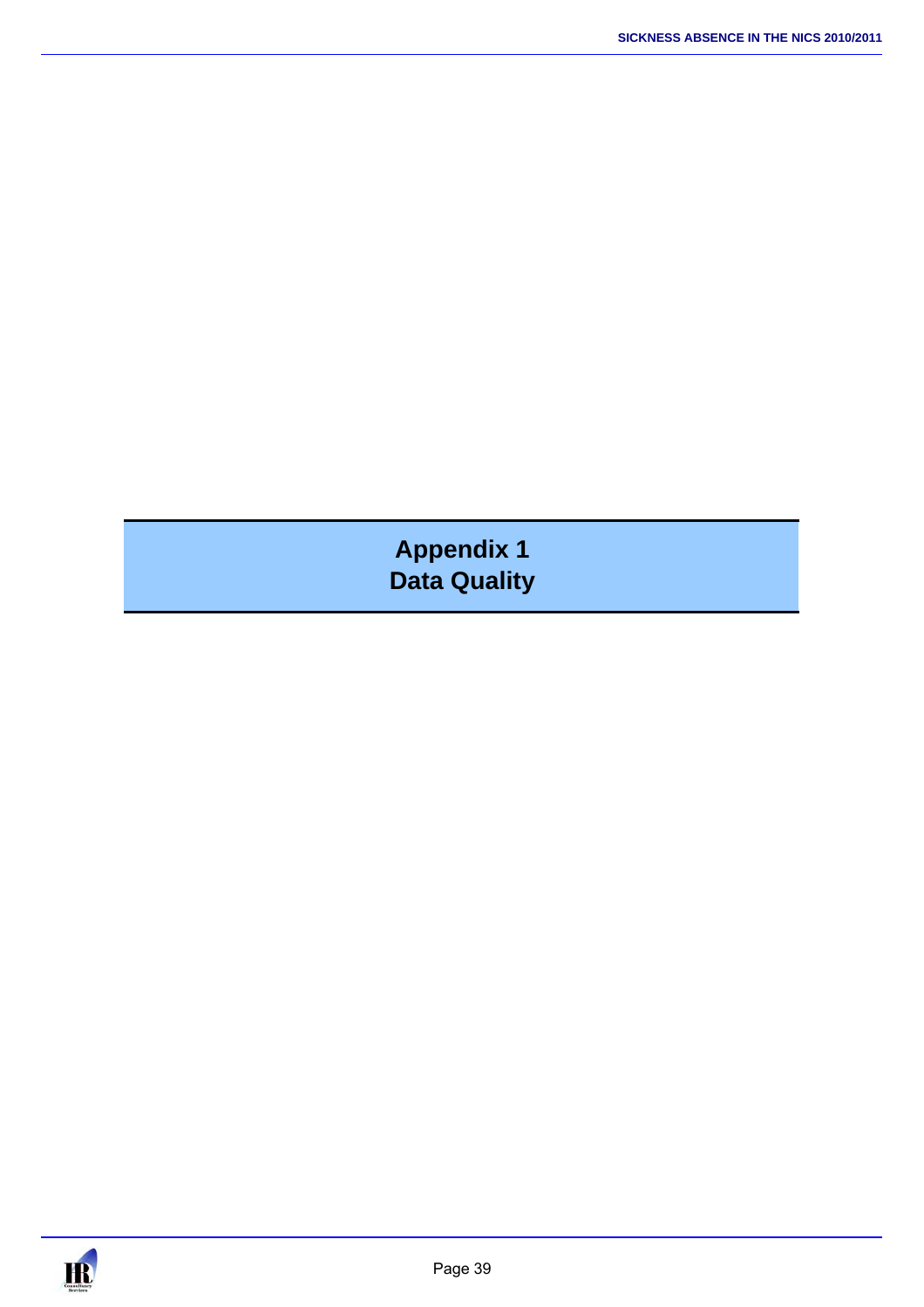# Appendix 1
# Data Quality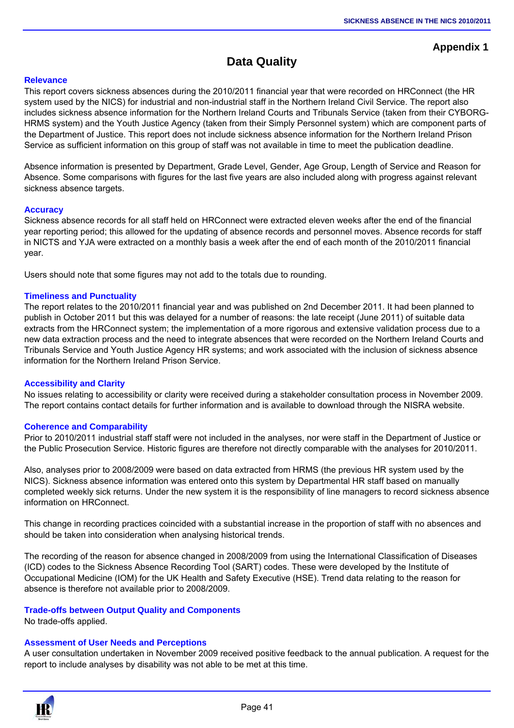**Appendix 1**

# Data Quality

### Relevance

This report covers sickness absences during the 2010/2011 financial year that were recorded on HRConnect (the HR system used by the NICS) for industrial and non-industrial staff in the Northern Ireland Civil Service. The report also includes sickness absence information for the Northern Ireland Courts and Tribunals Service (taken from their CYBORG-HRMS system) and the Youth Justice Agency (taken from their Simply Personnel system) which are component parts of the Department of Justice. This report does not include sickness absence information for the Northern Ireland Prison Service as sufficient information on this group of staff was not available in time to meet the publication deadline.

Absence information is presented by Department, Grade Level, Gender, Age Group, Length of Service and Reason for Absence. Some comparisons with figures for the last five years are also included along with progress against relevant sickness absence targets.

### Accuracy

Sickness absence records for all staff held on HRConnect were extracted eleven weeks after the end of the financial year reporting period; this allowed for the updating of absence records and personnel moves. Absence records for staff in NICTS and YJA were extracted on a monthly basis a week after the end of each month of the 2010/2011 financial year.

Users should note that some figures may not add to the totals due to rounding.

### Timeliness and Punctuality

The report relates to the 2010/2011 financial year and was published on 2nd December 2011. It had been planned to publish in October 2011 but this was delayed for a number of reasons: the late receipt (June 2011) of suitable data extracts from the HRConnect system; the implementation of a more rigorous and extensive validation process due to a new data extraction process and the need to integrate absences that were recorded on the Northern Ireland Courts and Tribunals Service and Youth Justice Agency HR systems; and work associated with the inclusion of sickness absence information for the Northern Ireland Prison Service.

### Accessibility and Clarity

No issues relating to accessibility or clarity were received during a stakeholder consultation process in November 2009. The report contains contact details for further information and is available to download through the NISRA website.

### Coherence and Comparability

Prior to 2010/2011 industrial staff staff were not included in the analyses, nor were staff in the Department of Justice or the Public Prosecution Service. Historic figures are therefore not directly comparable with the analyses for 2010/2011.

Also, analyses prior to 2008/2009 were based on data extracted from HRMS (the previous HR system used by the NICS). Sickness absence information was entered onto this system by Departmental HR staff based on manually completed weekly sick returns. Under the new system it is the responsibility of line managers to record sickness absence information on HRConnect.

This change in recording practices coincided with a substantial increase in the proportion of staff with no absences and should be taken into consideration when analysing historical trends.

The recording of the reason for absence changed in 2008/2009 from using the International Classification of Diseases (ICD) codes to the Sickness Absence Recording Tool (SART) codes. These were developed by the Institute of Occupational Medicine (IOM) for the UK Health and Safety Executive (HSE). Trend data relating to the reason for absence is therefore not available prior to 2008/2009.

### Trade-offs between Output Quality and Components

No trade-offs applied.

### Assessment of User Needs and Perceptions

A user consultation undertaken in November 2009 received positive feedback to the annual publication. A request for the report to include analyses by disability was not able to be met at this time.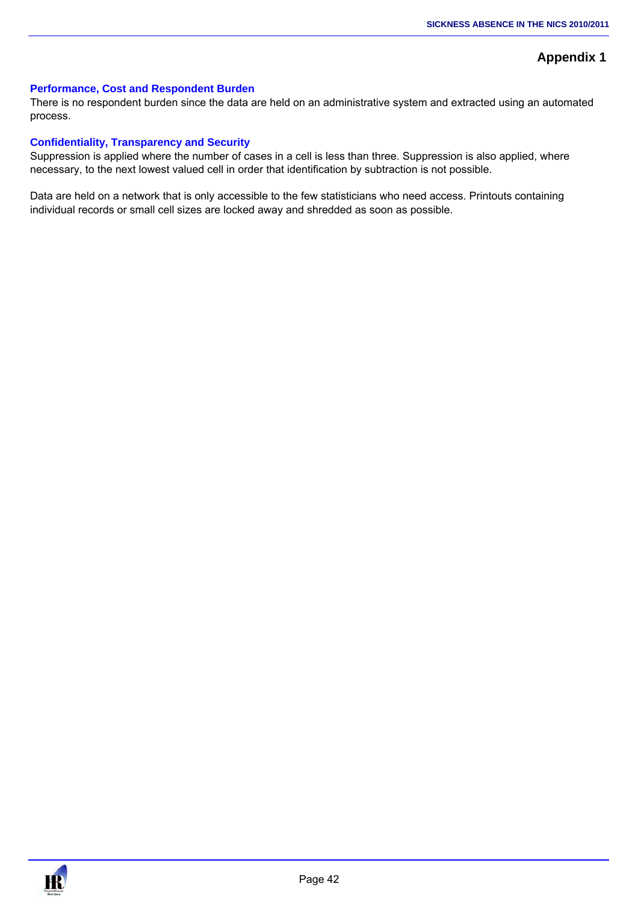## Appendix 1

### Performance, Cost and Respondent Burden

There is no respondent burden since the data are held on an administrative system and extracted using an automated process.

### Confidentiality, Transparency and Security

Suppression is applied where the number of cases in a cell is less than three. Suppression is also applied, where necessary, to the next lowest valued cell in order that identification by subtraction is not possible.

Data are held on a network that is only accessible to the few statisticians who need access. Printouts containing individual records or small cell sizes are locked away and shredded as soon as possible.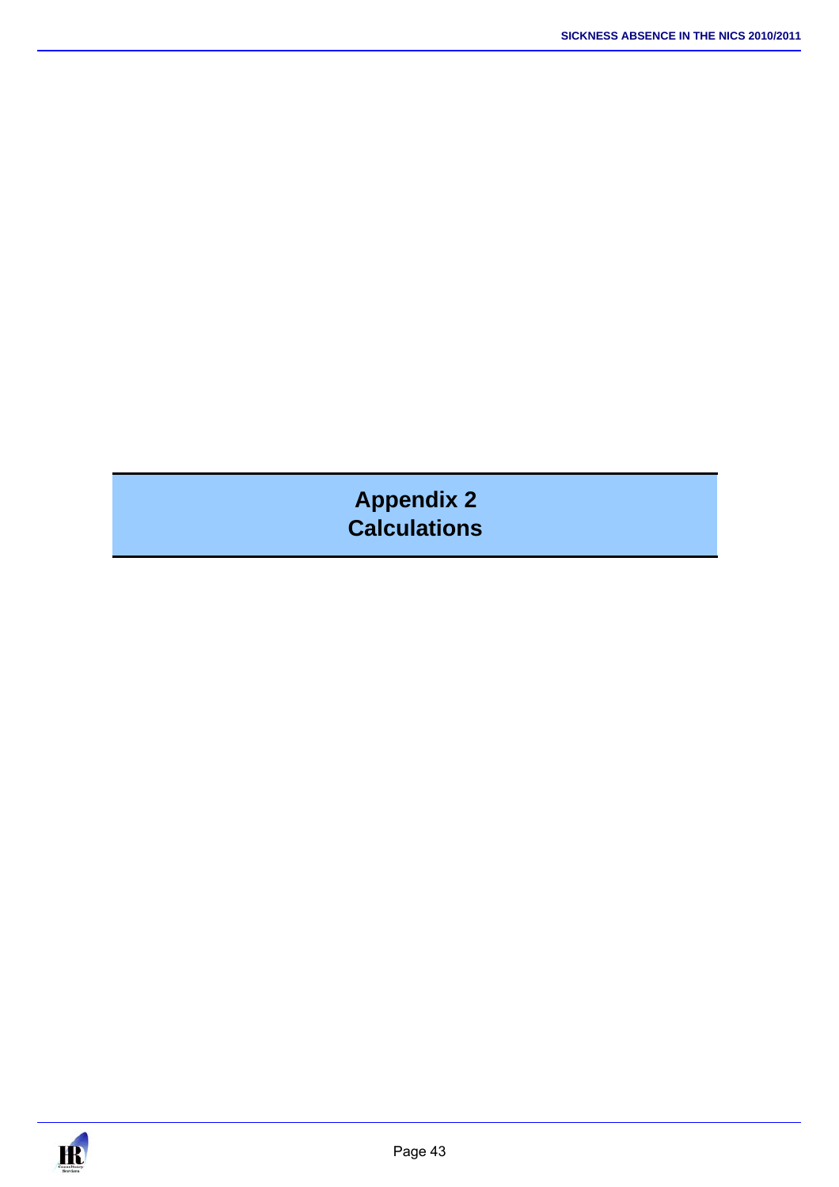# Appendix 2
# Calculations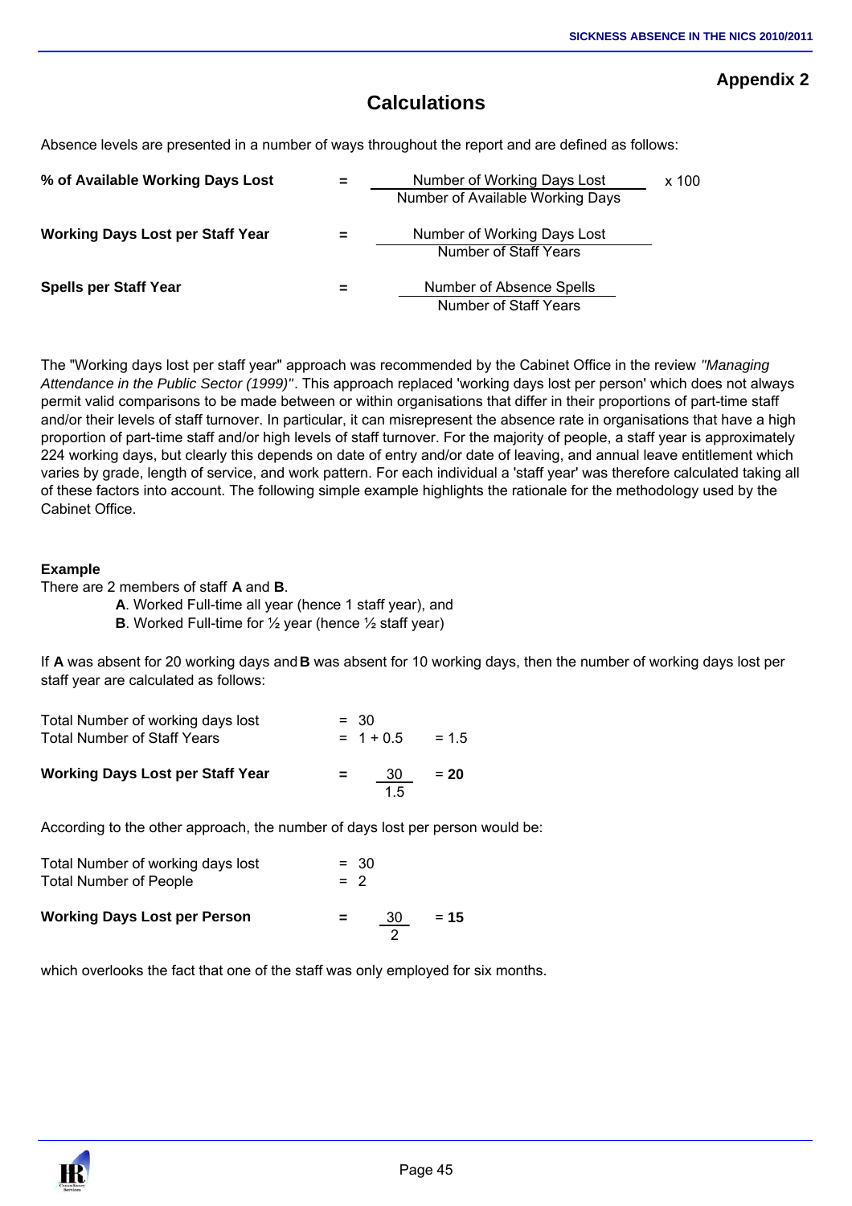**Appendix 2**

# Calculations

Absence levels are presented in a number of ways throughout the report and are defined as follows:

**% of Available Working Days Lost** $= \dfrac{\text{Number of Working Days Lost}}{\text{Number of Available Working Days}} \times 100$

**Working Days Lost per Staff Year** $= \dfrac{\text{Number of Working Days Lost}}{\text{Number of Staff Years}}$

**Spells per Staff Year** $= \dfrac{\text{Number of Absence Spells}}{\text{Number of Staff Years}}$

The "Working days lost per staff year" approach was recommended by the Cabinet Office in the review *"Managing Attendance in the Public Sector (1999)"*. This approach replaced 'working days lost per person' which does not always permit valid comparisons to be made between or within organisations that differ in their proportions of part-time staff and/or their levels of staff turnover. In particular, it can misrepresent the absence rate in organisations that have a high proportion of part-time staff and/or high levels of staff turnover. For the majority of people, a staff year is approximately 224 working days, but clearly this depends on date of entry and/or date of leaving, and annual leave entitlement which varies by grade, length of service, and work pattern. For each individual a 'staff year' was therefore calculated taking all of these factors into account. The following simple example highlights the rationale for the methodology used by the Cabinet Office.

**Example**

There are 2 members of staff **A** and **B**.

- **A**. Worked Full-time all year (hence 1 staff year), and
- **B**. Worked Full-time for ½ year (hence ½ staff year)

If **A** was absent for 20 working days and **B** was absent for 10 working days, then the number of working days lost per staff year are calculated as follows:

Total Number of working days lost = 30

Total Number of Staff Years = 1 + 0.5 = 1.5

**Working Days Lost per Staff Year** $= \dfrac{30}{1.5} = \mathbf{20}$

According to the other approach, the number of days lost per person would be:

Total Number of working days lost = 30

Total Number of People = 2

**Working Days Lost per Person** $= \dfrac{30}{2} = \mathbf{15}$

which overlooks the fact that one of the staff was only employed for six months.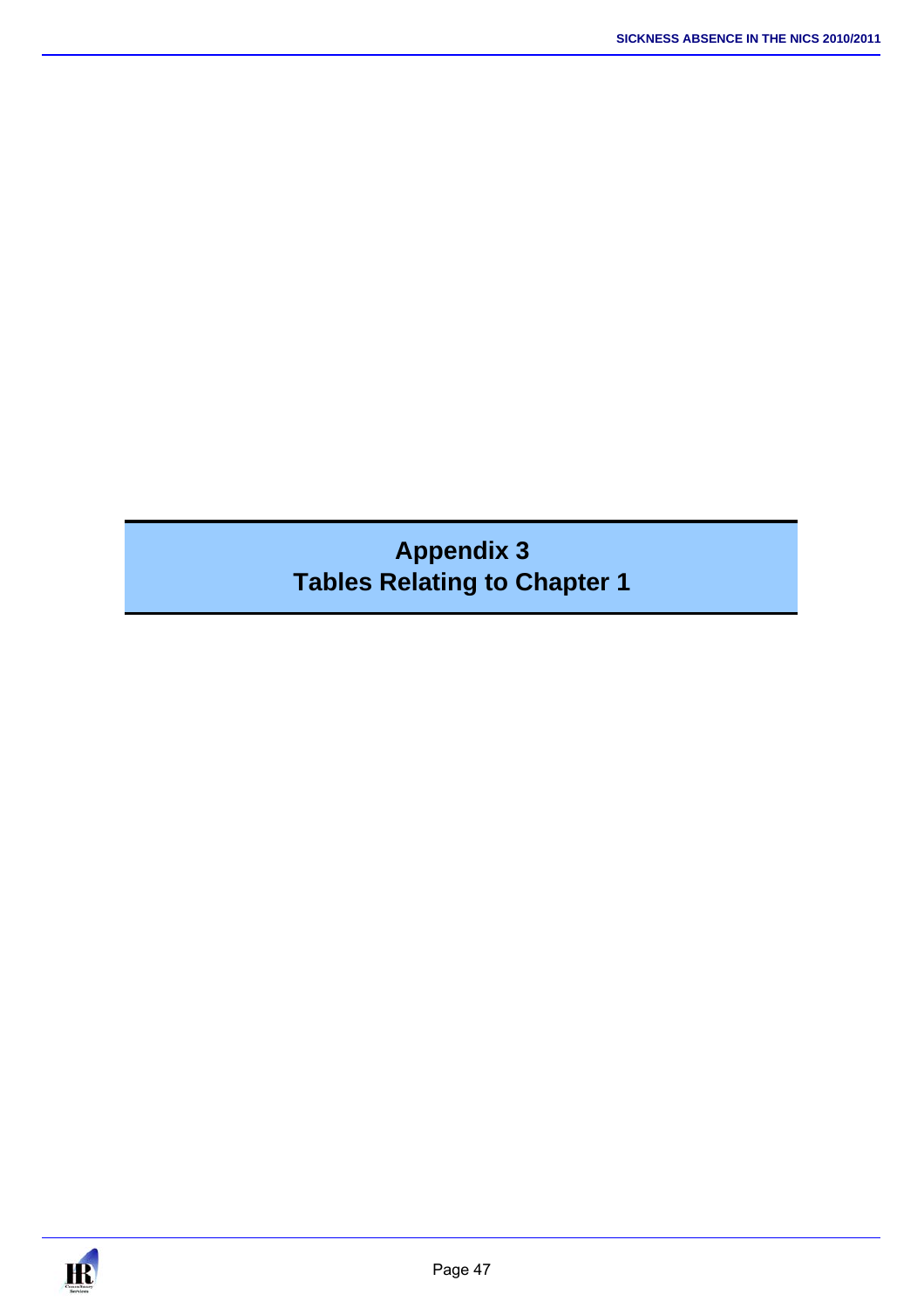# Appendix 3
# Tables Relating to Chapter 1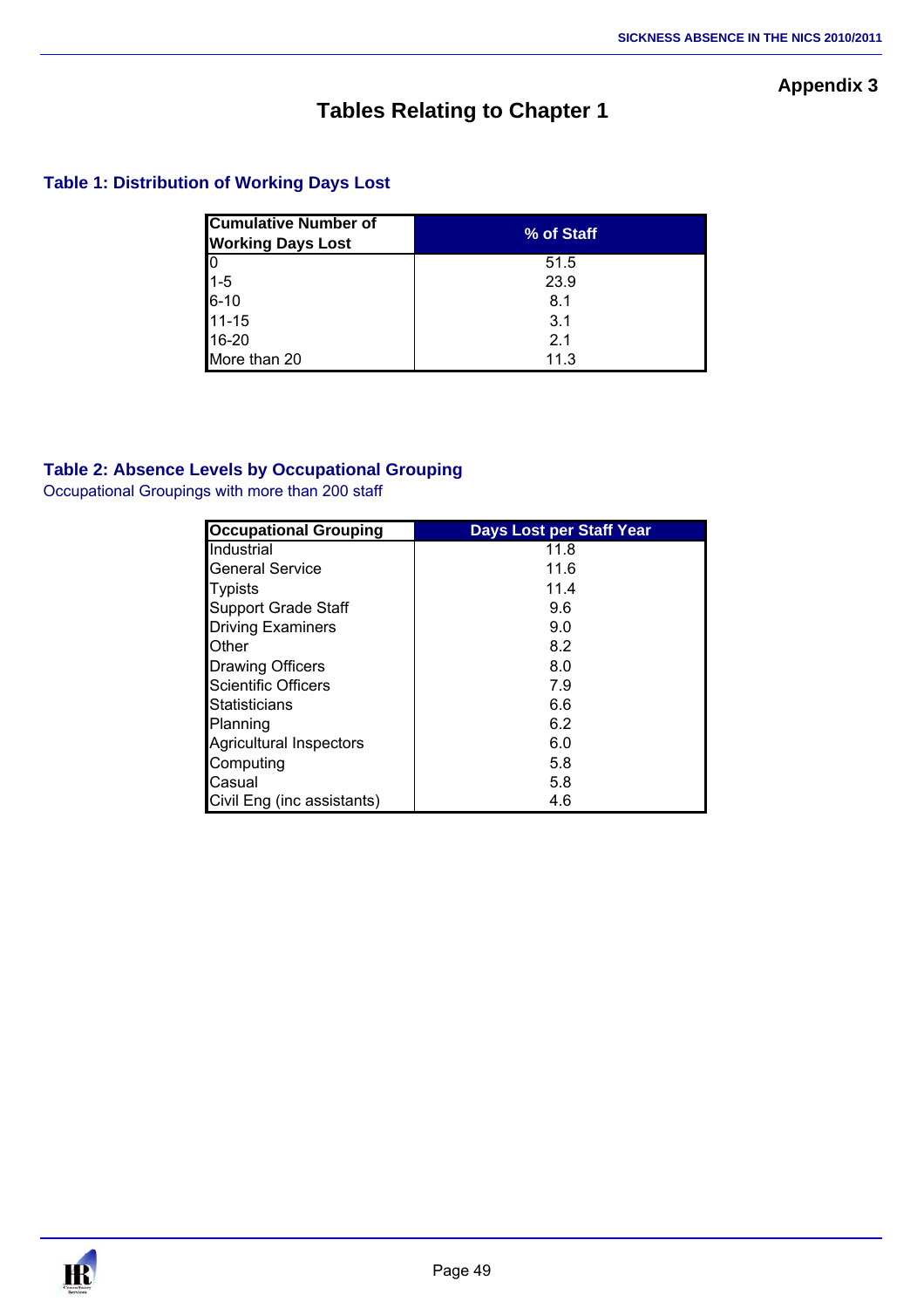Appendix 3

# Tables Relating to Chapter 1

### Table 1: Distribution of Working Days Lost

| Cumulative Number of Working Days Lost | % of Staff |
|---|---|
| 0 | 51.5 |
| 1-5 | 23.9 |
| 6-10 | 8.1 |
| 11-15 | 3.1 |
| 16-20 | 2.1 |
| More than 20 | 11.3 |

### Table 2: Absence Levels by Occupational Grouping

Occupational Groupings with more than 200 staff

| Occupational Grouping | Days Lost per Staff Year |
|---|---|
| Industrial | 11.8 |
| General Service | 11.6 |
| Typists | 11.4 |
| Support Grade Staff | 9.6 |
| Driving Examiners | 9.0 |
| Other | 8.2 |
| Drawing Officers | 8.0 |
| Scientific Officers | 7.9 |
| Statisticians | 6.6 |
| Planning | 6.2 |
| Agricultural Inspectors | 6.0 |
| Computing | 5.8 |
| Casual | 5.8 |
| Civil Eng (inc assistants) | 4.6 |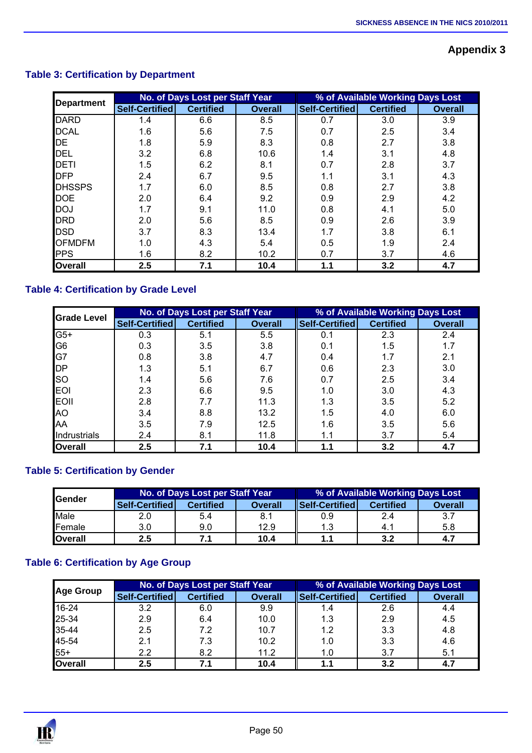## Appendix 3

### Table 3: Certification by Department

| Department | No. of Days Lost per Staff Year | | | % of Available Working Days Lost | | |
|---|---|---|---|---|---|---|
| | Self-Certified | Certified | Overall | Self-Certified | Certified | Overall |
| DARD | 1.4 | 6.6 | 8.5 | 0.7 | 3.0 | 3.9 |
| DCAL | 1.6 | 5.6 | 7.5 | 0.7 | 2.5 | 3.4 |
| DE | 1.8 | 5.9 | 8.3 | 0.8 | 2.7 | 3.8 |
| DEL | 3.2 | 6.8 | 10.6 | 1.4 | 3.1 | 4.8 |
| DETI | 1.5 | 6.2 | 8.1 | 0.7 | 2.8 | 3.7 |
| DFP | 2.4 | 6.7 | 9.5 | 1.1 | 3.1 | 4.3 |
| DHSSPS | 1.7 | 6.0 | 8.5 | 0.8 | 2.7 | 3.8 |
| DOE | 2.0 | 6.4 | 9.2 | 0.9 | 2.9 | 4.2 |
| DOJ | 1.7 | 9.1 | 11.0 | 0.8 | 4.1 | 5.0 |
| DRD | 2.0 | 5.6 | 8.5 | 0.9 | 2.6 | 3.9 |
| DSD | 3.7 | 8.3 | 13.4 | 1.7 | 3.8 | 6.1 |
| OFMDFM | 1.0 | 4.3 | 5.4 | 0.5 | 1.9 | 2.4 |
| PPS | 1.6 | 8.2 | 10.2 | 0.7 | 3.7 | 4.6 |
| **Overall** | **2.5** | **7.1** | **10.4** | **1.1** | **3.2** | **4.7** |

### Table 4: Certification by Grade Level

| Grade Level | No. of Days Lost per Staff Year | | | % of Available Working Days Lost | | |
|---|---|---|---|---|---|---|
| | Self-Certified | Certified | Overall | Self-Certified | Certified | Overall |
| G5+ | 0.3 | 5.1 | 5.5 | 0.1 | 2.3 | 2.4 |
| G6 | 0.3 | 3.5 | 3.8 | 0.1 | 1.5 | 1.7 |
| G7 | 0.8 | 3.8 | 4.7 | 0.4 | 1.7 | 2.1 |
| DP | 1.3 | 5.1 | 6.7 | 0.6 | 2.3 | 3.0 |
| SO | 1.4 | 5.6 | 7.6 | 0.7 | 2.5 | 3.4 |
| EOI | 2.3 | 6.6 | 9.5 | 1.0 | 3.0 | 4.3 |
| EOII | 2.8 | 7.7 | 11.3 | 1.3 | 3.5 | 5.2 |
| AO | 3.4 | 8.8 | 13.2 | 1.5 | 4.0 | 6.0 |
| AA | 3.5 | 7.9 | 12.5 | 1.6 | 3.5 | 5.6 |
| Indrustrials | 2.4 | 8.1 | 11.8 | 1.1 | 3.7 | 5.4 |
| **Overall** | **2.5** | **7.1** | **10.4** | **1.1** | **3.2** | **4.7** |

### Table 5: Certification by Gender

| Gender | No. of Days Lost per Staff Year | | | % of Available Working Days Lost | | |
|---|---|---|---|---|---|---|
| | Self-Certified | Certified | Overall | Self-Certified | Certified | Overall |
| Male | 2.0 | 5.4 | 8.1 | 0.9 | 2.4 | 3.7 |
| Female | 3.0 | 9.0 | 12.9 | 1.3 | 4.1 | 5.8 |
| **Overall** | **2.5** | **7.1** | **10.4** | **1.1** | **3.2** | **4.7** |

### Table 6: Certification by Age Group

| Age Group | No. of Days Lost per Staff Year | | | % of Available Working Days Lost | | |
|---|---|---|---|---|---|---|
| | Self-Certified | Certified | Overall | Self-Certified | Certified | Overall |
| 16-24 | 3.2 | 6.0 | 9.9 | 1.4 | 2.6 | 4.4 |
| 25-34 | 2.9 | 6.4 | 10.0 | 1.3 | 2.9 | 4.5 |
| 35-44 | 2.5 | 7.2 | 10.7 | 1.2 | 3.3 | 4.8 |
| 45-54 | 2.1 | 7.3 | 10.2 | 1.0 | 3.3 | 4.6 |
| 55+ | 2.2 | 8.2 | 11.2 | 1.0 | 3.7 | 5.1 |
| **Overall** | **2.5** | **7.1** | **10.4** | **1.1** | **3.2** | **4.7** |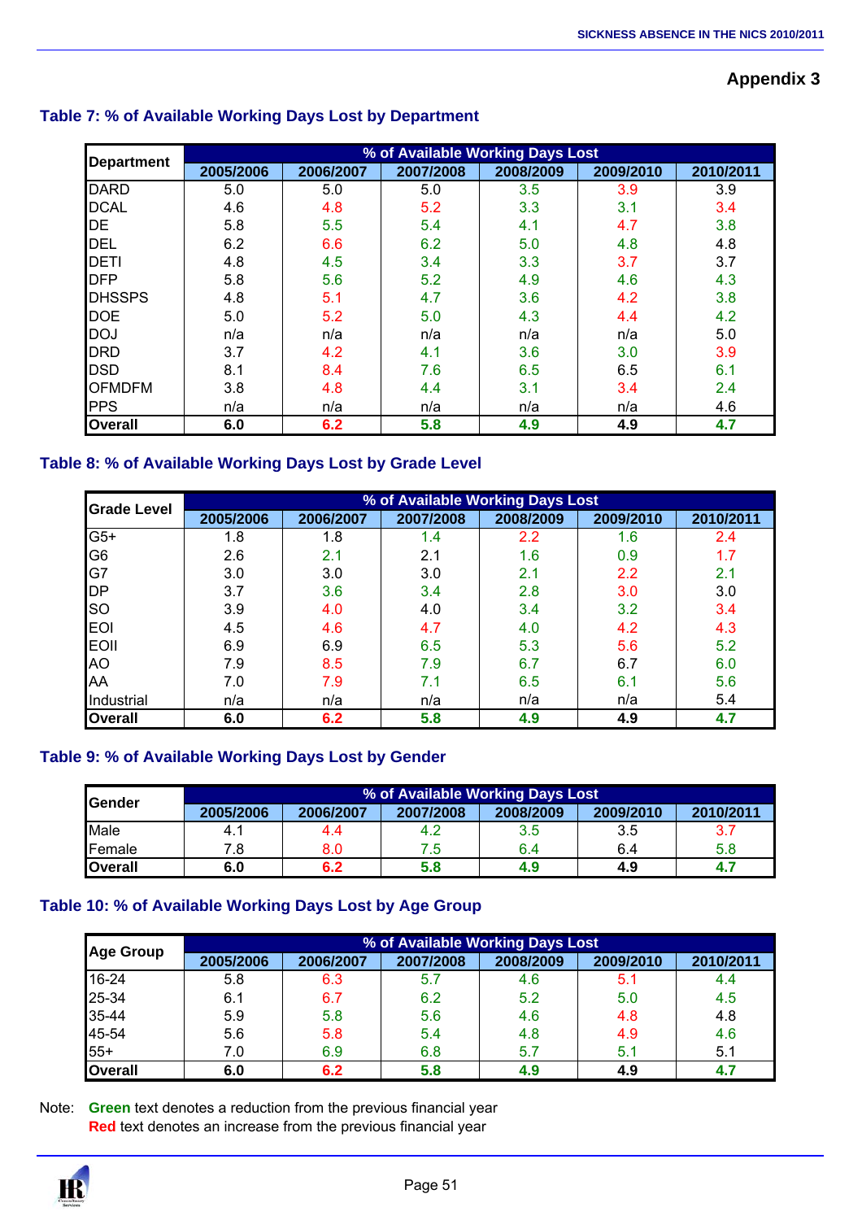## Appendix 3

### Table 7: % of Available Working Days Lost by Department

| Department | % of Available Working Days Lost | | | | | |
|---|---|---|---|---|---|---|
| | 2005/2006 | 2006/2007 | 2007/2008 | 2008/2009 | 2009/2010 | 2010/2011 |
| DARD | 5.0 | 5.0 | 5.0 | 3.5 | 3.9 | 3.9 |
| DCAL | 4.6 | 4.8 | 5.2 | 3.3 | 3.1 | 3.4 |
| DE | 5.8 | 5.5 | 5.4 | 4.1 | 4.7 | 3.8 |
| DEL | 6.2 | 6.6 | 6.2 | 5.0 | 4.8 | 4.8 |
| DETI | 4.8 | 4.5 | 3.4 | 3.3 | 3.7 | 3.7 |
| DFP | 5.8 | 5.6 | 5.2 | 4.9 | 4.6 | 4.3 |
| DHSSPS | 4.8 | 5.1 | 4.7 | 3.6 | 4.2 | 3.8 |
| DOE | 5.0 | 5.2 | 5.0 | 4.3 | 4.4 | 4.2 |
| DOJ | n/a | n/a | n/a | n/a | n/a | 5.0 |
| DRD | 3.7 | 4.2 | 4.1 | 3.6 | 3.0 | 3.9 |
| DSD | 8.1 | 8.4 | 7.6 | 6.5 | 6.5 | 6.1 |
| OFMDFM | 3.8 | 4.8 | 4.4 | 3.1 | 3.4 | 2.4 |
| PPS | n/a | n/a | n/a | n/a | n/a | 4.6 |
| **Overall** | **6.0** | **6.2** | **5.8** | **4.9** | **4.9** | **4.7** |

### Table 8: % of Available Working Days Lost by Grade Level

| Grade Level | % of Available Working Days Lost | | | | | |
|---|---|---|---|---|---|---|
| | 2005/2006 | 2006/2007 | 2007/2008 | 2008/2009 | 2009/2010 | 2010/2011 |
| G5+ | 1.8 | 1.8 | 1.4 | 2.2 | 1.6 | 2.4 |
| G6 | 2.6 | 2.1 | 2.1 | 1.6 | 0.9 | 1.7 |
| G7 | 3.0 | 3.0 | 3.0 | 2.1 | 2.2 | 2.1 |
| DP | 3.7 | 3.6 | 3.4 | 2.8 | 3.0 | 3.0 |
| SO | 3.9 | 4.0 | 4.0 | 3.4 | 3.2 | 3.4 |
| EOI | 4.5 | 4.6 | 4.7 | 4.0 | 4.2 | 4.3 |
| EOII | 6.9 | 6.9 | 6.5 | 5.3 | 5.6 | 5.2 |
| AO | 7.9 | 8.5 | 7.9 | 6.7 | 6.7 | 6.0 |
| AA | 7.0 | 7.9 | 7.1 | 6.5 | 6.1 | 5.6 |
| Industrial | n/a | n/a | n/a | n/a | n/a | 5.4 |
| **Overall** | **6.0** | **6.2** | **5.8** | **4.9** | **4.9** | **4.7** |

### Table 9: % of Available Working Days Lost by Gender

| Gender | % of Available Working Days Lost | | | | | |
|---|---|---|---|---|---|---|
| | 2005/2006 | 2006/2007 | 2007/2008 | 2008/2009 | 2009/2010 | 2010/2011 |
| Male | 4.1 | 4.4 | 4.2 | 3.5 | 3.5 | 3.7 |
| Female | 7.8 | 8.0 | 7.5 | 6.4 | 6.4 | 5.8 |
| **Overall** | **6.0** | **6.2** | **5.8** | **4.9** | **4.9** | **4.7** |

### Table 10: % of Available Working Days Lost by Age Group

| Age Group | % of Available Working Days Lost | | | | | |
|---|---|---|---|---|---|---|
| | 2005/2006 | 2006/2007 | 2007/2008 | 2008/2009 | 2009/2010 | 2010/2011 |
| 16-24 | 5.8 | 6.3 | 5.7 | 4.6 | 5.1 | 4.4 |
| 25-34 | 6.1 | 6.7 | 6.2 | 5.2 | 5.0 | 4.5 |
| 35-44 | 5.9 | 5.8 | 5.6 | 4.6 | 4.8 | 4.8 |
| 45-54 | 5.6 | 5.8 | 5.4 | 4.8 | 4.9 | 4.6 |
| 55+ | 7.0 | 6.9 | 6.8 | 5.7 | 5.1 | 5.1 |
| **Overall** | **6.0** | **6.2** | **5.8** | **4.9** | **4.9** | **4.7** |

Note: **Green** text denotes a reduction from the previous financial year
**Red** text denotes an increase from the previous financial year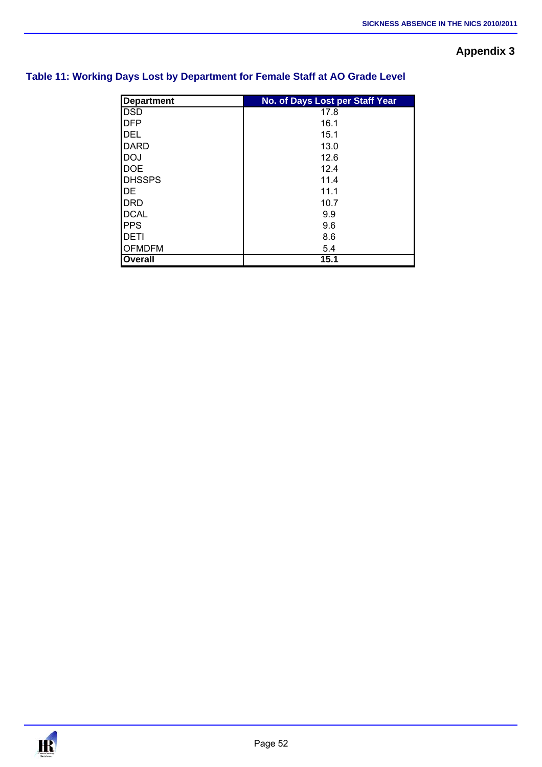## Appendix 3

### Table 11: Working Days Lost by Department for Female Staff at AO Grade Level

| Department | No. of Days Lost per Staff Year |
|---|---|
| DSD | 17.8 |
| DFP | 16.1 |
| DEL | 15.1 |
| DARD | 13.0 |
| DOJ | 12.6 |
| DOE | 12.4 |
| DHSSPS | 11.4 |
| DE | 11.1 |
| DRD | 10.7 |
| DCAL | 9.9 |
| PPS | 9.6 |
| DETI | 8.6 |
| OFMDFM | 5.4 |
| **Overall** | **15.1** |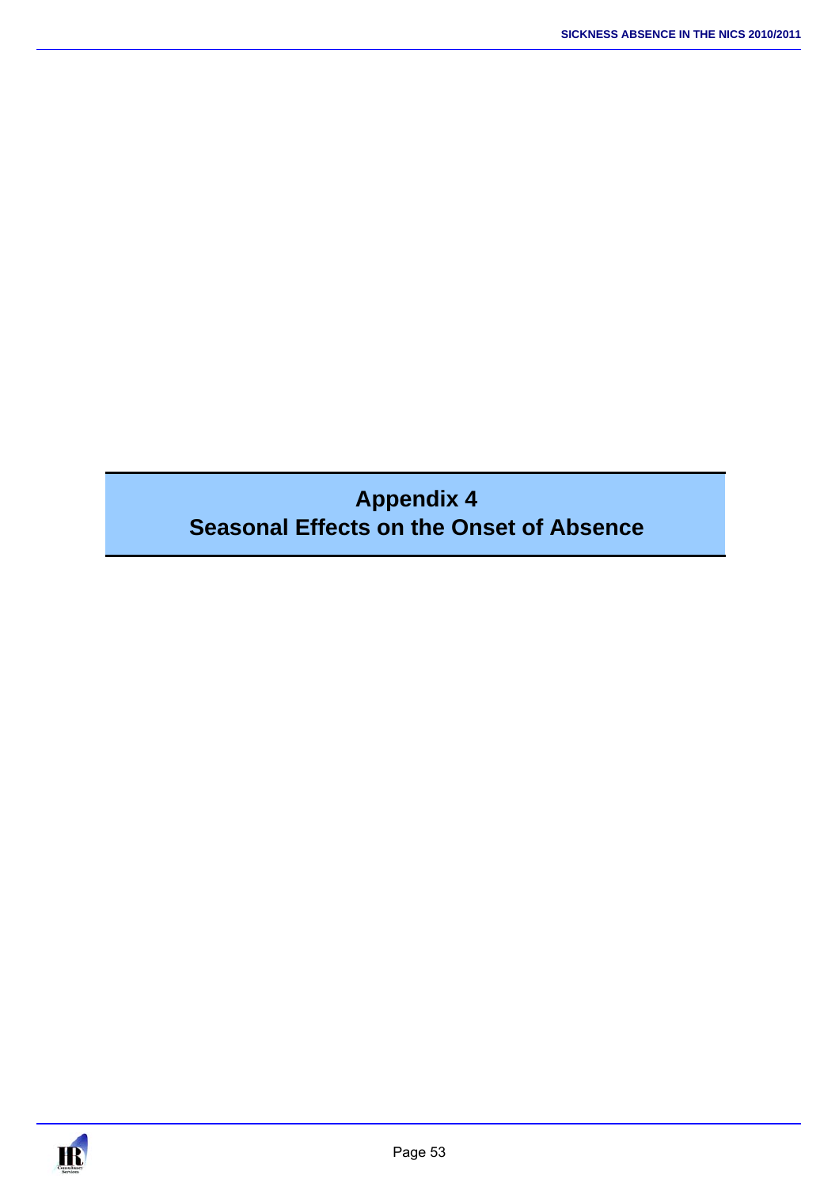# Appendix 4
# Seasonal Effects on the Onset of Absence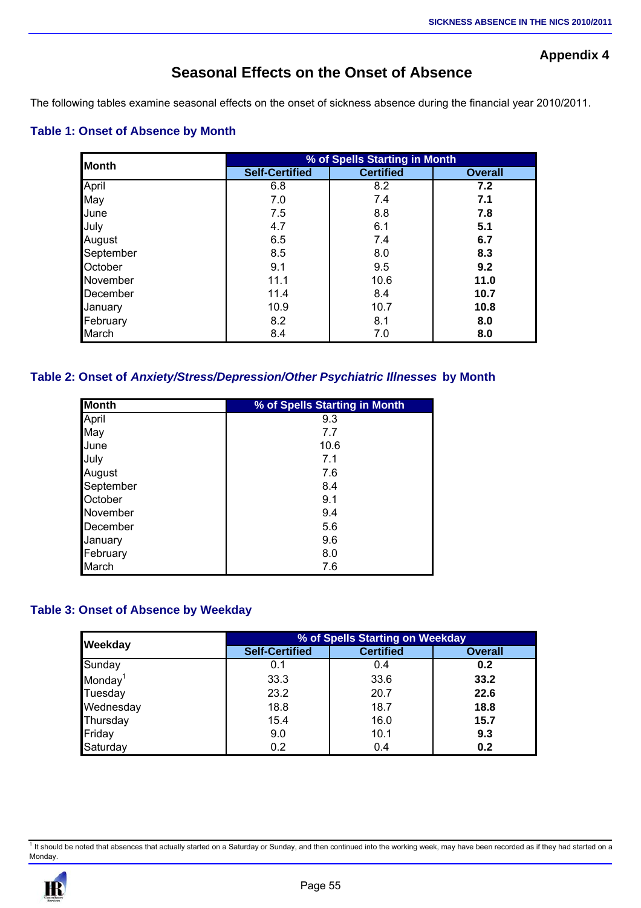Appendix 4

# Seasonal Effects on the Onset of Absence

The following tables examine seasonal effects on the onset of sickness absence during the financial year 2010/2011.

### Table 1: Onset of Absence by Month

| Month | % of Spells Starting in Month | | |
|---|---|---|---|
| | Self-Certified | Certified | Overall |
| April | 6.8 | 8.2 | **7.2** |
| May | 7.0 | 7.4 | **7.1** |
| June | 7.5 | 8.8 | **7.8** |
| July | 4.7 | 6.1 | **5.1** |
| August | 6.5 | 7.4 | **6.7** |
| September | 8.5 | 8.0 | **8.3** |
| October | 9.1 | 9.5 | **9.2** |
| November | 11.1 | 10.6 | **11.0** |
| December | 11.4 | 8.4 | **10.7** |
| January | 10.9 | 10.7 | **10.8** |
| February | 8.2 | 8.1 | **8.0** |
| March | 8.4 | 7.0 | **8.0** |

### Table 2: Onset of *Anxiety/Stress/Depression/Other Psychiatric Illnesses* by Month

| Month | % of Spells Starting in Month |
|---|---|
| April | 9.3 |
| May | 7.7 |
| June | 10.6 |
| July | 7.1 |
| August | 7.6 |
| September | 8.4 |
| October | 9.1 |
| November | 9.4 |
| December | 5.6 |
| January | 9.6 |
| February | 8.0 |
| March | 7.6 |

### Table 3: Onset of Absence by Weekday

| Weekday | % of Spells Starting on Weekday | | |
|---|---|---|---|
| | Self-Certified | Certified | Overall |
| Sunday | 0.1 | 0.4 | **0.2** |
| Monday[1] | 33.3 | 33.6 | **33.2** |
| Tuesday | 23.2 | 20.7 | **22.6** |
| Wednesday | 18.8 | 18.7 | **18.8** |
| Thursday | 15.4 | 16.0 | **15.7** |
| Friday | 9.0 | 10.1 | **9.3** |
| Saturday | 0.2 | 0.4 | **0.2** |

[1] It should be noted that absences that actually started on a Saturday or Sunday, and then continued into the working week, may have been recorded as if they had started on a Monday.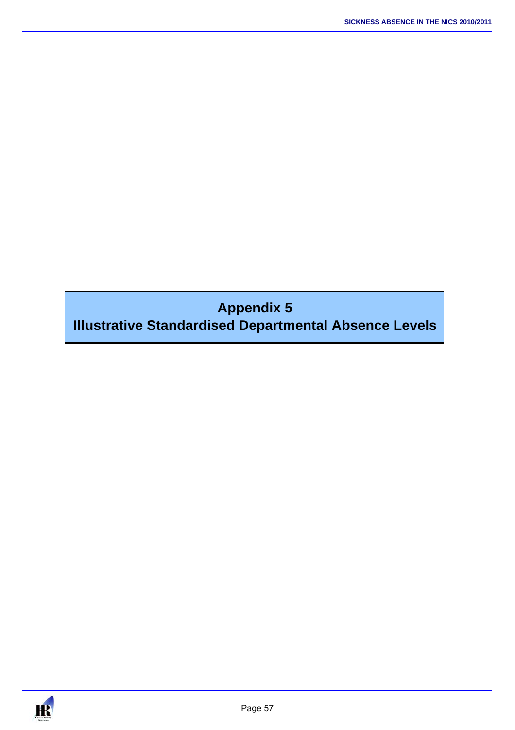# Appendix 5
# Illustrative Standardised Departmental Absence Levels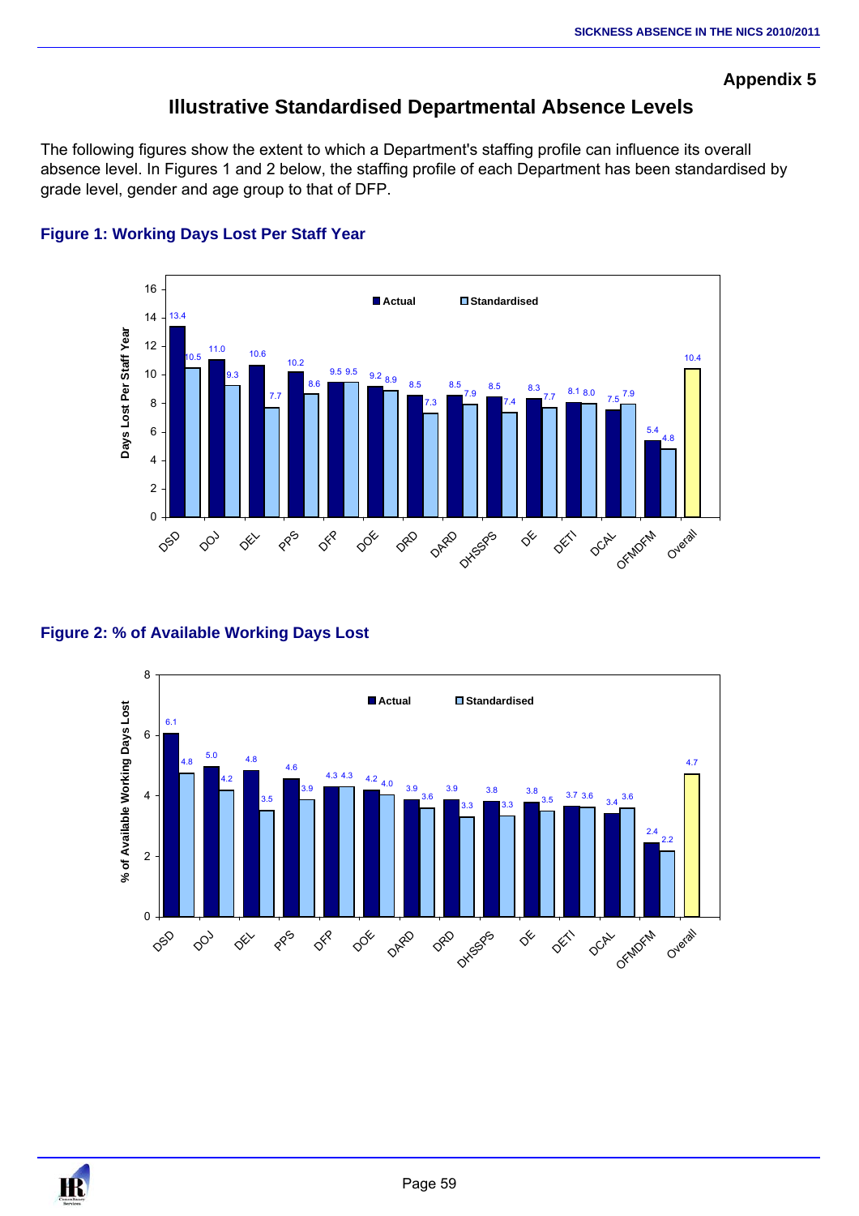**Appendix 5**

## Illustrative Standardised Departmental Absence Levels

The following figures show the extent to which a Department's staffing profile can influence its overall absence level. In Figures 1 and 2 below, the staffing profile of each Department has been standardised by grade level, gender and age group to that of DFP.

### Figure 1: Working Days Lost Per Staff Year

| Department | Actual | Standardised |
|---|---|---|
| DSD | 13.4 | 10.5 |
| DOJ | 11.0 | 9.3 |
| DEL | 10.6 | 7.7 |
| PPS | 10.2 | 8.6 |
| DFP | 9.5 | 9.5 |
| DOE | 9.2 | 8.9 |
| DRD | 8.5 | 7.3 |
| DARD | 8.5 | 7.9 |
| DHSSPS | 8.5 | 7.4 |
| DE | 8.3 | 7.7 |
| DETI | 8.1 | 8.0 |
| DCAL | 7.5 | 7.9 |
| OFMDFM | 5.4 | 4.8 |
| Overall | 10.4 | |

### Figure 2: % of Available Working Days Lost

| Department | Actual | Standardised |
|---|---|---|
| DSD | 6.1 | 4.8 |
| DOJ | 5.0 | 4.2 |
| DEL | 4.8 | 3.5 |
| PPS | 4.6 | 3.9 |
| DFP | 4.3 | 4.3 |
| DOE | 4.2 | 4.0 |
| DARD | 3.9 | 3.6 |
| DRD | 3.9 | 3.3 |
| DHSSPS | 3.8 | 3.3 |
| DE | 3.8 | 3.5 |
| DETI | 3.7 | 3.6 |
| DCAL | 3.4 | 3.6 |
| OFMDFM | 2.4 | 2.2 |
| Overall | 4.7 | |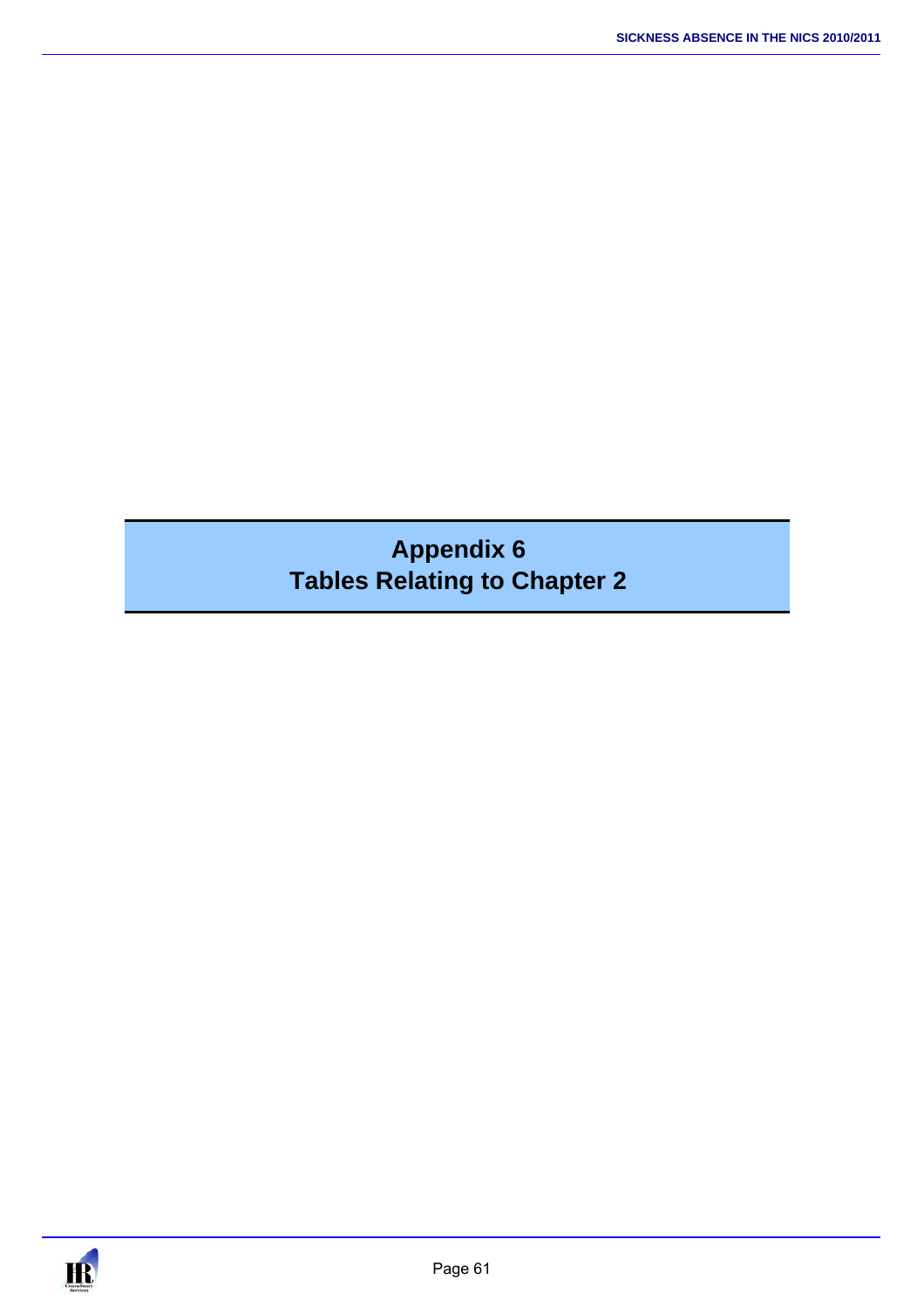# Appendix 6
# Tables Relating to Chapter 2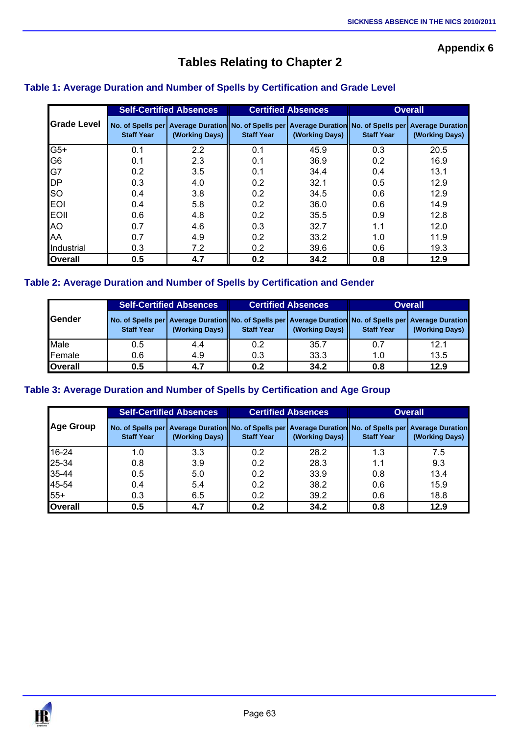**Appendix 6**

# Tables Relating to Chapter 2

## Table 1: Average Duration and Number of Spells by Certification and Grade Level

| Grade Level | Self-Certified Absences | | Certified Absences | | Overall | |
|---|---|---|---|---|---|---|
| | No. of Spells per Staff Year | Average Duration (Working Days) | No. of Spells per Staff Year | Average Duration (Working Days) | No. of Spells per Staff Year | Average Duration (Working Days) |
| G5+ | 0.1 | 2.2 | 0.1 | 45.9 | 0.3 | 20.5 |
| G6 | 0.1 | 2.3 | 0.1 | 36.9 | 0.2 | 16.9 |
| G7 | 0.2 | 3.5 | 0.1 | 34.4 | 0.4 | 13.1 |
| DP | 0.3 | 4.0 | 0.2 | 32.1 | 0.5 | 12.9 |
| SO | 0.4 | 3.8 | 0.2 | 34.5 | 0.6 | 12.9 |
| EOI | 0.4 | 5.8 | 0.2 | 36.0 | 0.6 | 14.9 |
| EOII | 0.6 | 4.8 | 0.2 | 35.5 | 0.9 | 12.8 |
| AO | 0.7 | 4.6 | 0.3 | 32.7 | 1.1 | 12.0 |
| AA | 0.7 | 4.9 | 0.2 | 33.2 | 1.0 | 11.9 |
| Industrial | 0.3 | 7.2 | 0.2 | 39.6 | 0.6 | 19.3 |
| **Overall** | **0.5** | **4.7** | **0.2** | **34.2** | **0.8** | **12.9** |

## Table 2: Average Duration and Number of Spells by Certification and Gender

| Gender | Self-Certified Absences | | Certified Absences | | Overall | |
|---|---|---|---|---|---|---|
| | No. of Spells per Staff Year | Average Duration (Working Days) | No. of Spells per Staff Year | Average Duration (Working Days) | No. of Spells per Staff Year | Average Duration (Working Days) |
| Male | 0.5 | 4.4 | 0.2 | 35.7 | 0.7 | 12.1 |
| Female | 0.6 | 4.9 | 0.3 | 33.3 | 1.0 | 13.5 |
| **Overall** | **0.5** | **4.7** | **0.2** | **34.2** | **0.8** | **12.9** |

## Table 3: Average Duration and Number of Spells by Certification and Age Group

| Age Group | Self-Certified Absences | | Certified Absences | | Overall | |
|---|---|---|---|---|---|---|
| | No. of Spells per Staff Year | Average Duration (Working Days) | No. of Spells per Staff Year | Average Duration (Working Days) | No. of Spells per Staff Year | Average Duration (Working Days) |
| 16-24 | 1.0 | 3.3 | 0.2 | 28.2 | 1.3 | 7.5 |
| 25-34 | 0.8 | 3.9 | 0.2 | 28.3 | 1.1 | 9.3 |
| 35-44 | 0.5 | 5.0 | 0.2 | 33.9 | 0.8 | 13.4 |
| 45-54 | 0.4 | 5.4 | 0.2 | 38.2 | 0.6 | 15.9 |
| 55+ | 0.3 | 6.5 | 0.2 | 39.2 | 0.6 | 18.8 |
| **Overall** | **0.5** | **4.7** | **0.2** | **34.2** | **0.8** | **12.9** |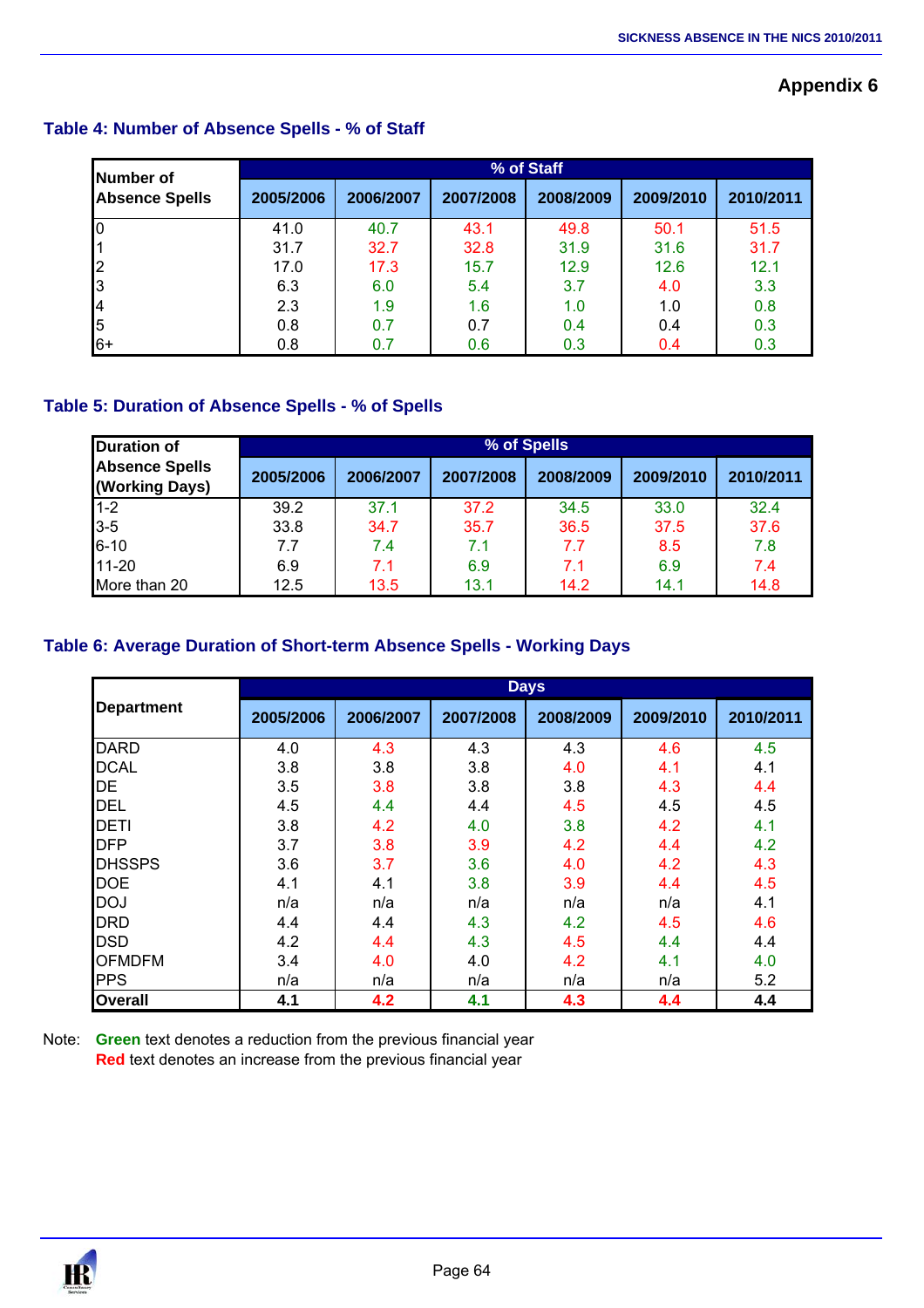## Appendix 6

### Table 4: Number of Absence Spells - % of Staff

| Number of Absence Spells | % of Staff | | | | | |
|---|---|---|---|---|---|---|
| | 2005/2006 | 2006/2007 | 2007/2008 | 2008/2009 | 2009/2010 | 2010/2011 |
| 0 | 41.0 | 40.7 | 43.1 | 49.8 | 50.1 | 51.5 |
| 1 | 31.7 | 32.7 | 32.8 | 31.9 | 31.6 | 31.7 |
| 2 | 17.0 | 17.3 | 15.7 | 12.9 | 12.6 | 12.1 |
| 3 | 6.3 | 6.0 | 5.4 | 3.7 | 4.0 | 3.3 |
| 4 | 2.3 | 1.9 | 1.6 | 1.0 | 1.0 | 0.8 |
| 5 | 0.8 | 0.7 | 0.7 | 0.4 | 0.4 | 0.3 |
| 6+ | 0.8 | 0.7 | 0.6 | 0.3 | 0.4 | 0.3 |

### Table 5: Duration of Absence Spells - % of Spells

| Duration of Absence Spells (Working Days) | % of Spells | | | | | |
|---|---|---|---|---|---|---|
| | 2005/2006 | 2006/2007 | 2007/2008 | 2008/2009 | 2009/2010 | 2010/2011 |
| 1-2 | 39.2 | 37.1 | 37.2 | 34.5 | 33.0 | 32.4 |
| 3-5 | 33.8 | 34.7 | 35.7 | 36.5 | 37.5 | 37.6 |
| 6-10 | 7.7 | 7.4 | 7.1 | 7.7 | 8.5 | 7.8 |
| 11-20 | 6.9 | 7.1 | 6.9 | 7.1 | 6.9 | 7.4 |
| More than 20 | 12.5 | 13.5 | 13.1 | 14.2 | 14.1 | 14.8 |

### Table 6: Average Duration of Short-term Absence Spells - Working Days

| Department | Days | | | | | |
|---|---|---|---|---|---|---|
| | 2005/2006 | 2006/2007 | 2007/2008 | 2008/2009 | 2009/2010 | 2010/2011 |
| DARD | 4.0 | 4.3 | 4.3 | 4.3 | 4.6 | 4.5 |
| DCAL | 3.8 | 3.8 | 3.8 | 4.0 | 4.1 | 4.1 |
| DE | 3.5 | 3.8 | 3.8 | 3.8 | 4.3 | 4.4 |
| DEL | 4.5 | 4.4 | 4.4 | 4.5 | 4.5 | 4.5 |
| DETI | 3.8 | 4.2 | 4.0 | 3.8 | 4.2 | 4.1 |
| DFP | 3.7 | 3.8 | 3.9 | 4.2 | 4.4 | 4.2 |
| DHSSPS | 3.6 | 3.7 | 3.6 | 4.0 | 4.2 | 4.3 |
| DOE | 4.1 | 4.1 | 3.8 | 3.9 | 4.4 | 4.5 |
| DOJ | n/a | n/a | n/a | n/a | n/a | 4.1 |
| DRD | 4.4 | 4.4 | 4.3 | 4.2 | 4.5 | 4.6 |
| DSD | 4.2 | 4.4 | 4.3 | 4.5 | 4.4 | 4.4 |
| OFMDFM | 3.4 | 4.0 | 4.0 | 4.2 | 4.1 | 4.0 |
| PPS | n/a | n/a | n/a | n/a | n/a | 5.2 |
| **Overall** | **4.1** | **4.2** | **4.1** | **4.3** | **4.4** | **4.4** |

Note: **Green** text denotes a reduction from the previous financial year
**Red** text denotes an increase from the previous financial year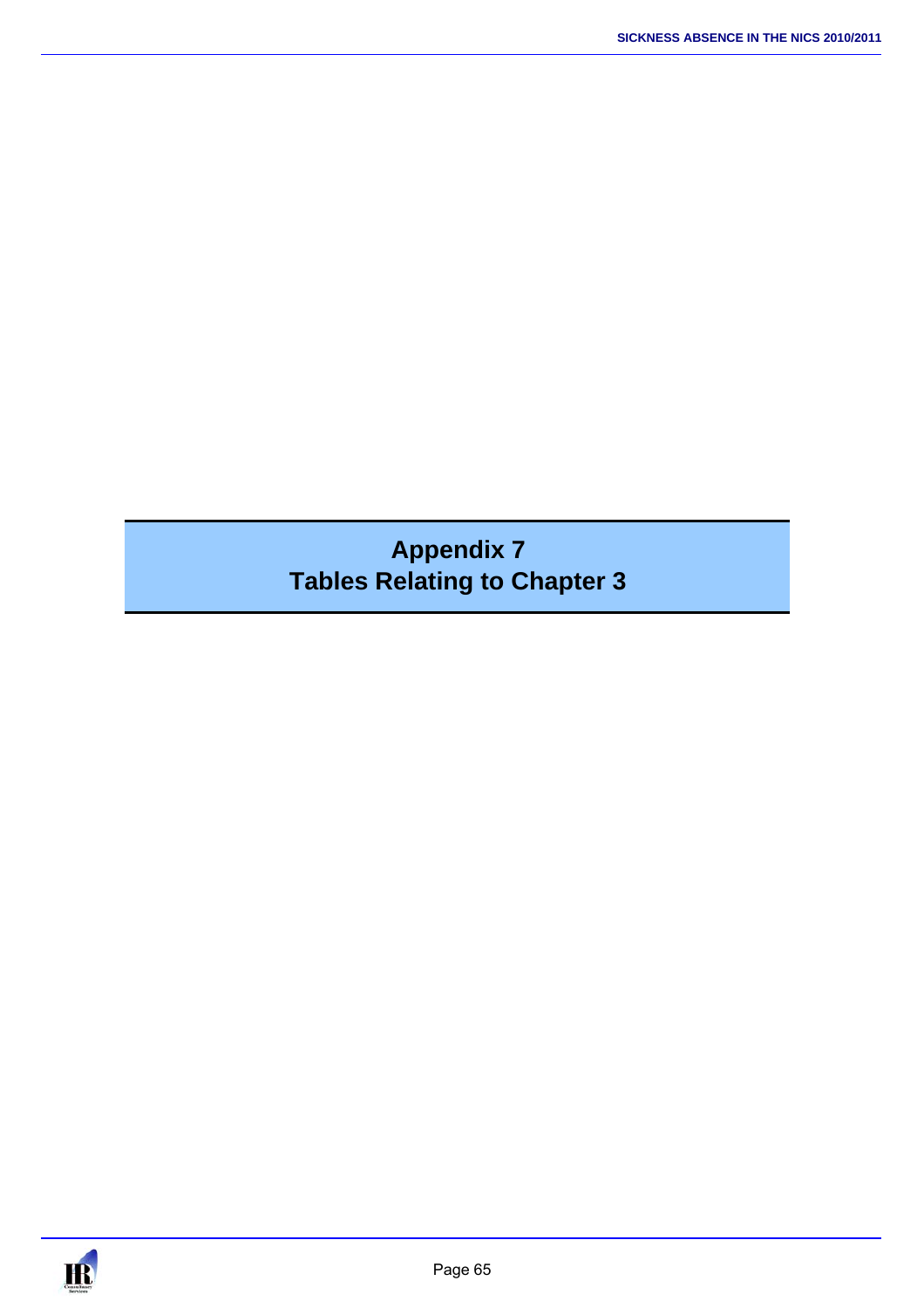# Appendix 7
## Tables Relating to Chapter 3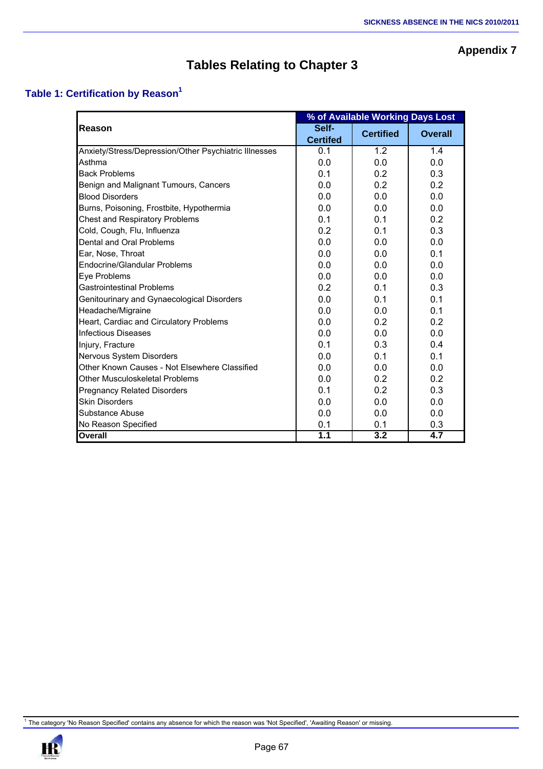## Appendix 7

# Tables Relating to Chapter 3

### Table 1: Certification by Reason[1]

| Reason | % of Available Working Days Lost | | |
|---|---|---|---|
| | Self-Certifed | Certified | Overall |
| Anxiety/Stress/Depression/Other Psychiatric Illnesses | 0.1 | 1.2 | 1.4 |
| Asthma | 0.0 | 0.0 | 0.0 |
| Back Problems | 0.1 | 0.2 | 0.3 |
| Benign and Malignant Tumours, Cancers | 0.0 | 0.2 | 0.2 |
| Blood Disorders | 0.0 | 0.0 | 0.0 |
| Burns, Poisoning, Frostbite, Hypothermia | 0.0 | 0.0 | 0.0 |
| Chest and Respiratory Problems | 0.1 | 0.1 | 0.2 |
| Cold, Cough, Flu, Influenza | 0.2 | 0.1 | 0.3 |
| Dental and Oral Problems | 0.0 | 0.0 | 0.0 |
| Ear, Nose, Throat | 0.0 | 0.0 | 0.1 |
| Endocrine/Glandular Problems | 0.0 | 0.0 | 0.0 |
| Eye Problems | 0.0 | 0.0 | 0.0 |
| Gastrointestinal Problems | 0.2 | 0.1 | 0.3 |
| Genitourinary and Gynaecological Disorders | 0.0 | 0.1 | 0.1 |
| Headache/Migraine | 0.0 | 0.0 | 0.1 |
| Heart, Cardiac and Circulatory Problems | 0.0 | 0.2 | 0.2 |
| Infectious Diseases | 0.0 | 0.0 | 0.0 |
| Injury, Fracture | 0.1 | 0.3 | 0.4 |
| Nervous System Disorders | 0.0 | 0.1 | 0.1 |
| Other Known Causes - Not Elsewhere Classified | 0.0 | 0.0 | 0.0 |
| Other Musculoskeletal Problems | 0.0 | 0.2 | 0.2 |
| Pregnancy Related Disorders | 0.1 | 0.2 | 0.3 |
| Skin Disorders | 0.0 | 0.0 | 0.0 |
| Substance Abuse | 0.0 | 0.0 | 0.0 |
| No Reason Specified | 0.1 | 0.1 | 0.3 |
| **Overall** | **1.1** | **3.2** | **4.7** |

[1] The category 'No Reason Specified' contains any absence for which the reason was 'Not Specified', 'Awaiting Reason' or missing.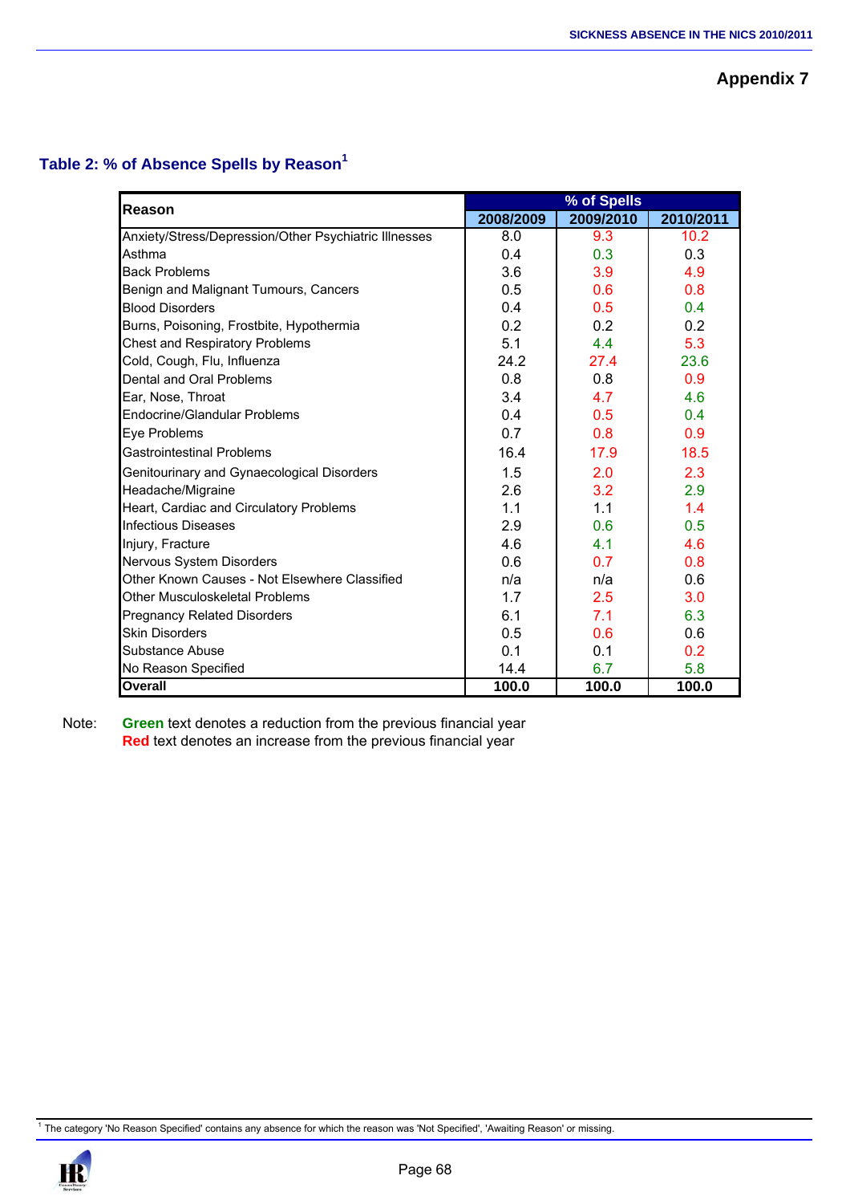## Appendix 7

### Table 2: % of Absence Spells by Reason[1]

| Reason | % of Spells | | |
|---|---|---|---|
| | 2008/2009 | 2009/2010 | 2010/2011 |
| Anxiety/Stress/Depression/Other Psychiatric Illnesses | 8.0 | 9.3 | 10.2 |
| Asthma | 0.4 | 0.3 | 0.3 |
| Back Problems | 3.6 | 3.9 | 4.9 |
| Benign and Malignant Tumours, Cancers | 0.5 | 0.6 | 0.8 |
| Blood Disorders | 0.4 | 0.5 | 0.4 |
| Burns, Poisoning, Frostbite, Hypothermia | 0.2 | 0.2 | 0.2 |
| Chest and Respiratory Problems | 5.1 | 4.4 | 5.3 |
| Cold, Cough, Flu, Influenza | 24.2 | 27.4 | 23.6 |
| Dental and Oral Problems | 0.8 | 0.8 | 0.9 |
| Ear, Nose, Throat | 3.4 | 4.7 | 4.6 |
| Endocrine/Glandular Problems | 0.4 | 0.5 | 0.4 |
| Eye Problems | 0.7 | 0.8 | 0.9 |
| Gastrointestinal Problems | 16.4 | 17.9 | 18.5 |
| Genitourinary and Gynaecological Disorders | 1.5 | 2.0 | 2.3 |
| Headache/Migraine | 2.6 | 3.2 | 2.9 |
| Heart, Cardiac and Circulatory Problems | 1.1 | 1.1 | 1.4 |
| Infectious Diseases | 2.9 | 0.6 | 0.5 |
| Injury, Fracture | 4.6 | 4.1 | 4.6 |
| Nervous System Disorders | 0.6 | 0.7 | 0.8 |
| Other Known Causes - Not Elsewhere Classified | n/a | n/a | 0.6 |
| Other Musculoskeletal Problems | 1.7 | 2.5 | 3.0 |
| Pregnancy Related Disorders | 6.1 | 7.1 | 6.3 |
| Skin Disorders | 0.5 | 0.6 | 0.6 |
| Substance Abuse | 0.1 | 0.1 | 0.2 |
| No Reason Specified | 14.4 | 6.7 | 5.8 |
| **Overall** | **100.0** | **100.0** | **100.0** |

Note: **Green** text denotes a reduction from the previous financial year
**Red** text denotes an increase from the previous financial year

[1] The category 'No Reason Specified' contains any absence for which the reason was 'Not Specified', 'Awaiting Reason' or missing.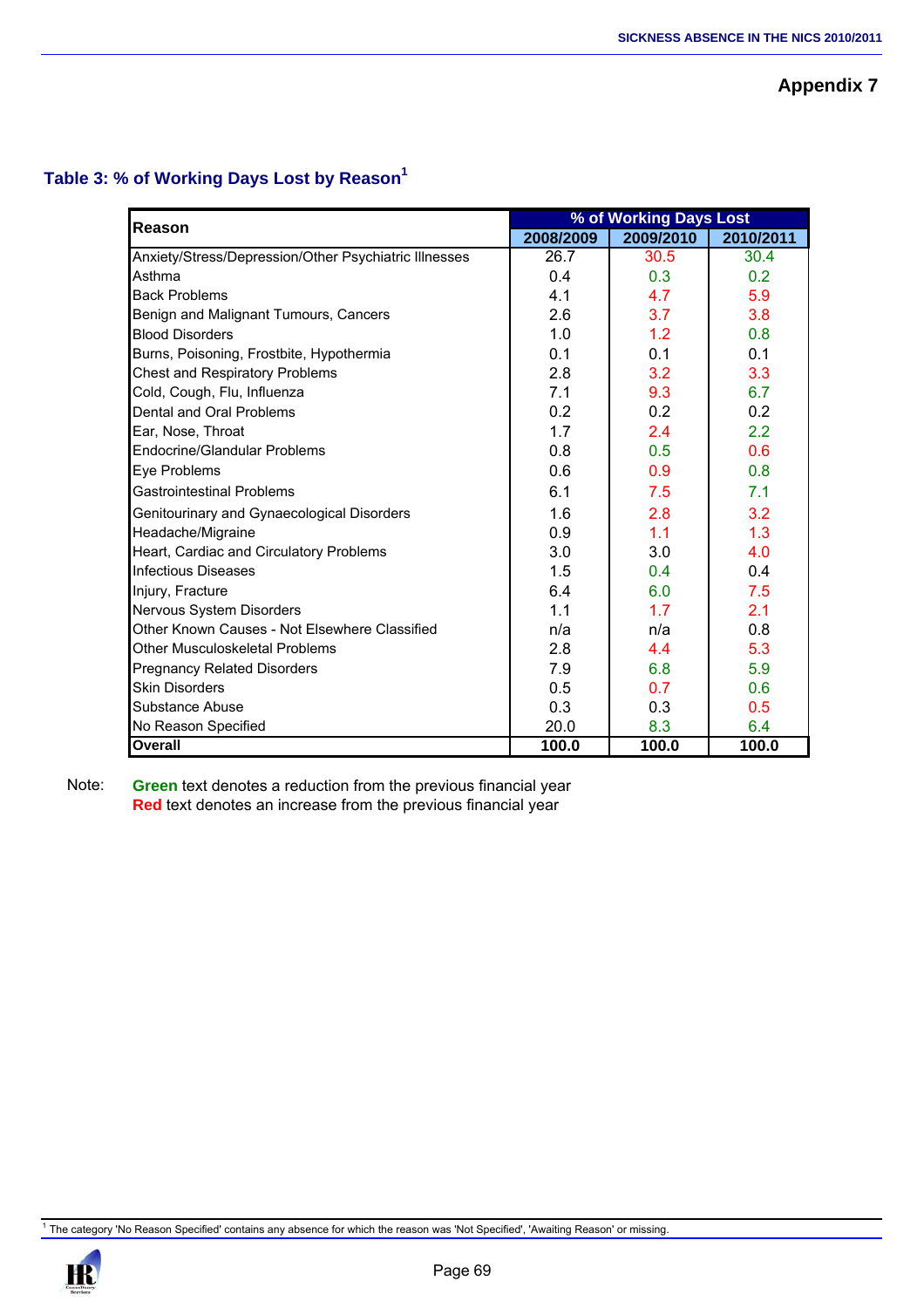## Appendix 7

### Table 3: % of Working Days Lost by Reason[1]

| Reason | % of Working Days Lost | | |
|---|---|---|---|
| | 2008/2009 | 2009/2010 | 2010/2011 |
| Anxiety/Stress/Depression/Other Psychiatric Illnesses | 26.7 | 30.5 | 30.4 |
| Asthma | 0.4 | 0.3 | 0.2 |
| Back Problems | 4.1 | 4.7 | 5.9 |
| Benign and Malignant Tumours, Cancers | 2.6 | 3.7 | 3.8 |
| Blood Disorders | 1.0 | 1.2 | 0.8 |
| Burns, Poisoning, Frostbite, Hypothermia | 0.1 | 0.1 | 0.1 |
| Chest and Respiratory Problems | 2.8 | 3.2 | 3.3 |
| Cold, Cough, Flu, Influenza | 7.1 | 9.3 | 6.7 |
| Dental and Oral Problems | 0.2 | 0.2 | 0.2 |
| Ear, Nose, Throat | 1.7 | 2.4 | 2.2 |
| Endocrine/Glandular Problems | 0.8 | 0.5 | 0.6 |
| Eye Problems | 0.6 | 0.9 | 0.8 |
| Gastrointestinal Problems | 6.1 | 7.5 | 7.1 |
| Genitourinary and Gynaecological Disorders | 1.6 | 2.8 | 3.2 |
| Headache/Migraine | 0.9 | 1.1 | 1.3 |
| Heart, Cardiac and Circulatory Problems | 3.0 | 3.0 | 4.0 |
| Infectious Diseases | 1.5 | 0.4 | 0.4 |
| Injury, Fracture | 6.4 | 6.0 | 7.5 |
| Nervous System Disorders | 1.1 | 1.7 | 2.1 |
| Other Known Causes - Not Elsewhere Classified | n/a | n/a | 0.8 |
| Other Musculoskeletal Problems | 2.8 | 4.4 | 5.3 |
| Pregnancy Related Disorders | 7.9 | 6.8 | 5.9 |
| Skin Disorders | 0.5 | 0.7 | 0.6 |
| Substance Abuse | 0.3 | 0.3 | 0.5 |
| No Reason Specified | 20.0 | 8.3 | 6.4 |
| **Overall** | **100.0** | **100.0** | **100.0** |

Note: **Green** text denotes a reduction from the previous financial year
**Red** text denotes an increase from the previous financial year

[1] The category 'No Reason Specified' contains any absence for which the reason was 'Not Specified', 'Awaiting Reason' or missing.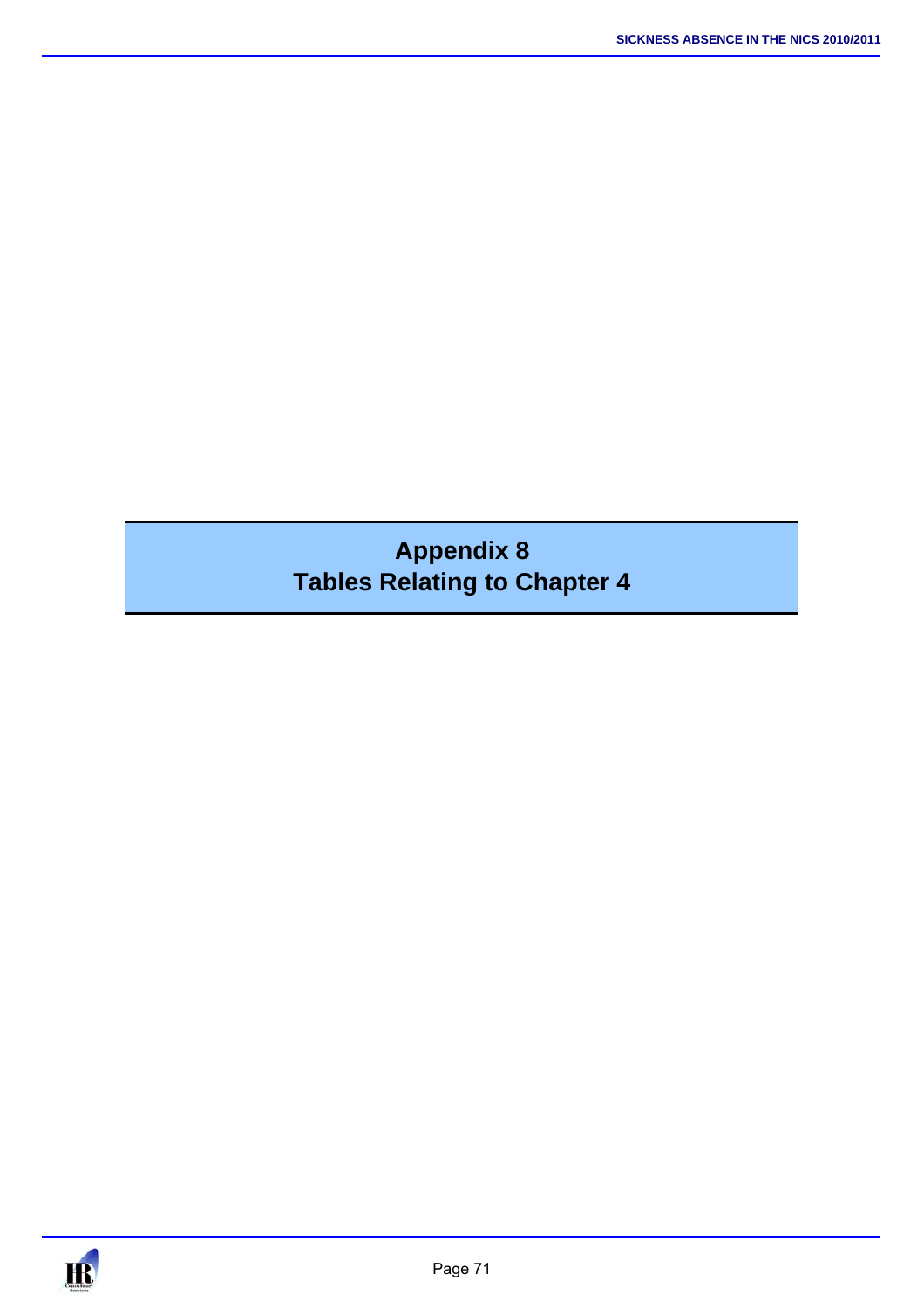# Appendix 8
## Tables Relating to Chapter 4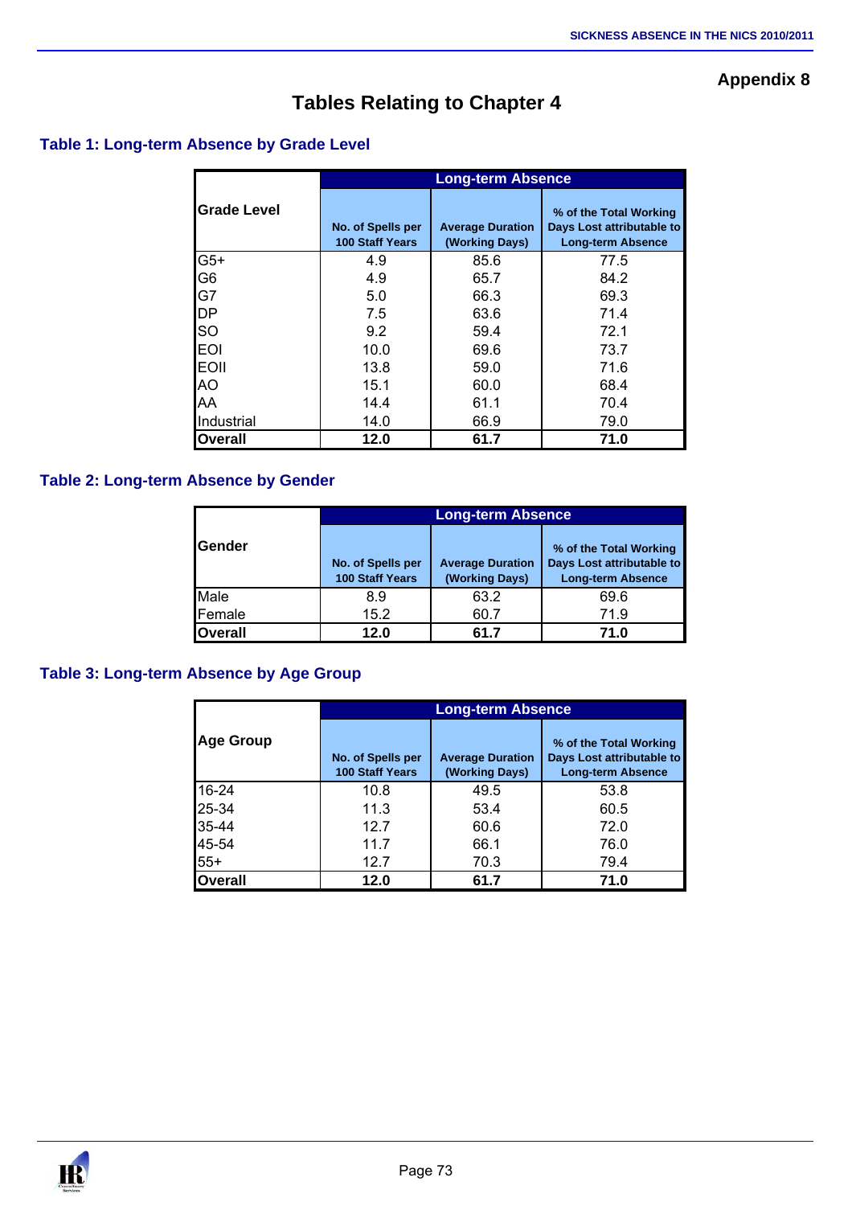Appendix 8

# Tables Relating to Chapter 4

## Table 1: Long-term Absence by Grade Level

| Grade Level | Long-term Absence | | |
|---|---|---|---|
| | No. of Spells per 100 Staff Years | Average Duration (Working Days) | % of the Total Working Days Lost attributable to Long-term Absence |
| G5+ | 4.9 | 85.6 | 77.5 |
| G6 | 4.9 | 65.7 | 84.2 |
| G7 | 5.0 | 66.3 | 69.3 |
| DP | 7.5 | 63.6 | 71.4 |
| SO | 9.2 | 59.4 | 72.1 |
| EOI | 10.0 | 69.6 | 73.7 |
| EOII | 13.8 | 59.0 | 71.6 |
| AO | 15.1 | 60.0 | 68.4 |
| AA | 14.4 | 61.1 | 70.4 |
| Industrial | 14.0 | 66.9 | 79.0 |
| **Overall** | **12.0** | **61.7** | **71.0** |

## Table 2: Long-term Absence by Gender

| Gender | Long-term Absence | | |
|---|---|---|---|
| | No. of Spells per 100 Staff Years | Average Duration (Working Days) | % of the Total Working Days Lost attributable to Long-term Absence |
| Male | 8.9 | 63.2 | 69.6 |
| Female | 15.2 | 60.7 | 71.9 |
| **Overall** | **12.0** | **61.7** | **71.0** |

## Table 3: Long-term Absence by Age Group

| Age Group | Long-term Absence | | |
|---|---|---|---|
| | No. of Spells per 100 Staff Years | Average Duration (Working Days) | % of the Total Working Days Lost attributable to Long-term Absence |
| 16-24 | 10.8 | 49.5 | 53.8 |
| 25-34 | 11.3 | 53.4 | 60.5 |
| 35-44 | 12.7 | 60.6 | 72.0 |
| 45-54 | 11.7 | 66.1 | 76.0 |
| 55+ | 12.7 | 70.3 | 79.4 |
| **Overall** | **12.0** | **61.7** | **71.0** |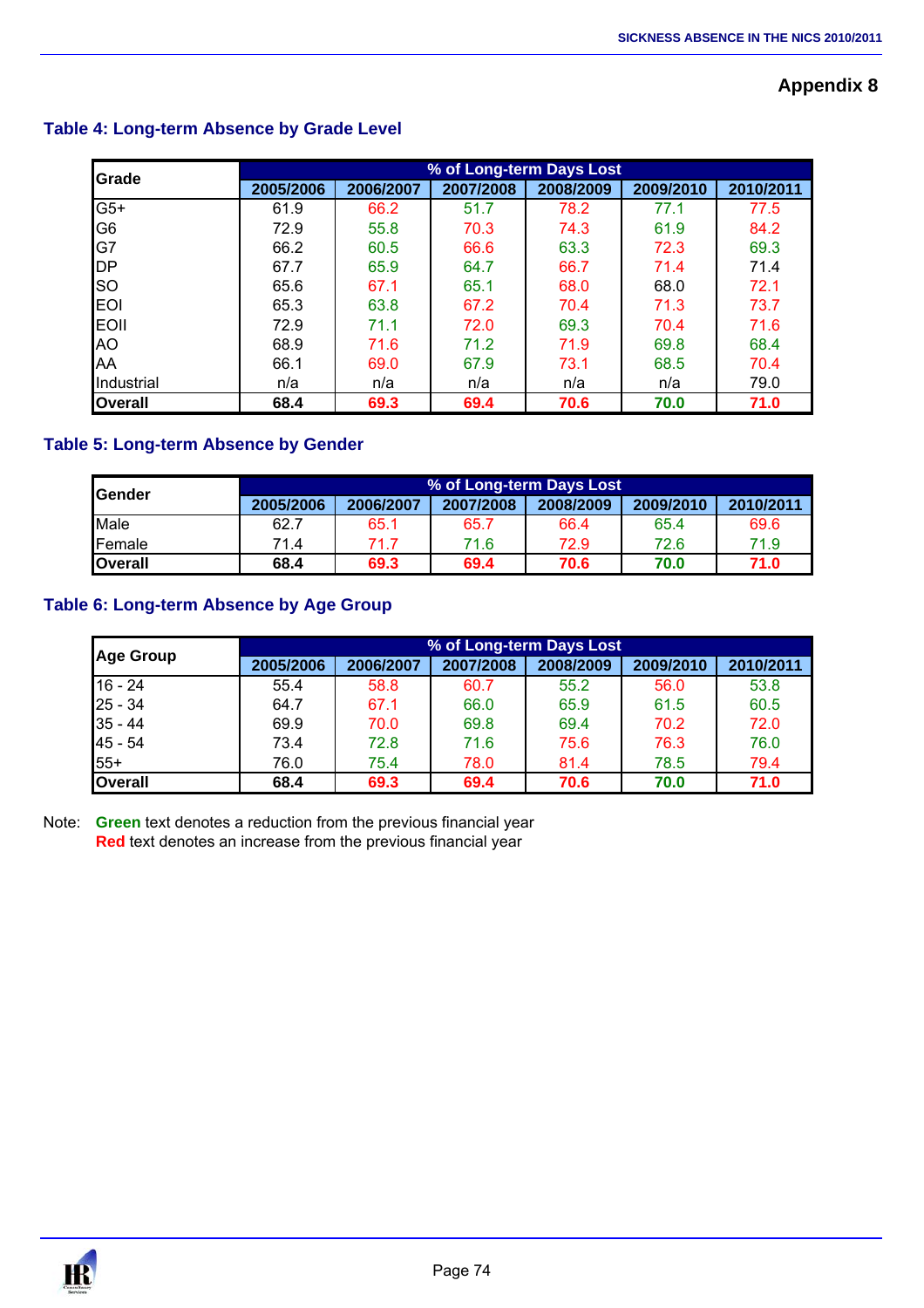## Appendix 8

### Table 4: Long-term Absence by Grade Level

| Grade | % of Long-term Days Lost | | | | | |
|---|---|---|---|---|---|---|
| | 2005/2006 | 2006/2007 | 2007/2008 | 2008/2009 | 2009/2010 | 2010/2011 |
| G5+ | 61.9 | 66.2 | 51.7 | 78.2 | 77.1 | 77.5 |
| G6 | 72.9 | 55.8 | 70.3 | 74.3 | 61.9 | 84.2 |
| G7 | 66.2 | 60.5 | 66.6 | 63.3 | 72.3 | 69.3 |
| DP | 67.7 | 65.9 | 64.7 | 66.7 | 71.4 | 71.4 |
| SO | 65.6 | 67.1 | 65.1 | 68.0 | 68.0 | 72.1 |
| EOI | 65.3 | 63.8 | 67.2 | 70.4 | 71.3 | 73.7 |
| EOII | 72.9 | 71.1 | 72.0 | 69.3 | 70.4 | 71.6 |
| AO | 68.9 | 71.6 | 71.2 | 71.9 | 69.8 | 68.4 |
| AA | 66.1 | 69.0 | 67.9 | 73.1 | 68.5 | 70.4 |
| Industrial | n/a | n/a | n/a | n/a | n/a | 79.0 |
| **Overall** | **68.4** | **69.3** | **69.4** | **70.6** | **70.0** | **71.0** |

### Table 5: Long-term Absence by Gender

| Gender | % of Long-term Days Lost | | | | | |
|---|---|---|---|---|---|---|
| | 2005/2006 | 2006/2007 | 2007/2008 | 2008/2009 | 2009/2010 | 2010/2011 |
| Male | 62.7 | 65.1 | 65.7 | 66.4 | 65.4 | 69.6 |
| Female | 71.4 | 71.7 | 71.6 | 72.9 | 72.6 | 71.9 |
| **Overall** | **68.4** | **69.3** | **69.4** | **70.6** | **70.0** | **71.0** |

### Table 6: Long-term Absence by Age Group

| Age Group | % of Long-term Days Lost | | | | | |
|---|---|---|---|---|---|---|
| | 2005/2006 | 2006/2007 | 2007/2008 | 2008/2009 | 2009/2010 | 2010/2011 |
| 16 - 24 | 55.4 | 58.8 | 60.7 | 55.2 | 56.0 | 53.8 |
| 25 - 34 | 64.7 | 67.1 | 66.0 | 65.9 | 61.5 | 60.5 |
| 35 - 44 | 69.9 | 70.0 | 69.8 | 69.4 | 70.2 | 72.0 |
| 45 - 54 | 73.4 | 72.8 | 71.6 | 75.6 | 76.3 | 76.0 |
| 55+ | 76.0 | 75.4 | 78.0 | 81.4 | 78.5 | 79.4 |
| **Overall** | **68.4** | **69.3** | **69.4** | **70.6** | **70.0** | **71.0** |

Note: **Green** text denotes a reduction from the previous financial year
**Red** text denotes an increase from the previous financial year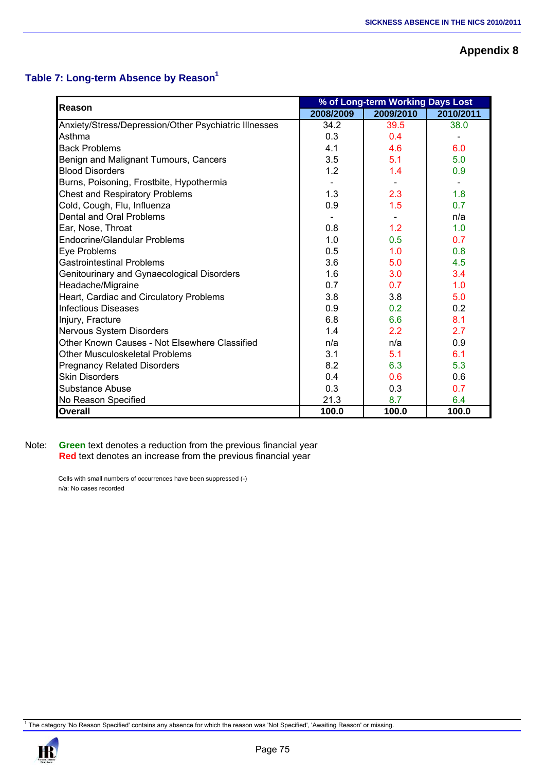## Appendix 8

### Table 7: Long-term Absence by Reason[1]

| Reason | % of Long-term Working Days Lost | | |
|---|---|---|---|
| | 2008/2009 | 2009/2010 | 2010/2011 |
| Anxiety/Stress/Depression/Other Psychiatric Illnesses | 34.2 | 39.5 | 38.0 |
| Asthma | 0.3 | 0.4 | - |
| Back Problems | 4.1 | 4.6 | 6.0 |
| Benign and Malignant Tumours, Cancers | 3.5 | 5.1 | 5.0 |
| Blood Disorders | 1.2 | 1.4 | 0.9 |
| Burns, Poisoning, Frostbite, Hypothermia | - | - | - |
| Chest and Respiratory Problems | 1.3 | 2.3 | 1.8 |
| Cold, Cough, Flu, Influenza | 0.9 | 1.5 | 0.7 |
| Dental and Oral Problems | - | - | n/a |
| Ear, Nose, Throat | 0.8 | 1.2 | 1.0 |
| Endocrine/Glandular Problems | 1.0 | 0.5 | 0.7 |
| Eye Problems | 0.5 | 1.0 | 0.8 |
| Gastrointestinal Problems | 3.6 | 5.0 | 4.5 |
| Genitourinary and Gynaecological Disorders | 1.6 | 3.0 | 3.4 |
| Headache/Migraine | 0.7 | 0.7 | 1.0 |
| Heart, Cardiac and Circulatory Problems | 3.8 | 3.8 | 5.0 |
| Infectious Diseases | 0.9 | 0.2 | 0.2 |
| Injury, Fracture | 6.8 | 6.6 | 8.1 |
| Nervous System Disorders | 1.4 | 2.2 | 2.7 |
| Other Known Causes - Not Elsewhere Classified | n/a | n/a | 0.9 |
| Other Musculoskeletal Problems | 3.1 | 5.1 | 6.1 |
| Pregnancy Related Disorders | 8.2 | 6.3 | 5.3 |
| Skin Disorders | 0.4 | 0.6 | 0.6 |
| Substance Abuse | 0.3 | 0.3 | 0.7 |
| No Reason Specified | 21.3 | 8.7 | 6.4 |
| **Overall** | **100.0** | **100.0** | **100.0** |

Note: **Green** text denotes a reduction from the previous financial year
**Red** text denotes an increase from the previous financial year

Cells with small numbers of occurrences have been suppressed (-)
n/a: No cases recorded

[1] The category 'No Reason Specified' contains any absence for which the reason was 'Not Specified', 'Awaiting Reason' or missing.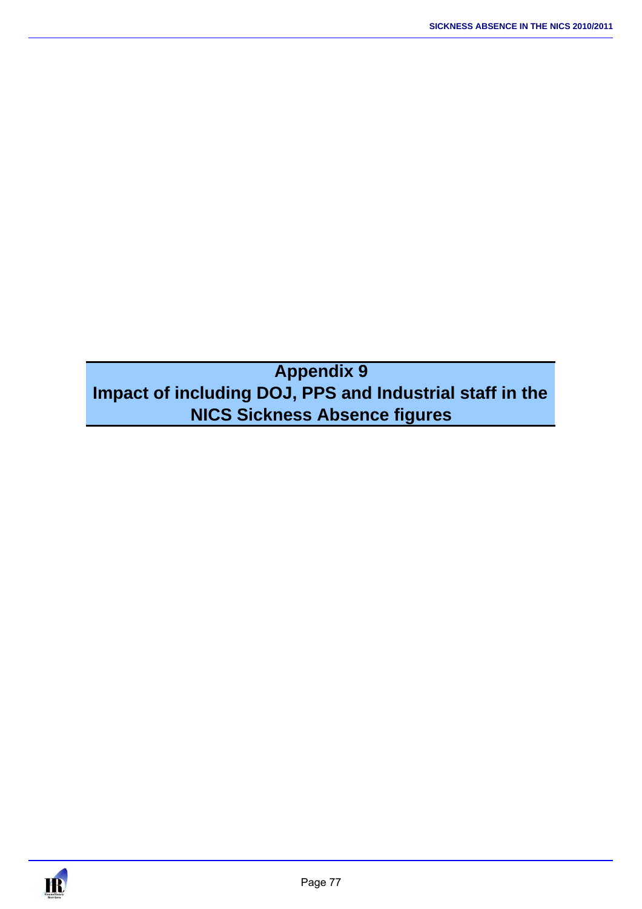# Appendix 9
## Impact of including DOJ, PPS and Industrial staff in the NICS Sickness Absence figures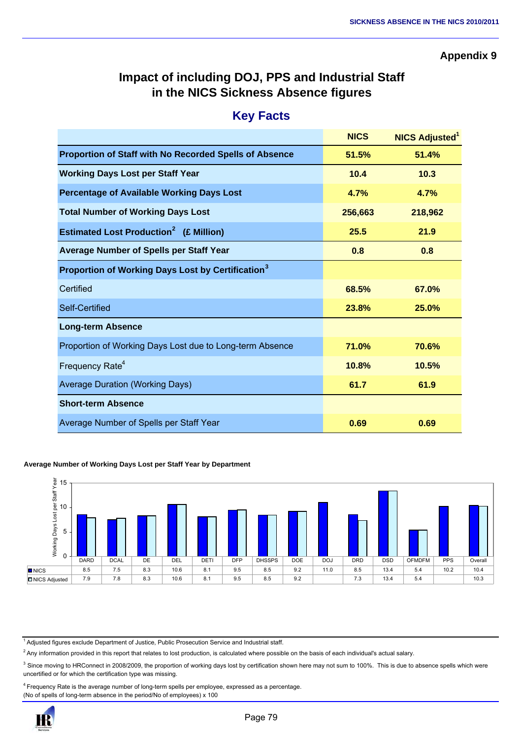**Appendix 9**

# Impact of including DOJ, PPS and Industrial Staff in the NICS Sickness Absence figures

## Key Facts

| | NICS | NICS Adjusted[1] |
|---|---|---|
| **Proportion of Staff with No Recorded Spells of Absence** | **51.5%** | **51.4%** |
| **Working Days Lost per Staff Year** | **10.4** | **10.3** |
| **Percentage of Available Working Days Lost** | **4.7%** | **4.7%** |
| **Total Number of Working Days Lost** | **256,663** | **218,962** |
| **Estimated Lost Production[2] (£ Million)** | **25.5** | **21.9** |
| **Average Number of Spells per Staff Year** | **0.8** | **0.8** |
| **Proportion of Working Days Lost by Certification[3]** | | |
| Certified | **68.5%** | **67.0%** |
| Self-Certified | **23.8%** | **25.0%** |
| **Long-term Absence** | | |
| Proportion of Working Days Lost due to Long-term Absence | **71.0%** | **70.6%** |
| Frequency Rate[4] | **10.8%** | **10.5%** |
| Average Duration (Working Days) | **61.7** | **61.9** |
| **Short-term Absence** | | |
| Average Number of Spells per Staff Year | **0.69** | **0.69** |

**Average Number of Working Days Lost per Staff Year by Department**

| | DARD | DCAL | DE | DEL | DETI | DFP | DHSSPS | DOE | DOJ | DRD | DSD | OFMDFM | PPS | Overall |
|---|---|---|---|---|---|---|---|---|---|---|---|---|---|---|
| NICS | 8.5 | 7.5 | 8.3 | 10.6 | 8.1 | 9.5 | 8.5 | 9.2 | 11.0 | 8.5 | 13.4 | 5.4 | 10.2 | 10.4 |
| NICS Adjusted | 7.9 | 7.8 | 8.3 | 10.6 | 8.1 | 9.5 | 8.5 | 9.2 | | 7.3 | 13.4 | 5.4 | | 10.3 |

[1] Adjusted figures exclude Department of Justice, Public Prosecution Service and Industrial staff.

[2] Any information provided in this report that relates to lost production, is calculated where possible on the basis of each individual's actual salary.

[3] Since moving to HRConnect in 2008/2009, the proportion of working days lost by certification shown here may not sum to 100%. This is due to absence spells which were uncertified or for which the certification type was missing.

[4] Frequency Rate is the average number of long-term spells per employee, expressed as a percentage.
(No of spells of long-term absence in the period/No of employees) x 100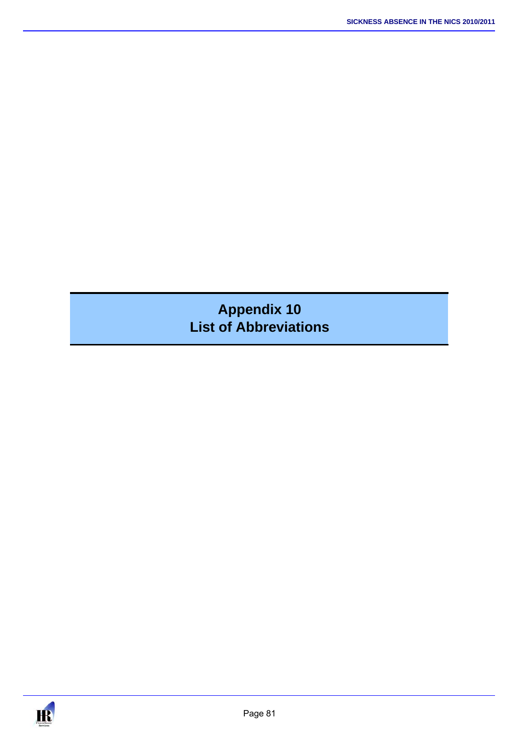# Appendix 10
# List of Abbreviations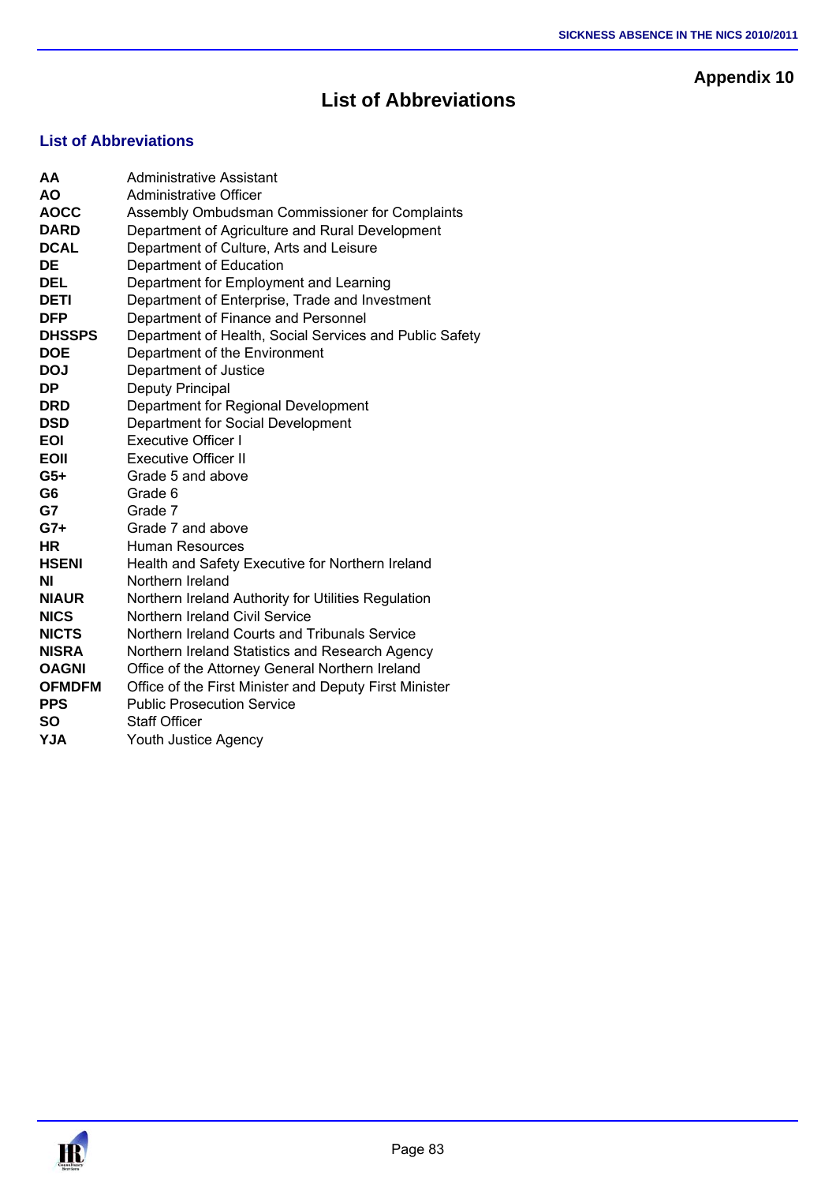**Appendix 10**

# List of Abbreviations

## List of Abbreviations

| | |
|---|---|
| **AA** | Administrative Assistant |
| **AO** | Administrative Officer |
| **AOCC** | Assembly Ombudsman Commissioner for Complaints |
| **DARD** | Department of Agriculture and Rural Development |
| **DCAL** | Department of Culture, Arts and Leisure |
| **DE** | Department of Education |
| **DEL** | Department for Employment and Learning |
| **DETI** | Department of Enterprise, Trade and Investment |
| **DFP** | Department of Finance and Personnel |
| **DHSSPS** | Department of Health, Social Services and Public Safety |
| **DOE** | Department of the Environment |
| **DOJ** | Department of Justice |
| **DP** | Deputy Principal |
| **DRD** | Department for Regional Development |
| **DSD** | Department for Social Development |
| **EOI** | Executive Officer I |
| **EOII** | Executive Officer II |
| **G5+** | Grade 5 and above |
| **G6** | Grade 6 |
| **G7** | Grade 7 |
| **G7+** | Grade 7 and above |
| **HR** | Human Resources |
| **HSENI** | Health and Safety Executive for Northern Ireland |
| **NI** | Northern Ireland |
| **NIAUR** | Northern Ireland Authority for Utilities Regulation |
| **NICS** | Northern Ireland Civil Service |
| **NICTS** | Northern Ireland Courts and Tribunals Service |
| **NISRA** | Northern Ireland Statistics and Research Agency |
| **OAGNI** | Office of the Attorney General Northern Ireland |
| **OFMDFM** | Office of the First Minister and Deputy First Minister |
| **PPS** | Public Prosecution Service |
| **SO** | Staff Officer |
| **YJA** | Youth Justice Agency |